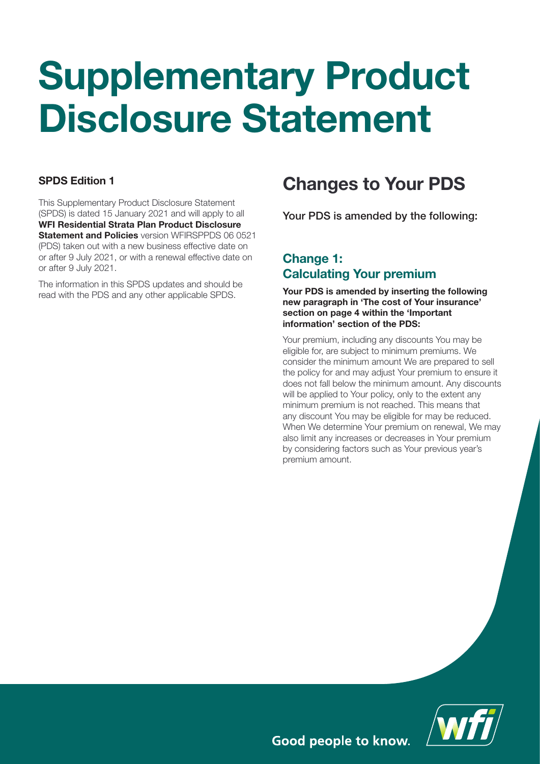# Supplementary Product Disclosure Statement

**SPDS Edition 1**

This Supplementary Product Disclosure Statement (SPDS) is dated 15 January 2021 and will apply to all **WFI Residential Strata Plan Product Disclosure Statement and Policies** version WFIRSPPDS 06 0521 (PDS) taken out with a new business effective date on or after 9 July 2021, or with a renewal effective date on or after 9 July 2021.

The information in this SPDS updates and should be read with the PDS and any other applicable SPDS.

## Changes to Your PDS

Your PDS is amended by the following:

### Change 1: Calculating Your premium

**Your PDS is amended by inserting the following new paragraph in 'The cost of Your insurance' section on page 4 within the 'Important information' section of the PDS:**

Your premium, including any discounts You may be eligible for, are subject to minimum premiums. We consider the minimum amount We are prepared to sell the policy for and may adjust Your premium to ensure it does not fall below the minimum amount. Any discounts will be applied to Your policy, only to the extent any minimum premium is not reached. This means that any discount You may be eligible for may be reduced. When We determine Your premium on renewal, We may also limit any increases or decreases in Your premium by considering factors such as Your previous year's premium amount.

Good people to know.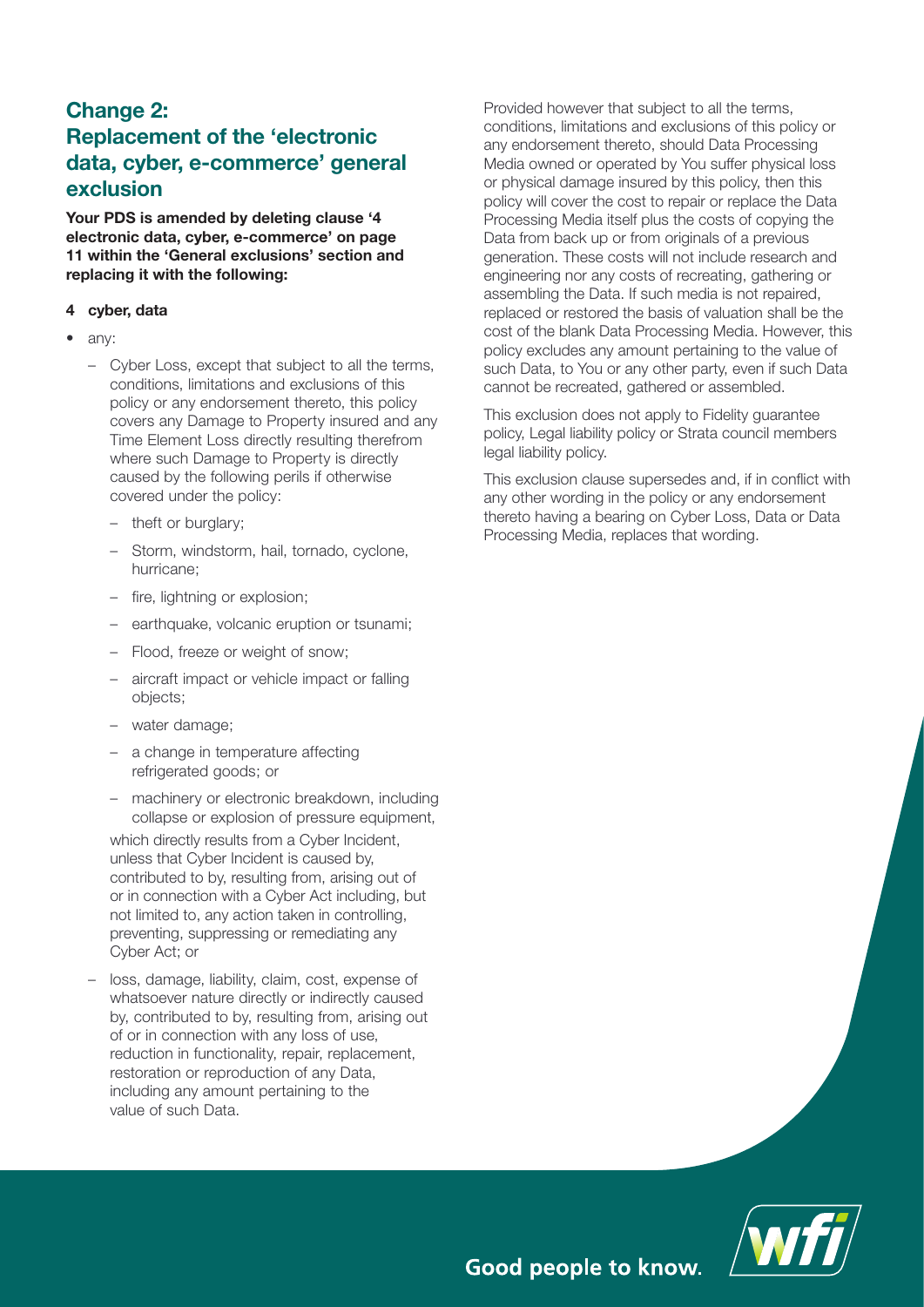## Change 2: Replacement of the 'electronic data, cyber, e-commerce' general exclusion

**Your PDS is amended by deleting clause '4 electronic data, cyber, e-commerce' on page 11 within the 'General exclusions' section and replacing it with the following:**

**4 cyber, data**

- any:
  - Cyber Loss, except that subject to all the terms, conditions, limitations and exclusions of this policy or any endorsement thereto, this policy covers any Damage to Property insured and any Time Element Loss directly resulting therefrom where such Damage to Property is directly caused by the following perils if otherwise covered under the policy:
    - theft or burglary;
    - Storm, windstorm, hail, tornado, cyclone, hurricane;
    - fire, lightning or explosion;
    - earthquake, volcanic eruption or tsunami;
    - Flood, freeze or weight of snow;
    - aircraft impact or vehicle impact or falling objects;
    - water damage;
    - a change in temperature affecting refrigerated goods; or
    - machinery or electronic breakdown, including collapse or explosion of pressure equipment,

    which directly results from a Cyber Incident, unless that Cyber Incident is caused by, contributed to by, resulting from, arising out of or in connection with a Cyber Act including, but not limited to, any action taken in controlling, preventing, suppressing or remediating any Cyber Act; or
  - loss, damage, liability, claim, cost, expense of whatsoever nature directly or indirectly caused by, contributed to by, resulting from, arising out of or in connection with any loss of use, reduction in functionality, repair, replacement, restoration or reproduction of any Data, including any amount pertaining to the value of such Data.

Provided however that subject to all the terms, conditions, limitations and exclusions of this policy or any endorsement thereto, should Data Processing Media owned or operated by You suffer physical loss or physical damage insured by this policy, then this policy will cover the cost to repair or replace the Data Processing Media itself plus the costs of copying the Data from back up or from originals of a previous generation. These costs will not include research and engineering nor any costs of recreating, gathering or assembling the Data. If such media is not repaired, replaced or restored the basis of valuation shall be the cost of the blank Data Processing Media. However, this policy excludes any amount pertaining to the value of such Data, to You or any other party, even if such Data cannot be recreated, gathered or assembled.

This exclusion does not apply to Fidelity guarantee policy, Legal liability policy or Strata council members legal liability policy.

This exclusion clause supersedes and, if in conflict with any other wording in the policy or any endorsement thereto having a bearing on Cyber Loss, Data or Data Processing Media, replaces that wording.

Good people to know.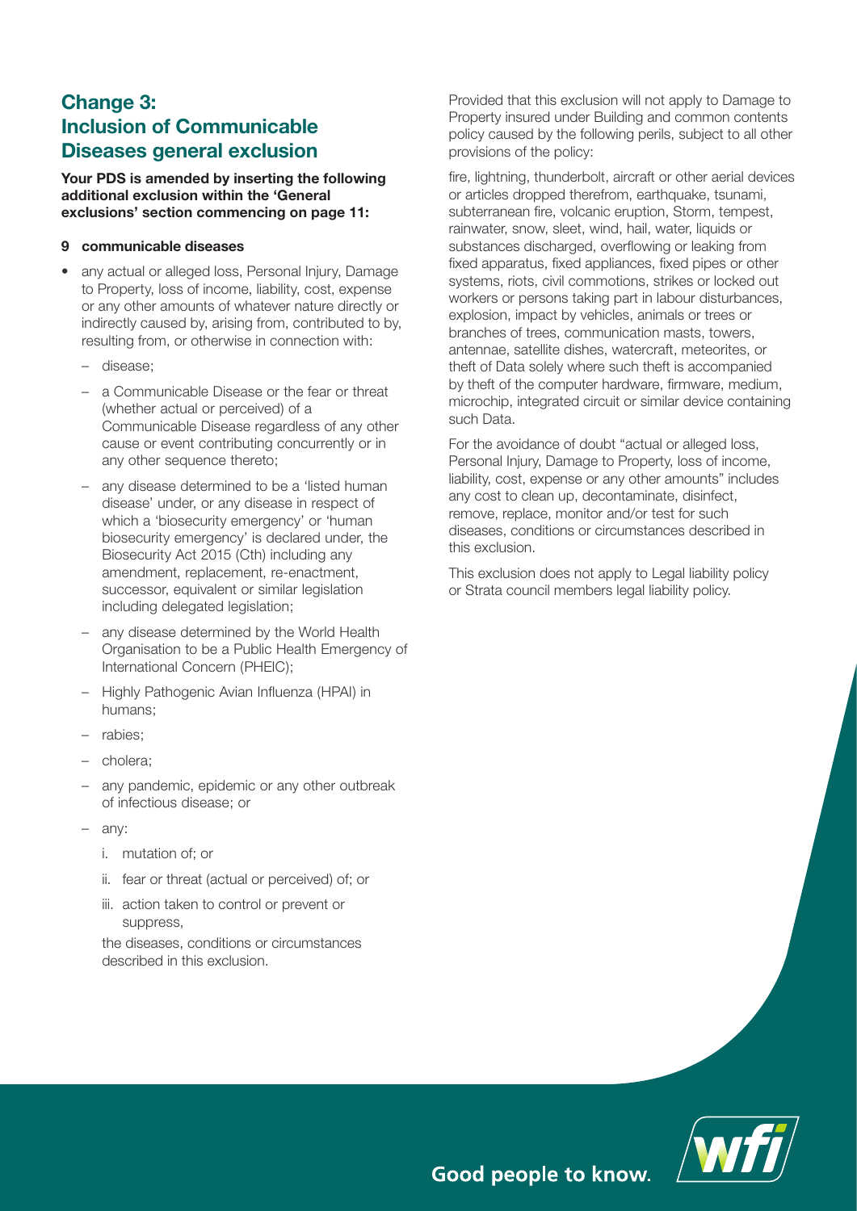## Change 3: Inclusion of Communicable Diseases general exclusion

**Your PDS is amended by inserting the following additional exclusion within the 'General exclusions' section commencing on page 11:**

**9 communicable diseases**

- any actual or alleged loss, Personal Injury, Damage to Property, loss of income, liability, cost, expense or any other amounts of whatever nature directly or indirectly caused by, arising from, contributed to by, resulting from, or otherwise in connection with:
  - disease;
  - a Communicable Disease or the fear or threat (whether actual or perceived) of a Communicable Disease regardless of any other cause or event contributing concurrently or in any other sequence thereto;
  - any disease determined to be a 'listed human disease' under, or any disease in respect of which a 'biosecurity emergency' or 'human biosecurity emergency' is declared under, the Biosecurity Act 2015 (Cth) including any amendment, replacement, re-enactment, successor, equivalent or similar legislation including delegated legislation;
  - any disease determined by the World Health Organisation to be a Public Health Emergency of International Concern (PHEIC);
  - Highly Pathogenic Avian Influenza (HPAI) in humans;
  - rabies;
  - cholera;
  - any pandemic, epidemic or any other outbreak of infectious disease; or
  - any:
    1. mutation of; or
    2. fear or threat (actual or perceived) of; or
    3. action taken to control or prevent or suppress,

    the diseases, conditions or circumstances described in this exclusion.

Provided that this exclusion will not apply to Damage to Property insured under Building and common contents policy caused by the following perils, subject to all other provisions of the policy:

fire, lightning, thunderbolt, aircraft or other aerial devices or articles dropped therefrom, earthquake, tsunami, subterranean fire, volcanic eruption, Storm, tempest, rainwater, snow, sleet, wind, hail, water, liquids or substances discharged, overflowing or leaking from fixed apparatus, fixed appliances, fixed pipes or other systems, riots, civil commotions, strikes or locked out workers or persons taking part in labour disturbances, explosion, impact by vehicles, animals or trees or branches of trees, communication masts, towers, antennae, satellite dishes, watercraft, meteorites, or theft of Data solely where such theft is accompanied by theft of the computer hardware, firmware, medium, microchip, integrated circuit or similar device containing such Data.

For the avoidance of doubt "actual or alleged loss, Personal Injury, Damage to Property, loss of income, liability, cost, expense or any other amounts" includes any cost to clean up, decontaminate, disinfect, remove, replace, monitor and/or test for such diseases, conditions or circumstances described in this exclusion.

This exclusion does not apply to Legal liability policy or Strata council members legal liability policy.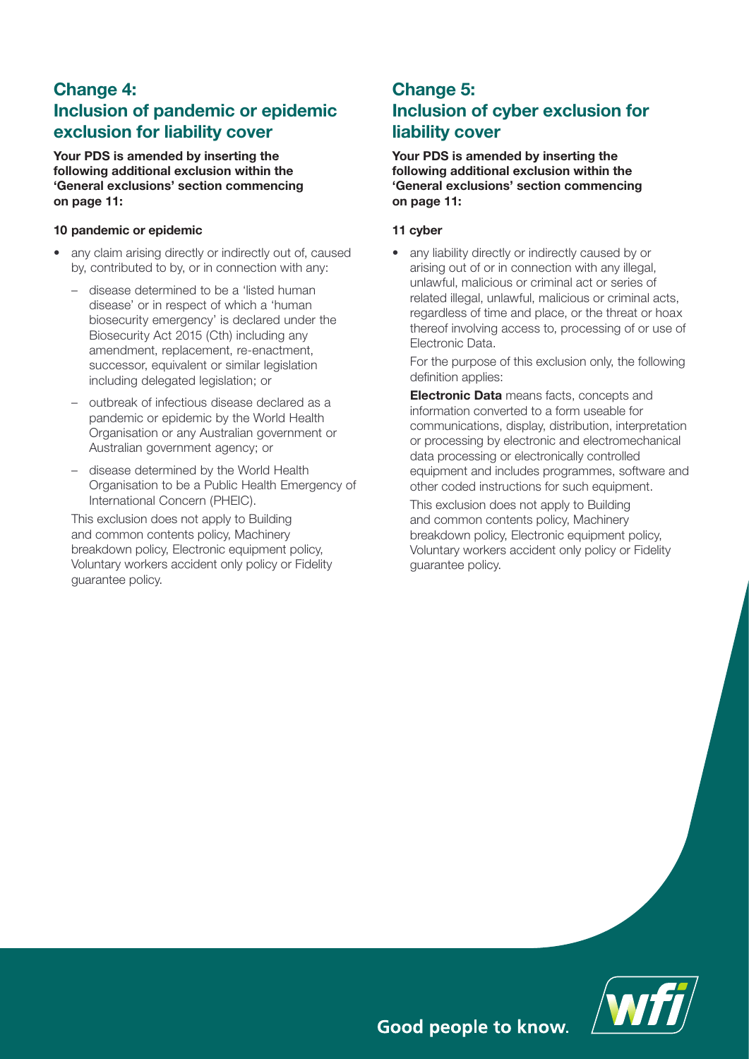## Change 4: Inclusion of pandemic or epidemic exclusion for liability cover

**Your PDS is amended by inserting the following additional exclusion within the 'General exclusions' section commencing on page 11:**

**10 pandemic or epidemic**

- any claim arising directly or indirectly out of, caused by, contributed to by, or in connection with any:
  - disease determined to be a 'listed human disease' or in respect of which a 'human biosecurity emergency' is declared under the Biosecurity Act 2015 (Cth) including any amendment, replacement, re-enactment, successor, equivalent or similar legislation including delegated legislation; or
  - outbreak of infectious disease declared as a pandemic or epidemic by the World Health Organisation or any Australian government or Australian government agency; or
  - disease determined by the World Health Organisation to be a Public Health Emergency of International Concern (PHEIC).

  This exclusion does not apply to Building and common contents policy, Machinery breakdown policy, Electronic equipment policy, Voluntary workers accident only policy or Fidelity guarantee policy.

## Change 5: Inclusion of cyber exclusion for liability cover

**Your PDS is amended by inserting the following additional exclusion within the 'General exclusions' section commencing on page 11:**

**11 cyber**

- any liability directly or indirectly caused by or arising out of or in connection with any illegal, unlawful, malicious or criminal act or series of related illegal, unlawful, malicious or criminal acts, regardless of time and place, or the threat or hoax thereof involving access to, processing of or use of Electronic Data.

  For the purpose of this exclusion only, the following definition applies:

  **Electronic Data** means facts, concepts and information converted to a form useable for communications, display, distribution, interpretation or processing by electronic and electromechanical data processing or electronically controlled equipment and includes programmes, software and other coded instructions for such equipment.

  This exclusion does not apply to Building and common contents policy, Machinery breakdown policy, Electronic equipment policy, Voluntary workers accident only policy or Fidelity guarantee policy.

Good people to know.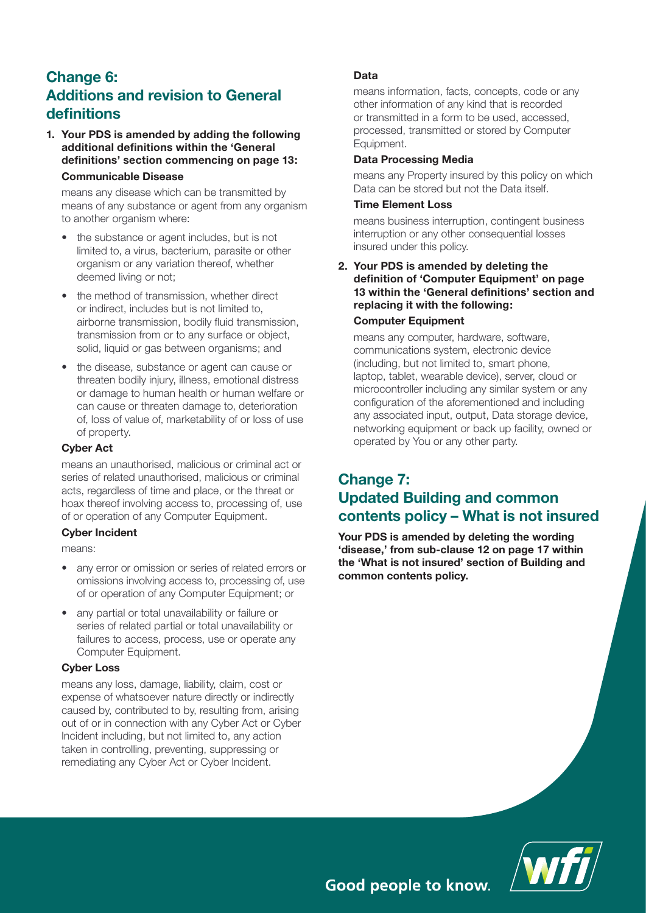## Change 6: Additions and revision to General definitions

**1. Your PDS is amended by adding the following additional definitions within the 'General definitions' section commencing on page 13:**

**Communicable Disease**

means any disease which can be transmitted by means of any substance or agent from any organism to another organism where:

- the substance or agent includes, but is not limited to, a virus, bacterium, parasite or other organism or any variation thereof, whether deemed living or not;
- the method of transmission, whether direct or indirect, includes but is not limited to, airborne transmission, bodily fluid transmission, transmission from or to any surface or object, solid, liquid or gas between organisms; and
- the disease, substance or agent can cause or threaten bodily injury, illness, emotional distress or damage to human health or human welfare or can cause or threaten damage to, deterioration of, loss of value of, marketability of or loss of use of property.

**Cyber Act**

means an unauthorised, malicious or criminal act or series of related unauthorised, malicious or criminal acts, regardless of time and place, or the threat or hoax thereof involving access to, processing of, use of or operation of any Computer Equipment.

**Cyber Incident**

means:

- any error or omission or series of related errors or omissions involving access to, processing of, use of or operation of any Computer Equipment; or
- any partial or total unavailability or failure or series of related partial or total unavailability or failures to access, process, use or operate any Computer Equipment.

**Cyber Loss**

means any loss, damage, liability, claim, cost or expense of whatsoever nature directly or indirectly caused by, contributed to by, resulting from, arising out of or in connection with any Cyber Act or Cyber Incident including, but not limited to, any action taken in controlling, preventing, suppressing or remediating any Cyber Act or Cyber Incident.

**Data**

means information, facts, concepts, code or any other information of any kind that is recorded or transmitted in a form to be used, accessed, processed, transmitted or stored by Computer Equipment.

**Data Processing Media**

means any Property insured by this policy on which Data can be stored but not the Data itself.

**Time Element Loss**

means business interruption, contingent business interruption or any other consequential losses insured under this policy.

**2. Your PDS is amended by deleting the definition of 'Computer Equipment' on page 13 within the 'General definitions' section and replacing it with the following:**

**Computer Equipment**

means any computer, hardware, software, communications system, electronic device (including, but not limited to, smart phone, laptop, tablet, wearable device), server, cloud or microcontroller including any similar system or any configuration of the aforementioned and including any associated input, output, Data storage device, networking equipment or back up facility, owned or operated by You or any other party.

## Change 7: Updated Building and common contents policy – What is not insured

**Your PDS is amended by deleting the wording 'disease,' from sub-clause 12 on page 17 within the 'What is not insured' section of Building and common contents policy.**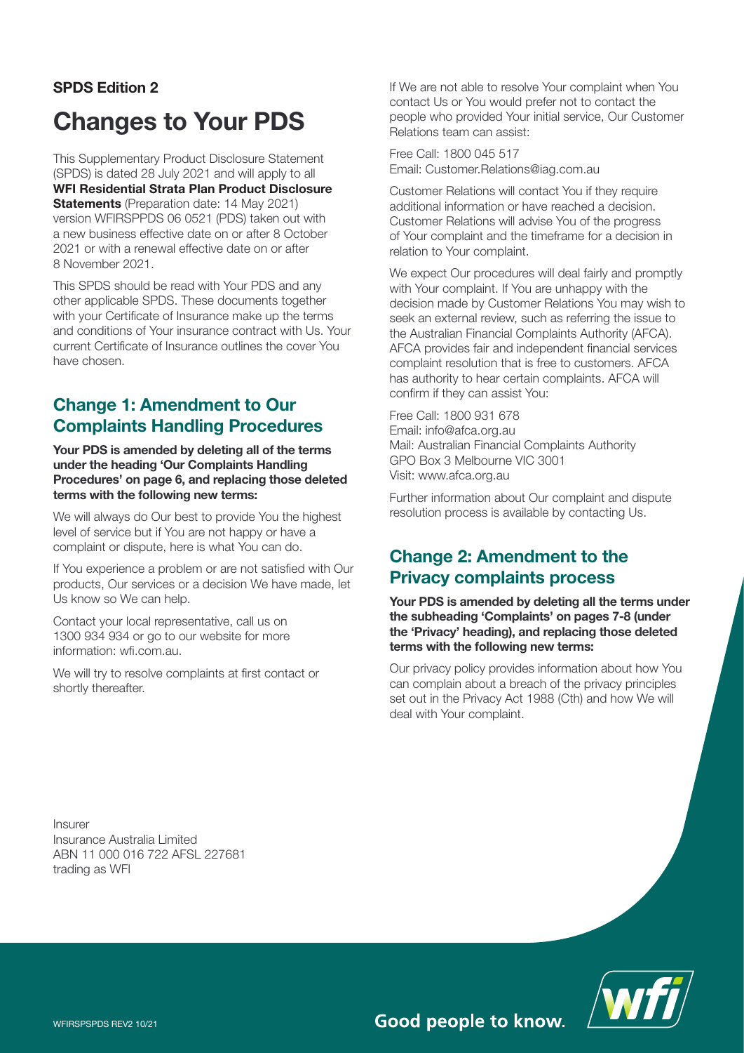**SPDS Edition 2**

# Changes to Your PDS

This Supplementary Product Disclosure Statement (SPDS) is dated 28 July 2021 and will apply to all **WFI Residential Strata Plan Product Disclosure Statements** (Preparation date: 14 May 2021) version WFIRSPPDS 06 0521 (PDS) taken out with a new business effective date on or after 8 October 2021 or with a renewal effective date on or after 8 November 2021.

This SPDS should be read with Your PDS and any other applicable SPDS. These documents together with your Certificate of Insurance make up the terms and conditions of Your insurance contract with Us. Your current Certificate of Insurance outlines the cover You have chosen.

## Change 1: Amendment to Our Complaints Handling Procedures

**Your PDS is amended by deleting all of the terms under the heading 'Our Complaints Handling Procedures' on page 6, and replacing those deleted terms with the following new terms:**

We will always do Our best to provide You the highest level of service but if You are not happy or have a complaint or dispute, here is what You can do.

If You experience a problem or are not satisfied with Our products, Our services or a decision We have made, let Us know so We can help.

Contact your local representative, call us on 1300 934 934 or go to our website for more information: wfi.com.au.

We will try to resolve complaints at first contact or shortly thereafter.

If We are not able to resolve Your complaint when You contact Us or You would prefer not to contact the people who provided Your initial service, Our Customer Relations team can assist:

Free Call: 1800 045 517
Email: Customer.Relations@iag.com.au

Customer Relations will contact You if they require additional information or have reached a decision. Customer Relations will advise You of the progress of Your complaint and the timeframe for a decision in relation to Your complaint.

We expect Our procedures will deal fairly and promptly with Your complaint. If You are unhappy with the decision made by Customer Relations You may wish to seek an external review, such as referring the issue to the Australian Financial Complaints Authority (AFCA). AFCA provides fair and independent financial services complaint resolution that is free to customers. AFCA has authority to hear certain complaints. AFCA will confirm if they can assist You:

Free Call: 1800 931 678
Email: info@afca.org.au
Mail: Australian Financial Complaints Authority
GPO Box 3 Melbourne VIC 3001
Visit: www.afca.org.au

Further information about Our complaint and dispute resolution process is available by contacting Us.

## Change 2: Amendment to the Privacy complaints process

**Your PDS is amended by deleting all the terms under the subheading 'Complaints' on pages 7-8 (under the 'Privacy' heading), and replacing those deleted terms with the following new terms:**

Our privacy policy provides information about how You can complain about a breach of the privacy principles set out in the Privacy Act 1988 (Cth) and how We will deal with Your complaint.

Insurer
Insurance Australia Limited
ABN 11 000 016 722 AFSL 227681
trading as WFI

WFIRSPSPDS REV2 10/21

Good people to know.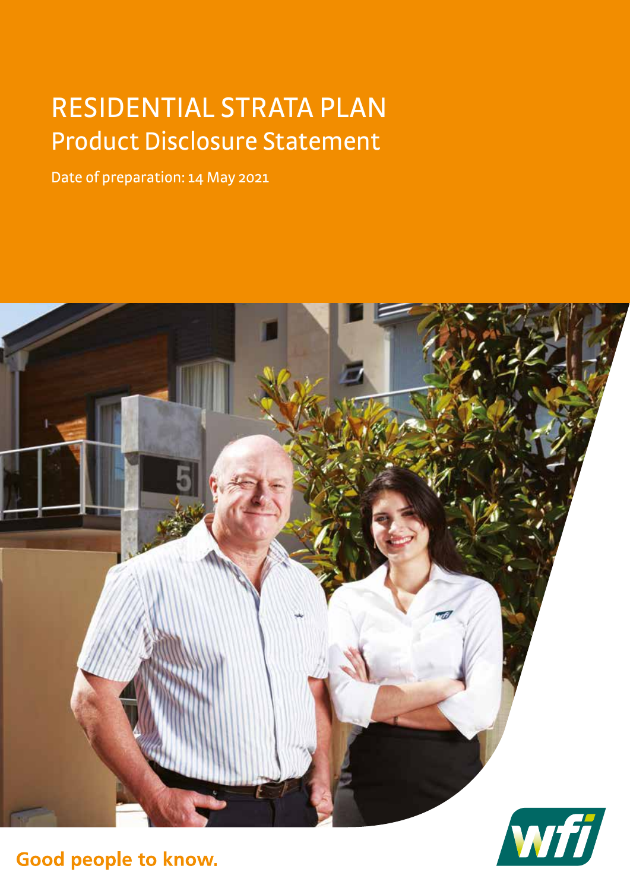# RESIDENTIAL STRATA PLAN
## Product Disclosure Statement

Date of preparation: 14 May 2021

Good people to know.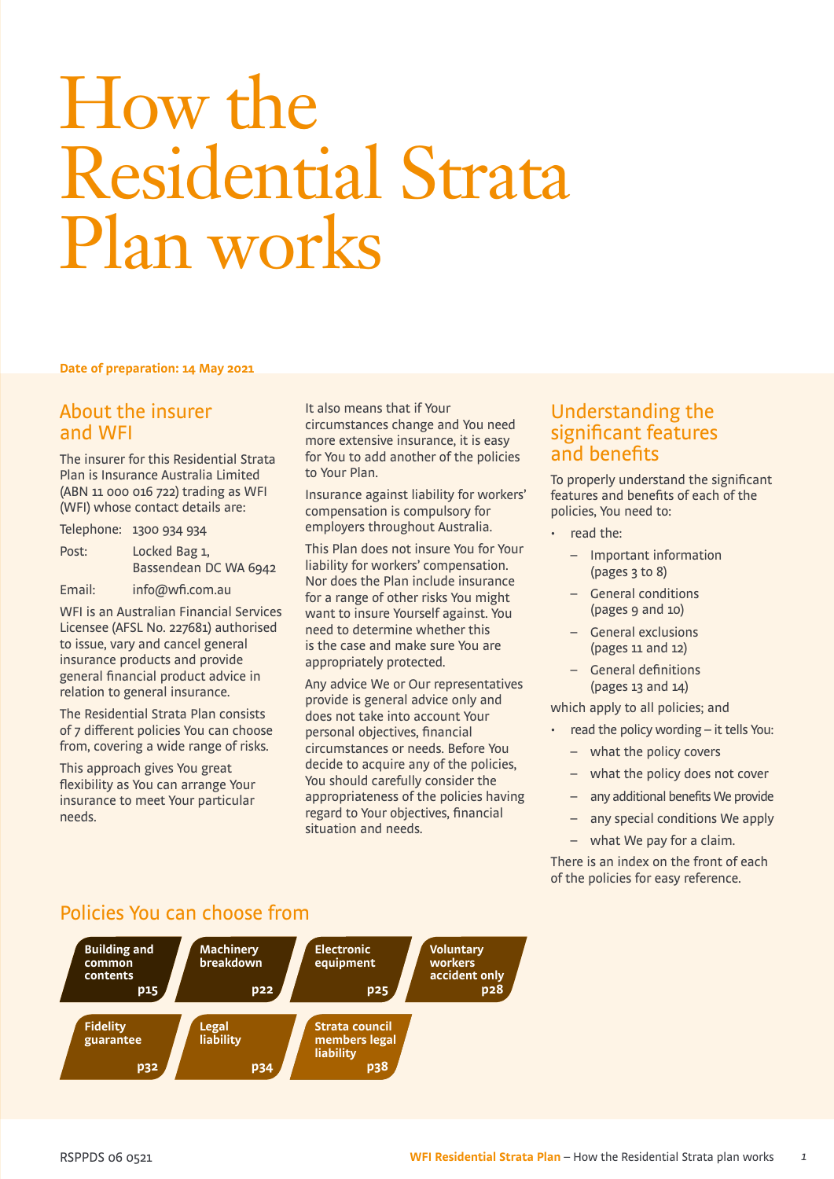# How the Residential Strata Plan works

**Date of preparation: 14 May 2021**

## About the insurer and WFI

The insurer for this Residential Strata Plan is Insurance Australia Limited (ABN 11 000 016 722) trading as WFI (WFI) whose contact details are:

| | |
|---|---|
| Telephone: | 1300 934 934 |
| Post: | Locked Bag 1, Bassendean DC WA 6942 |
| Email: | info@wfi.com.au |

WFI is an Australian Financial Services Licensee (AFSL No. 227681) authorised to issue, vary and cancel general insurance products and provide general financial product advice in relation to general insurance.

The Residential Strata Plan consists of 7 different policies You can choose from, covering a wide range of risks.

This approach gives You great flexibility as You can arrange Your insurance to meet Your particular needs.

It also means that if Your circumstances change and You need more extensive insurance, it is easy for You to add another of the policies to Your Plan.

Insurance against liability for workers' compensation is compulsory for employers throughout Australia.

This Plan does not insure You for Your liability for workers' compensation. Nor does the Plan include insurance for a range of other risks You might want to insure Yourself against. You need to determine whether this is the case and make sure You are appropriately protected.

Any advice We or Our representatives provide is general advice only and does not take into account Your personal objectives, financial circumstances or needs. Before You decide to acquire any of the policies, You should carefully consider the appropriateness of the policies having regard to Your objectives, financial situation and needs.

## Understanding the significant features and benefits

To properly understand the significant features and benefits of each of the policies, You need to:

- read the:
  - Important information (pages 3 to 8)
  - General conditions (pages 9 and 10)
  - General exclusions (pages 11 and 12)
  - General definitions (pages 13 and 14)

which apply to all policies; and

- read the policy wording – it tells You:
  - what the policy covers
  - what the policy does not cover
  - any additional benefits We provide
  - any special conditions We apply
  - what We pay for a claim.

There is an index on the front of each of the policies for easy reference.

## Policies You can choose from

- **Building and common contents** p15
- **Machinery breakdown** p22
- **Electronic equipment** p25
- **Voluntary workers accident only** p28
- **Fidelity guarantee** p32
- **Legal liability** p34
- **Strata council members legal liability** p38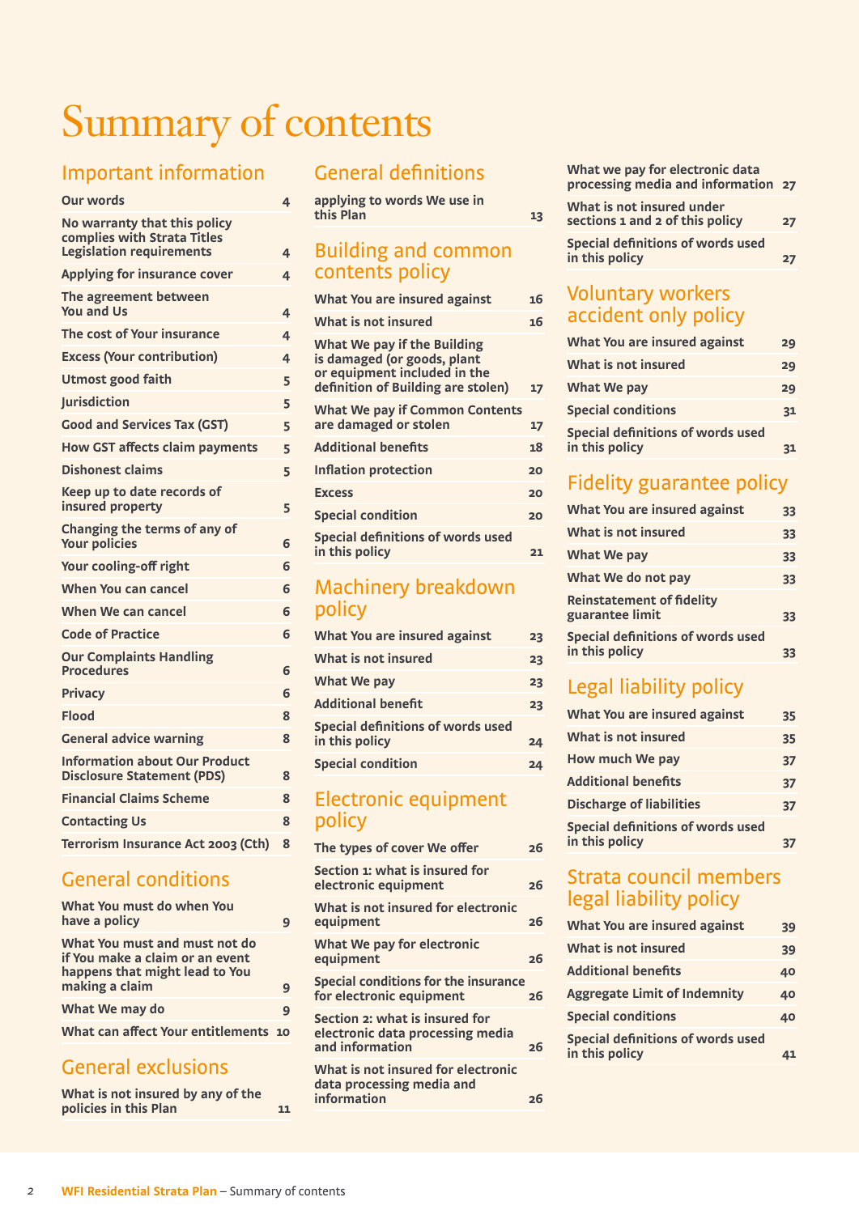# Summary of contents

## Important information

| | |
|---|---|
| Our words | 4 |
| No warranty that this policy complies with Strata Titles Legislation requirements | 4 |
| Applying for insurance cover | 4 |
| The agreement between You and Us | 4 |
| The cost of Your insurance | 4 |
| Excess (Your contribution) | 4 |
| Utmost good faith | 5 |
| Jurisdiction | 5 |
| Good and Services Tax (GST) | 5 |
| How GST affects claim payments | 5 |
| Dishonest claims | 5 |
| Keep up to date records of insured property | 5 |
| Changing the terms of any of Your policies | 6 |
| Your cooling-off right | 6 |
| When You can cancel | 6 |
| When We can cancel | 6 |
| Code of Practice | 6 |
| Our Complaints Handling Procedures | 6 |
| Privacy | 6 |
| Flood | 8 |
| General advice warning | 8 |
| Information about Our Product Disclosure Statement (PDS) | 8 |
| Financial Claims Scheme | 8 |
| Contacting Us | 8 |
| Terrorism Insurance Act 2003 (Cth) | 8 |

## General conditions

| | |
|---|---|
| What You must do when You have a policy | 9 |
| What You must and must not do if You make a claim or an event happens that might lead to You making a claim | 9 |
| What We may do | 9 |
| What can affect Your entitlements | 10 |

## General exclusions

| | |
|---|---|
| What is not insured by any of the policies in this Plan | 11 |

## General definitions

| | |
|---|---|
| applying to words We use in this Plan | 13 |

## Building and common contents policy

| | |
|---|---|
| What You are insured against | 16 |
| What is not insured | 16 |
| What We pay if the Building is damaged (or goods, plant or equipment included in the definition of Building are stolen) | 17 |
| What We pay if Common Contents are damaged or stolen | 17 |
| Additional benefits | 18 |
| Inflation protection | 20 |
| Excess | 20 |
| Special condition | 20 |
| Special definitions of words used in this policy | 21 |

## Machinery breakdown policy

| | |
|---|---|
| What You are insured against | 23 |
| What is not insured | 23 |
| What We pay | 23 |
| Additional benefit | 23 |
| Special definitions of words used in this policy | 24 |
| Special condition | 24 |

## Electronic equipment policy

| | |
|---|---|
| The types of cover We offer | 26 |
| Section 1: what is insured for electronic equipment | 26 |
| What is not insured for electronic equipment | 26 |
| What We pay for electronic equipment | 26 |
| Special conditions for the insurance for electronic equipment | 26 |
| Section 2: what is insured for electronic data processing media and information | 26 |
| What is not insured for electronic data processing media and information | 26 |
| What we pay for electronic data processing media and information | 27 |
| What is not insured under sections 1 and 2 of this policy | 27 |
| Special definitions of words used in this policy | 27 |

## Voluntary workers accident only policy

| | |
|---|---|
| What You are insured against | 29 |
| What is not insured | 29 |
| What We pay | 29 |
| Special conditions | 31 |
| Special definitions of words used in this policy | 31 |

## Fidelity guarantee policy

| | |
|---|---|
| What You are insured against | 33 |
| What is not insured | 33 |
| What We pay | 33 |
| What We do not pay | 33 |
| Reinstatement of fidelity guarantee limit | 33 |
| Special definitions of words used in this policy | 33 |

## Legal liability policy

| | |
|---|---|
| What You are insured against | 35 |
| What is not insured | 35 |
| How much We pay | 37 |
| Additional benefits | 37 |
| Discharge of liabilities | 37 |
| Special definitions of words used in this policy | 37 |

## Strata council members legal liability policy

| | |
|---|---|
| What You are insured against | 39 |
| What is not insured | 39 |
| Additional benefits | 40 |
| Aggregate Limit of Indemnity | 40 |
| Special conditions | 40 |
| Special definitions of words used in this policy | 41 |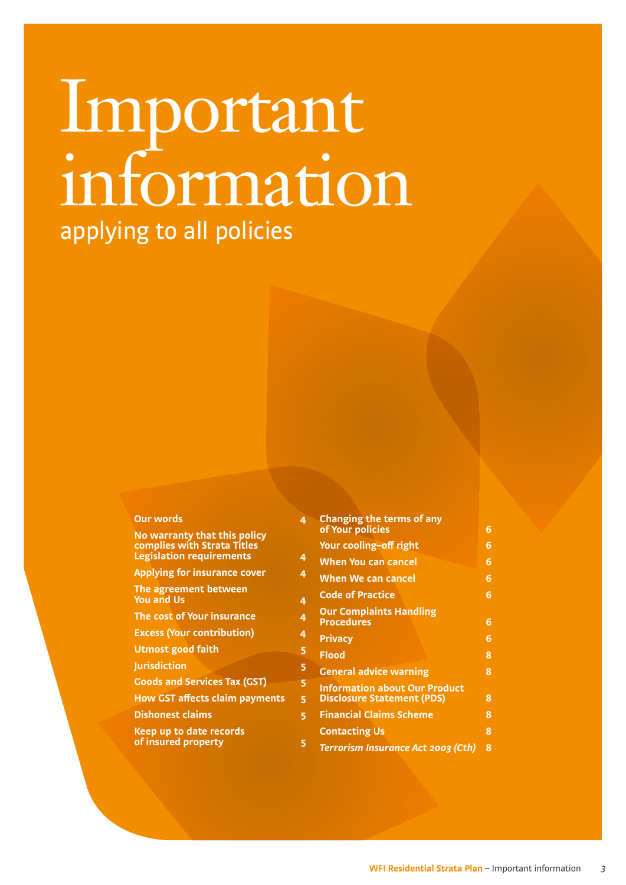# Important information

## applying to all policies

| | |
|---|---|
| Our words | 4 |
| No warranty that this policy complies with Strata Titles Legislation requirements | 4 |
| Applying for insurance cover | 4 |
| The agreement between You and Us | 4 |
| The cost of Your insurance | 4 |
| Excess (Your contribution) | 4 |
| Utmost good faith | 5 |
| Jurisdiction | 5 |
| Goods and Services Tax (GST) | 5 |
| How GST affects claim payments | 5 |
| Dishonest claims | 5 |
| Keep up to date records of insured property | 5 |
| Changing the terms of any of Your policies | 6 |
| Your cooling–off right | 6 |
| When You can cancel | 6 |
| When We can cancel | 6 |
| Code of Practice | 6 |
| Our Complaints Handling Procedures | 6 |
| Privacy | 6 |
| Flood | 8 |
| General advice warning | 8 |
| Information about Our Product Disclosure Statement (PDS) | 8 |
| Financial Claims Scheme | 8 |
| Contacting Us | 8 |
| *Terrorism Insurance Act 2003 (Cth)* | 8 |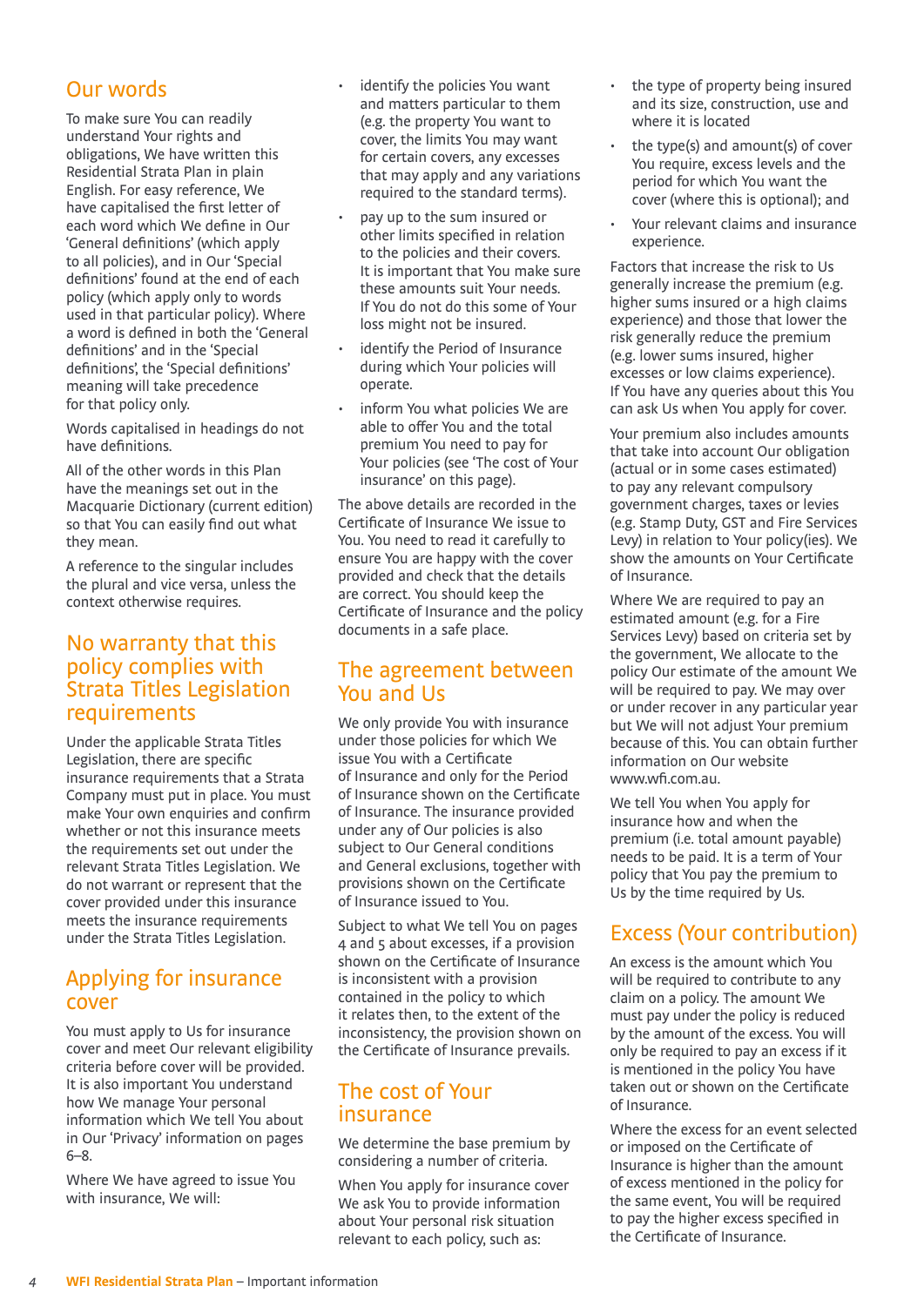## Our words

To make sure You can readily understand Your rights and obligations, We have written this Residential Strata Plan in plain English. For easy reference, We have capitalised the first letter of each word which We define in Our 'General definitions' (which apply to all policies), and in Our 'Special definitions' found at the end of each policy (which apply only to words used in that particular policy). Where a word is defined in both the 'General definitions' and in the 'Special definitions', the 'Special definitions' meaning will take precedence for that policy only.

Words capitalised in headings do not have definitions.

All of the other words in this Plan have the meanings set out in the Macquarie Dictionary (current edition) so that You can easily find out what they mean.

A reference to the singular includes the plural and vice versa, unless the context otherwise requires.

## No warranty that this policy complies with Strata Titles Legislation requirements

Under the applicable Strata Titles Legislation, there are specific insurance requirements that a Strata Company must put in place. You must make Your own enquiries and confirm whether or not this insurance meets the requirements set out under the relevant Strata Titles Legislation. We do not warrant or represent that the cover provided under this insurance meets the insurance requirements under the Strata Titles Legislation.

## Applying for insurance cover

You must apply to Us for insurance cover and meet Our relevant eligibility criteria before cover will be provided. It is also important You understand how We manage Your personal information which We tell You about in Our 'Privacy' information on pages 6–8.

Where We have agreed to issue You with insurance, We will:

- identify the policies You want and matters particular to them (e.g. the property You want to cover, the limits You may want for certain covers, any excesses that may apply and any variations required to the standard terms).
- pay up to the sum insured or other limits specified in relation to the policies and their covers. It is important that You make sure these amounts suit Your needs. If You do not do this some of Your loss might not be insured.
- identify the Period of Insurance during which Your policies will operate.
- inform You what policies We are able to offer You and the total premium You need to pay for Your policies (see 'The cost of Your insurance' on this page).

The above details are recorded in the Certificate of Insurance We issue to You. You need to read it carefully to ensure You are happy with the cover provided and check that the details are correct. You should keep the Certificate of Insurance and the policy documents in a safe place.

## The agreement between You and Us

We only provide You with insurance under those policies for which We issue You with a Certificate of Insurance and only for the Period of Insurance shown on the Certificate of Insurance. The insurance provided under any of Our policies is also subject to Our General conditions and General exclusions, together with provisions shown on the Certificate of Insurance issued to You.

Subject to what We tell You on pages 4 and 5 about excesses, if a provision shown on the Certificate of Insurance is inconsistent with a provision contained in the policy to which it relates then, to the extent of the inconsistency, the provision shown on the Certificate of Insurance prevails.

## The cost of Your insurance

We determine the base premium by considering a number of criteria.

When You apply for insurance cover We ask You to provide information about Your personal risk situation relevant to each policy, such as:

- the type of property being insured and its size, construction, use and where it is located
- the type(s) and amount(s) of cover You require, excess levels and the period for which You want the cover (where this is optional); and
- Your relevant claims and insurance experience.

Factors that increase the risk to Us generally increase the premium (e.g. higher sums insured or a high claims experience) and those that lower the risk generally reduce the premium (e.g. lower sums insured, higher excesses or low claims experience). If You have any queries about this You can ask Us when You apply for cover.

Your premium also includes amounts that take into account Our obligation (actual or in some cases estimated) to pay any relevant compulsory government charges, taxes or levies (e.g. Stamp Duty, GST and Fire Services Levy) in relation to Your policy(ies). We show the amounts on Your Certificate of Insurance.

Where We are required to pay an estimated amount (e.g. for a Fire Services Levy) based on criteria set by the government, We allocate to the policy Our estimate of the amount We will be required to pay. We may over or under recover in any particular year but We will not adjust Your premium because of this. You can obtain further information on Our website www.wfi.com.au.

We tell You when You apply for insurance how and when the premium (i.e. total amount payable) needs to be paid. It is a term of Your policy that You pay the premium to Us by the time required by Us.

## Excess (Your contribution)

An excess is the amount which You will be required to contribute to any claim on a policy. The amount We must pay under the policy is reduced by the amount of the excess. You will only be required to pay an excess if it is mentioned in the policy You have taken out or shown on the Certificate of Insurance.

Where the excess for an event selected or imposed on the Certificate of Insurance is higher than the amount of excess mentioned in the policy for the same event, You will be required to pay the higher excess specified in the Certificate of Insurance.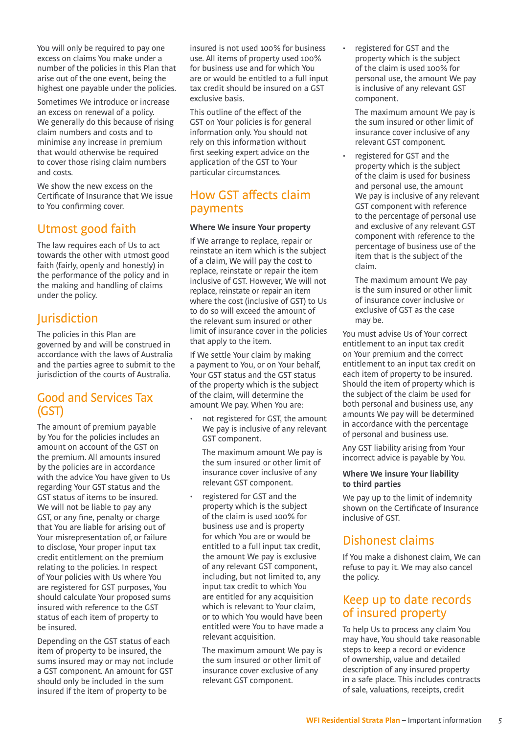You will only be required to pay one excess on claims You make under a number of the policies in this Plan that arise out of the one event, being the highest one payable under the policies.

Sometimes We introduce or increase an excess on renewal of a policy. We generally do this because of rising claim numbers and costs and to minimise any increase in premium that would otherwise be required to cover those rising claim numbers and costs.

We show the new excess on the Certificate of Insurance that We issue to You confirming cover.

## Utmost good faith

The law requires each of Us to act towards the other with utmost good faith (fairly, openly and honestly) in the performance of the policy and in the making and handling of claims under the policy.

## Jurisdiction

The policies in this Plan are governed by and will be construed in accordance with the laws of Australia and the parties agree to submit to the jurisdiction of the courts of Australia.

## Good and Services Tax (GST)

The amount of premium payable by You for the policies includes an amount on account of the GST on the premium. All amounts insured by the policies are in accordance with the advice You have given to Us regarding Your GST status and the GST status of items to be insured. We will not be liable to pay any GST, or any fine, penalty or charge that You are liable for arising out of Your misrepresentation of, or failure to disclose, Your proper input tax credit entitlement on the premium relating to the policies. In respect of Your policies with Us where You are registered for GST purposes, You should calculate Your proposed sums insured with reference to the GST status of each item of property to be insured.

Depending on the GST status of each item of property to be insured, the sums insured may or may not include a GST component. An amount for GST should only be included in the sum insured if the item of property to be insured is not used 100% for business use. All items of property used 100% for business use and for which You are or would be entitled to a full input tax credit should be insured on a GST exclusive basis.

This outline of the effect of the GST on Your policies is for general information only. You should not rely on this information without first seeking expert advice on the application of the GST to Your particular circumstances.

## How GST affects claim payments

**Where We insure Your property**

If We arrange to replace, repair or reinstate an item which is the subject of a claim, We will pay the cost to replace, reinstate or repair the item inclusive of GST. However, We will not replace, reinstate or repair an item where the cost (inclusive of GST) to Us to do so will exceed the amount of the relevant sum insured or other limit of insurance cover in the policies that apply to the item.

If We settle Your claim by making a payment to You, or on Your behalf, Your GST status and the GST status of the property which is the subject of the claim, will determine the amount We pay. When You are:

- not registered for GST, the amount We pay is inclusive of any relevant GST component.

  The maximum amount We pay is the sum insured or other limit of insurance cover inclusive of any relevant GST component.

- registered for GST and the property which is the subject of the claim is used 100% for business use and is property for which You are or would be entitled to a full input tax credit, the amount We pay is exclusive of any relevant GST component, including, but not limited to, any input tax credit to which You are entitled for any acquisition which is relevant to Your claim, or to which You would have been entitled were You to have made a relevant acquisition.

  The maximum amount We pay is the sum insured or other limit of insurance cover exclusive of any relevant GST component.

- registered for GST and the property which is the subject of the claim is used 100% for personal use, the amount We pay is inclusive of any relevant GST component.

  The maximum amount We pay is the sum insured or other limit of insurance cover inclusive of any relevant GST component.

- registered for GST and the property which is the subject of the claim is used for business and personal use, the amount We pay is inclusive of any relevant GST component with reference to the percentage of personal use and exclusive of any relevant GST component with reference to the percentage of business use of the item that is the subject of the claim.

  The maximum amount We pay is the sum insured or other limit of insurance cover inclusive or exclusive of GST as the case may be.

You must advise Us of Your correct entitlement to an input tax credit on Your premium and the correct entitlement to an input tax credit on each item of property to be insured. Should the item of property which is the subject of the claim be used for both personal and business use, any amounts We pay will be determined in accordance with the percentage of personal and business use.

Any GST liability arising from Your incorrect advice is payable by You.

**Where We insure Your liability to third parties**

We pay up to the limit of indemnity shown on the Certificate of Insurance inclusive of GST.

## Dishonest claims

If You make a dishonest claim, We can refuse to pay it. We may also cancel the policy.

## Keep up to date records of insured property

To help Us to process any claim You may have, You should take reasonable steps to keep a record or evidence of ownership, value and detailed description of any insured property in a safe place. This includes contracts of sale, valuations, receipts, credit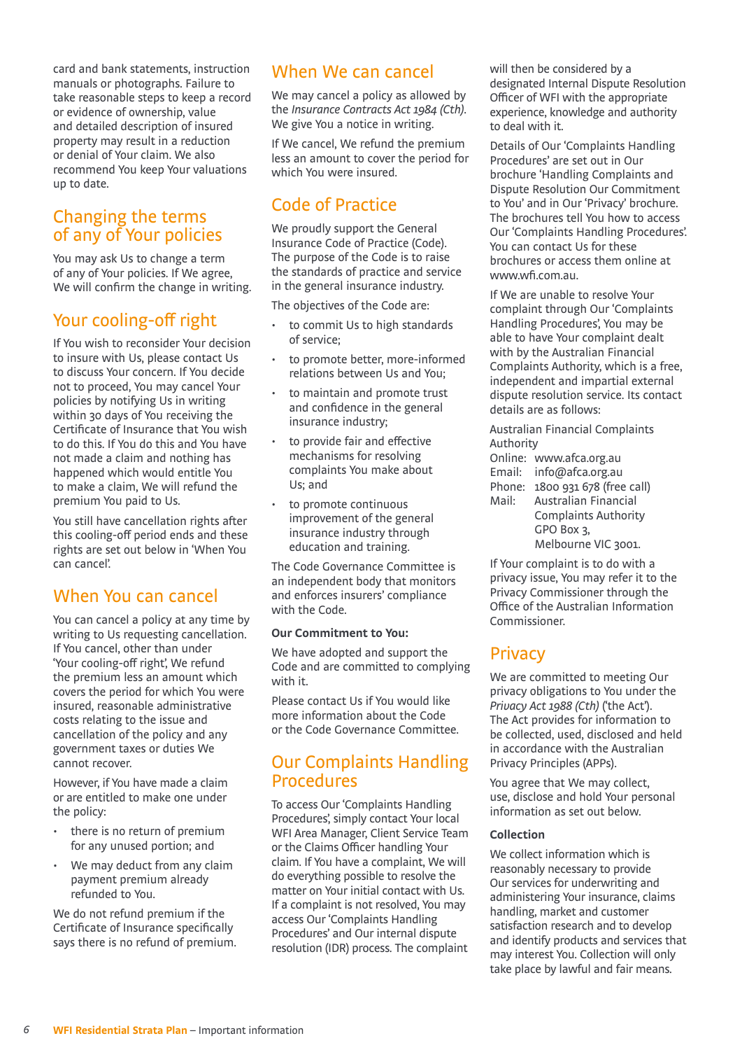card and bank statements, instruction manuals or photographs. Failure to take reasonable steps to keep a record or evidence of ownership, value and detailed description of insured property may result in a reduction or denial of Your claim. We also recommend You keep Your valuations up to date.

## Changing the terms of any of Your policies

You may ask Us to change a term of any of Your policies. If We agree, We will confirm the change in writing.

## Your cooling-off right

If You wish to reconsider Your decision to insure with Us, please contact Us to discuss Your concern. If You decide not to proceed, You may cancel Your policies by notifying Us in writing within 30 days of You receiving the Certificate of Insurance that You wish to do this. If You do this and You have not made a claim and nothing has happened which would entitle You to make a claim, We will refund the premium You paid to Us.

You still have cancellation rights after this cooling-off period ends and these rights are set out below in 'When You can cancel'.

## When You can cancel

You can cancel a policy at any time by writing to Us requesting cancellation. If You cancel, other than under 'Your cooling-off right', We refund the premium less an amount which covers the period for which You were insured, reasonable administrative costs relating to the issue and cancellation of the policy and any government taxes or duties We cannot recover.

However, if You have made a claim or are entitled to make one under the policy:

- there is no return of premium for any unused portion; and
- We may deduct from any claim payment premium already refunded to You.

We do not refund premium if the Certificate of Insurance specifically says there is no refund of premium.

## When We can cancel

We may cancel a policy as allowed by the *Insurance Contracts Act 1984 (Cth)*. We give You a notice in writing.

If We cancel, We refund the premium less an amount to cover the period for which You were insured.

## Code of Practice

We proudly support the General Insurance Code of Practice (Code). The purpose of the Code is to raise the standards of practice and service in the general insurance industry.

The objectives of the Code are:

- to commit Us to high standards of service;
- to promote better, more-informed relations between Us and You;
- to maintain and promote trust and confidence in the general insurance industry;
- to provide fair and effective mechanisms for resolving complaints You make about Us; and
- to promote continuous improvement of the general insurance industry through education and training.

The Code Governance Committee is an independent body that monitors and enforces insurers' compliance with the Code.

**Our Commitment to You:**

We have adopted and support the Code and are committed to complying with it.

Please contact Us if You would like more information about the Code or the Code Governance Committee.

## Our Complaints Handling Procedures

To access Our 'Complaints Handling Procedures', simply contact Your local WFI Area Manager, Client Service Team or the Claims Officer handling Your claim. If You have a complaint, We will do everything possible to resolve the matter on Your initial contact with Us. If a complaint is not resolved, You may access Our 'Complaints Handling Procedures' and Our internal dispute resolution (IDR) process. The complaint will then be considered by a designated Internal Dispute Resolution Officer of WFI with the appropriate experience, knowledge and authority to deal with it.

Details of Our 'Complaints Handling Procedures' are set out in Our brochure 'Handling Complaints and Dispute Resolution Our Commitment to You' and in Our 'Privacy' brochure. The brochures tell You how to access Our 'Complaints Handling Procedures'. You can contact Us for these brochures or access them online at www.wfi.com.au.

If We are unable to resolve Your complaint through Our 'Complaints Handling Procedures', You may be able to have Your complaint dealt with by the Australian Financial Complaints Authority, which is a free, independent and impartial external dispute resolution service. Its contact details are as follows:

Australian Financial Complaints Authority
Online: www.afca.org.au
Email: info@afca.org.au
Phone: 1800 931 678 (free call)
Mail: Australian Financial Complaints Authority
GPO Box 3,
Melbourne VIC 3001.

If Your complaint is to do with a privacy issue, You may refer it to the Privacy Commissioner through the Office of the Australian Information Commissioner.

## Privacy

We are committed to meeting Our privacy obligations to You under the *Privacy Act 1988 (Cth)* ('the Act'). The Act provides for information to be collected, used, disclosed and held in accordance with the Australian Privacy Principles (APPs).

You agree that We may collect, use, disclose and hold Your personal information as set out below.

**Collection**

We collect information which is reasonably necessary to provide Our services for underwriting and administering Your insurance, claims handling, market and customer satisfaction research and to develop and identify products and services that may interest You. Collection will only take place by lawful and fair means.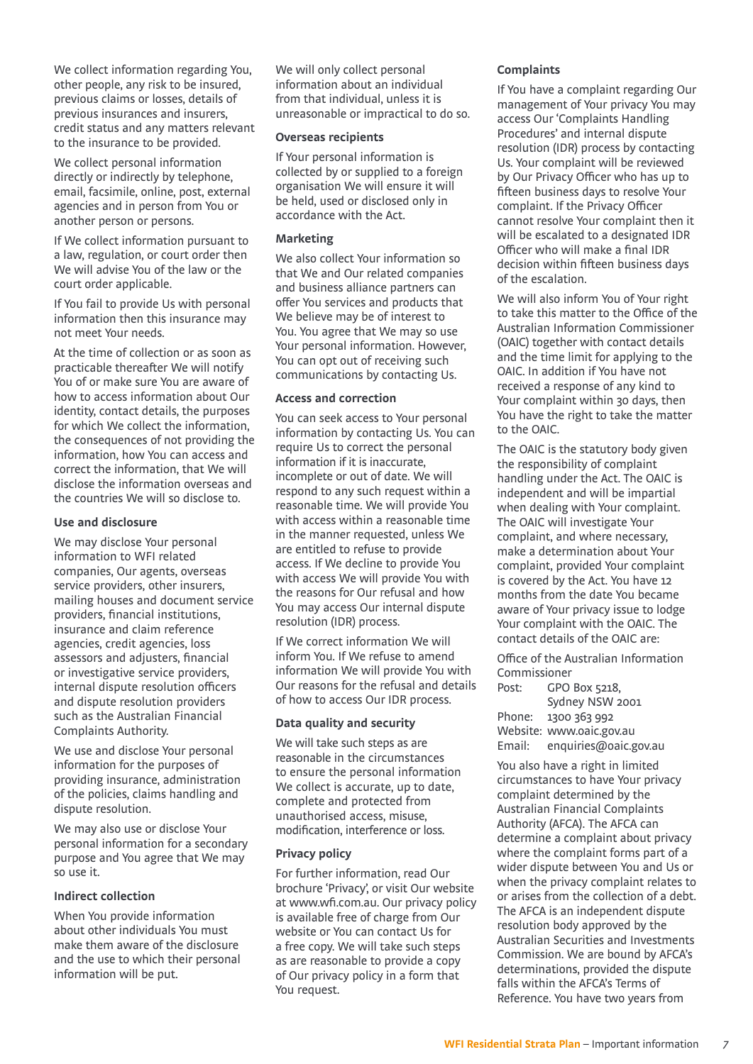We collect information regarding You, other people, any risk to be insured, previous claims or losses, details of previous insurances and insurers, credit status and any matters relevant to the insurance to be provided.

We collect personal information directly or indirectly by telephone, email, facsimile, online, post, external agencies and in person from You or another person or persons.

If We collect information pursuant to a law, regulation, or court order then We will advise You of the law or the court order applicable.

If You fail to provide Us with personal information then this insurance may not meet Your needs.

At the time of collection or as soon as practicable thereafter We will notify You of or make sure You are aware of how to access information about Our identity, contact details, the purposes for which We collect the information, the consequences of not providing the information, how You can access and correct the information, that We will disclose the information overseas and the countries We will so disclose to.

### Use and disclosure

We may disclose Your personal information to WFI related companies, Our agents, overseas service providers, other insurers, mailing houses and document service providers, financial institutions, insurance and claim reference agencies, credit agencies, loss assessors and adjusters, financial or investigative service providers, internal dispute resolution officers and dispute resolution providers such as the Australian Financial Complaints Authority.

We use and disclose Your personal information for the purposes of providing insurance, administration of the policies, claims handling and dispute resolution.

We may also use or disclose Your personal information for a secondary purpose and You agree that We may so use it.

### Indirect collection

When You provide information about other individuals You must make them aware of the disclosure and the use to which their personal information will be put.

We will only collect personal information about an individual from that individual, unless it is unreasonable or impractical to do so.

### Overseas recipients

If Your personal information is collected by or supplied to a foreign organisation We will ensure it will be held, used or disclosed only in accordance with the Act.

### Marketing

We also collect Your information so that We and Our related companies and business alliance partners can offer You services and products that We believe may be of interest to You. You agree that We may so use Your personal information. However, You can opt out of receiving such communications by contacting Us.

### Access and correction

You can seek access to Your personal information by contacting Us. You can require Us to correct the personal information if it is inaccurate, incomplete or out of date. We will respond to any such request within a reasonable time. We will provide You with access within a reasonable time in the manner requested, unless We are entitled to refuse to provide access. If We decline to provide You with access We will provide You with the reasons for Our refusal and how You may access Our internal dispute resolution (IDR) process.

If We correct information We will inform You. If We refuse to amend information We will provide You with Our reasons for the refusal and details of how to access Our IDR process.

### Data quality and security

We will take such steps as are reasonable in the circumstances to ensure the personal information We collect is accurate, up to date, complete and protected from unauthorised access, misuse, modification, interference or loss.

### Privacy policy

For further information, read Our brochure 'Privacy', or visit Our website at www.wfi.com.au. Our privacy policy is available free of charge from Our website or You can contact Us for a free copy. We will take such steps as are reasonable to provide a copy of Our privacy policy in a form that You request.

### Complaints

If You have a complaint regarding Our management of Your privacy You may access Our 'Complaints Handling Procedures' and internal dispute resolution (IDR) process by contacting Us. Your complaint will be reviewed by Our Privacy Officer who has up to fifteen business days to resolve Your complaint. If the Privacy Officer cannot resolve Your complaint then it will be escalated to a designated IDR Officer who will make a final IDR decision within fifteen business days of the escalation.

We will also inform You of Your right to take this matter to the Office of the Australian Information Commissioner (OAIC) together with contact details and the time limit for applying to the OAIC. In addition if You have not received a response of any kind to Your complaint within 30 days, then You have the right to take the matter to the OAIC.

The OAIC is the statutory body given the responsibility of complaint handling under the Act. The OAIC is independent and will be impartial when dealing with Your complaint. The OAIC will investigate Your complaint, and where necessary, make a determination about Your complaint, provided Your complaint is covered by the Act. You have 12 months from the date You became aware of Your privacy issue to lodge Your complaint with the OAIC. The contact details of the OAIC are:

Office of the Australian Information Commissioner

| | |
|---|---|
| Post: | GPO Box 5218, Sydney NSW 2001 |
| Phone: | 1300 363 992 |
| Website: | www.oaic.gov.au |
| Email: | enquiries@oaic.gov.au |

You also have a right in limited circumstances to have Your privacy complaint determined by the Australian Financial Complaints Authority (AFCA). The AFCA can determine a complaint about privacy where the complaint forms part of a wider dispute between You and Us or when the privacy complaint relates to or arises from the collection of a debt. The AFCA is an independent dispute resolution body approved by the Australian Securities and Investments Commission. We are bound by AFCA's determinations, provided the dispute falls within the AFCA's Terms of Reference. You have two years from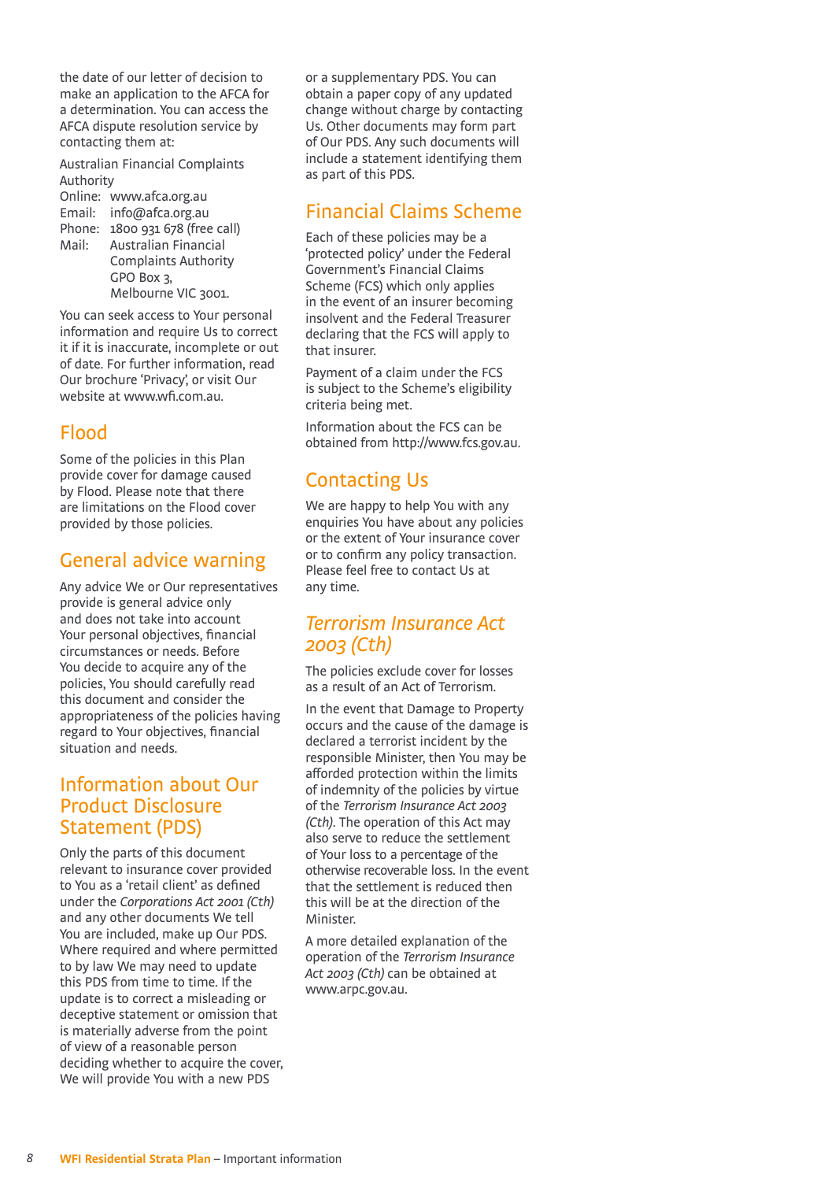the date of our letter of decision to make an application to the AFCA for a determination. You can access the AFCA dispute resolution service by contacting them at:

Australian Financial Complaints Authority
Online: www.afca.org.au
Email: info@afca.org.au
Phone: 1800 931 678 (free call)
Mail: Australian Financial Complaints Authority GPO Box 3, Melbourne VIC 3001.

You can seek access to Your personal information and require Us to correct it if it is inaccurate, incomplete or out of date. For further information, read Our brochure 'Privacy', or visit Our website at www.wfi.com.au.

## Flood

Some of the policies in this Plan provide cover for damage caused by Flood. Please note that there are limitations on the Flood cover provided by those policies.

## General advice warning

Any advice We or Our representatives provide is general advice only and does not take into account Your personal objectives, financial circumstances or needs. Before You decide to acquire any of the policies, You should carefully read this document and consider the appropriateness of the policies having regard to Your objectives, financial situation and needs.

## Information about Our Product Disclosure Statement (PDS)

Only the parts of this document relevant to insurance cover provided to You as a 'retail client' as defined under the *Corporations Act 2001 (Cth)* and any other documents We tell You are included, make up Our PDS. Where required and where permitted to by law We may need to update this PDS from time to time. If the update is to correct a misleading or deceptive statement or omission that is materially adverse from the point of view of a reasonable person deciding whether to acquire the cover, We will provide You with a new PDS or a supplementary PDS. You can obtain a paper copy of any updated change without charge by contacting Us. Other documents may form part of Our PDS. Any such documents will include a statement identifying them as part of this PDS.

## Financial Claims Scheme

Each of these policies may be a 'protected policy' under the Federal Government's Financial Claims Scheme (FCS) which only applies in the event of an insurer becoming insolvent and the Federal Treasurer declaring that the FCS will apply to that insurer.

Payment of a claim under the FCS is subject to the Scheme's eligibility criteria being met.

Information about the FCS can be obtained from http://www.fcs.gov.au.

## Contacting Us

We are happy to help You with any enquiries You have about any policies or the extent of Your insurance cover or to confirm any policy transaction. Please feel free to contact Us at any time.

## *Terrorism Insurance Act 2003 (Cth)*

The policies exclude cover for losses as a result of an Act of Terrorism.

In the event that Damage to Property occurs and the cause of the damage is declared a terrorist incident by the responsible Minister, then You may be afforded protection within the limits of indemnity of the policies by virtue of the *Terrorism Insurance Act 2003 (Cth)*. The operation of this Act may also serve to reduce the settlement of Your loss to a percentage of the otherwise recoverable loss. In the event that the settlement is reduced then this will be at the direction of the Minister.

A more detailed explanation of the operation of the *Terrorism Insurance Act 2003 (Cth)* can be obtained at www.arpc.gov.au.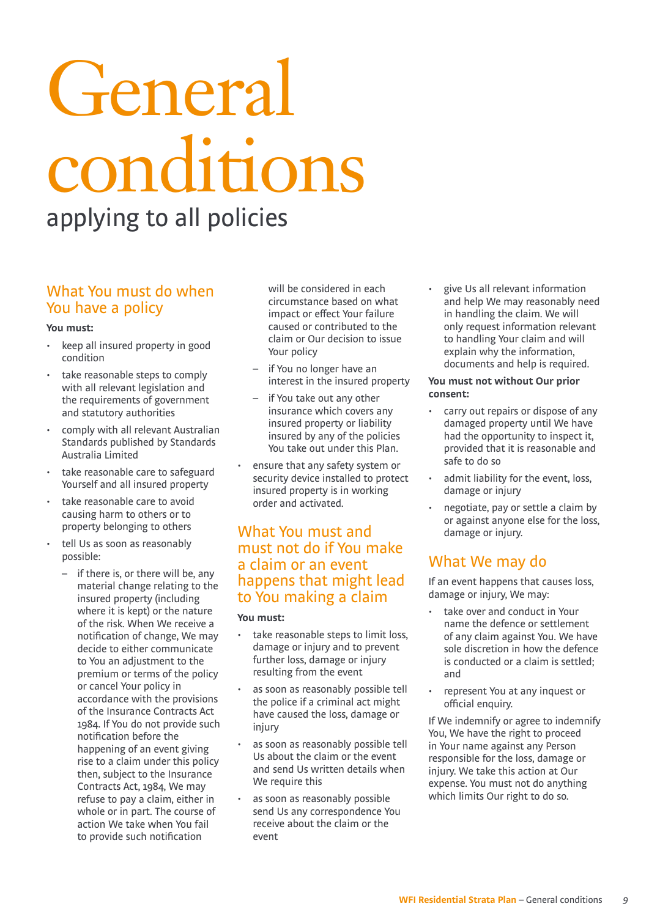# General conditions

applying to all policies

## What You must do when You have a policy

**You must:**

- keep all insured property in good condition
- take reasonable steps to comply with all relevant legislation and the requirements of government and statutory authorities
- comply with all relevant Australian Standards published by Standards Australia Limited
- take reasonable care to safeguard Yourself and all insured property
- take reasonable care to avoid causing harm to others or to property belonging to others
- tell Us as soon as reasonably possible:
  - if there is, or there will be, any material change relating to the insured property (including where it is kept) or the nature of the risk. When We receive a notification of change, We may decide to either communicate to You an adjustment to the premium or terms of the policy or cancel Your policy in accordance with the provisions of the Insurance Contracts Act 1984. If You do not provide such notification before the happening of an event giving rise to a claim under this policy then, subject to the Insurance Contracts Act, 1984, We may refuse to pay a claim, either in whole or in part. The course of action We take when You fail to provide such notification will be considered in each circumstance based on what impact or effect Your failure caused or contributed to the claim or Our decision to issue Your policy
  - if You no longer have an interest in the insured property
  - if You take out any other insurance which covers any insured property or liability insured by any of the policies You take out under this Plan.
- ensure that any safety system or security device installed to protect insured property is in working order and activated.

## What You must and must not do if You make a claim or an event happens that might lead to You making a claim

**You must:**

- take reasonable steps to limit loss, damage or injury and to prevent further loss, damage or injury resulting from the event
- as soon as reasonably possible tell the police if a criminal act might have caused the loss, damage or injury
- as soon as reasonably possible tell Us about the claim or the event and send Us written details when We require this
- as soon as reasonably possible send Us any correspondence You receive about the claim or the event
- give Us all relevant information and help We may reasonably need in handling the claim. We will only request information relevant to handling Your claim and will explain why the information, documents and help is required.

**You must not without Our prior consent:**

- carry out repairs or dispose of any damaged property until We have had the opportunity to inspect it, provided that it is reasonable and safe to do so
- admit liability for the event, loss, damage or injury
- negotiate, pay or settle a claim by or against anyone else for the loss, damage or injury.

## What We may do

If an event happens that causes loss, damage or injury, We may:

- take over and conduct in Your name the defence or settlement of any claim against You. We have sole discretion in how the defence is conducted or a claim is settled; and
- represent You at any inquest or official enquiry.

If We indemnify or agree to indemnify You, We have the right to proceed in Your name against any Person responsible for the loss, damage or injury. We take this action at Our expense. You must not do anything which limits Our right to do so.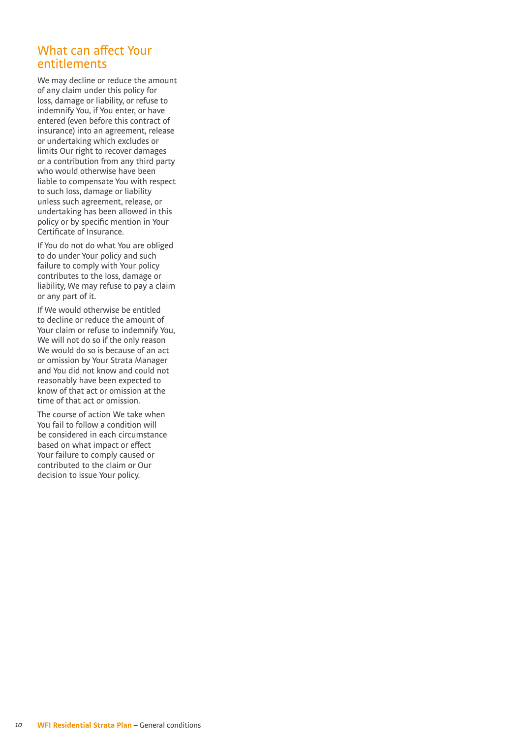## What can affect Your entitlements

We may decline or reduce the amount of any claim under this policy for loss, damage or liability, or refuse to indemnify You, if You enter, or have entered (even before this contract of insurance) into an agreement, release or undertaking which excludes or limits Our right to recover damages or a contribution from any third party who would otherwise have been liable to compensate You with respect to such loss, damage or liability unless such agreement, release, or undertaking has been allowed in this policy or by specific mention in Your Certificate of Insurance.

If You do not do what You are obliged to do under Your policy and such failure to comply with Your policy contributes to the loss, damage or liability, We may refuse to pay a claim or any part of it.

If We would otherwise be entitled to decline or reduce the amount of Your claim or refuse to indemnify You, We will not do so if the only reason We would do so is because of an act or omission by Your Strata Manager and You did not know and could not reasonably have been expected to know of that act or omission at the time of that act or omission.

The course of action We take when You fail to follow a condition will be considered in each circumstance based on what impact or effect Your failure to comply caused or contributed to the claim or Our decision to issue Your policy.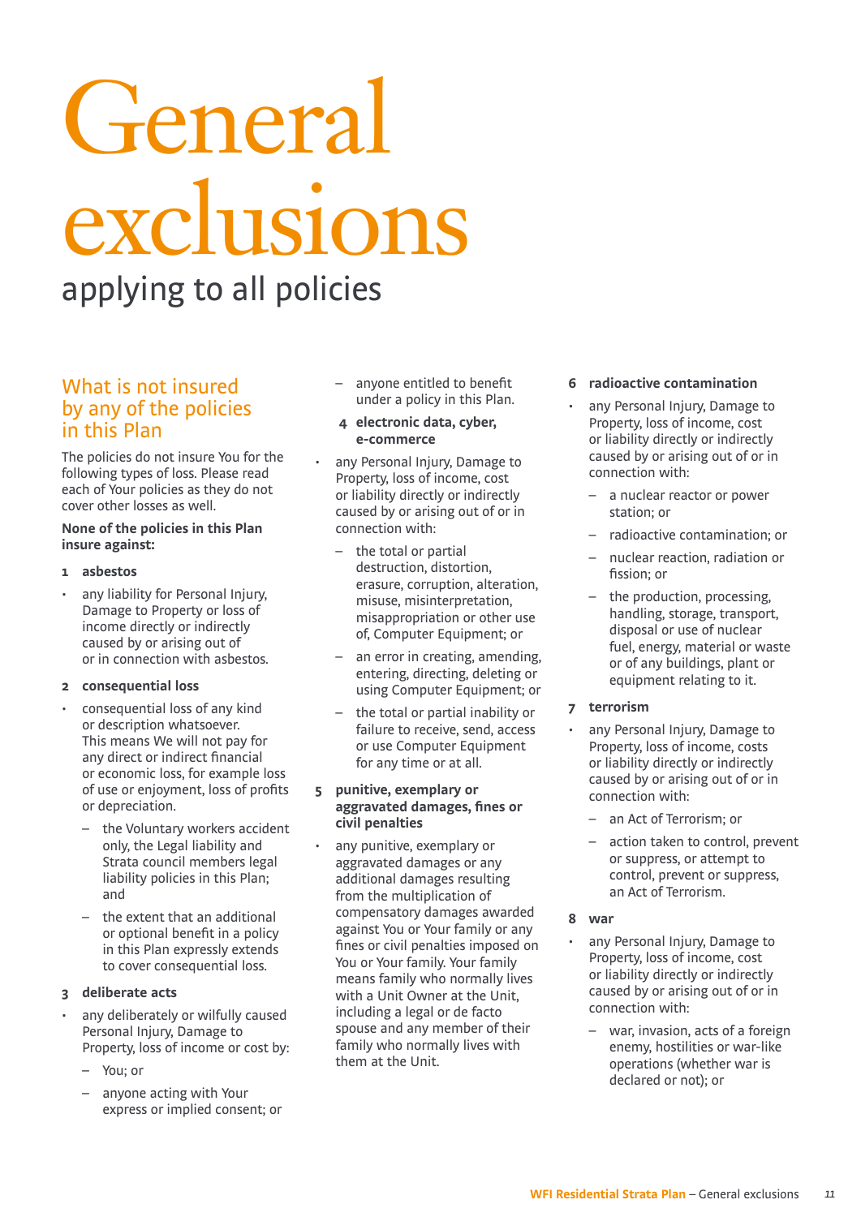# General exclusions

## applying to all policies

### What is not insured by any of the policies in this Plan

The policies do not insure You for the following types of loss. Please read each of Your policies as they do not cover other losses as well.

**None of the policies in this Plan insure against:**

**1 asbestos**

- any liability for Personal Injury, Damage to Property or loss of income directly or indirectly caused by or arising out of or in connection with asbestos.

**2 consequential loss**

- consequential loss of any kind or description whatsoever. This means We will not pay for any direct or indirect financial or economic loss, for example loss of use or enjoyment, loss of profits or depreciation.
  - the Voluntary workers accident only, the Legal liability and Strata council members legal liability policies in this Plan; and
  - the extent that an additional or optional benefit in a policy in this Plan expressly extends to cover consequential loss.

**3 deliberate acts**

- any deliberately or wilfully caused Personal Injury, Damage to Property, loss of income or cost by:
  - You; or
  - anyone acting with Your express or implied consent; or
  - anyone entitled to benefit under a policy in this Plan.

**4 electronic data, cyber, e-commerce**

- any Personal Injury, Damage to Property, loss of income, cost or liability directly or indirectly caused by or arising out of or in connection with:
  - the total or partial destruction, distortion, erasure, corruption, alteration, misuse, misinterpretation, misappropriation or other use of, Computer Equipment; or
  - an error in creating, amending, entering, directing, deleting or using Computer Equipment; or
  - the total or partial inability or failure to receive, send, access or use Computer Equipment for any time or at all.

**5 punitive, exemplary or aggravated damages, fines or civil penalties**

- any punitive, exemplary or aggravated damages or any additional damages resulting from the multiplication of compensatory damages awarded against You or Your family or any fines or civil penalties imposed on You or Your family. Your family means family who normally lives with a Unit Owner at the Unit, including a legal or de facto spouse and any member of their family who normally lives with them at the Unit.

**6 radioactive contamination**

- any Personal Injury, Damage to Property, loss of income, cost or liability directly or indirectly caused by or arising out of or in connection with:
  - a nuclear reactor or power station; or
  - radioactive contamination; or
  - nuclear reaction, radiation or fission; or
  - the production, processing, handling, storage, transport, disposal or use of nuclear fuel, energy, material or waste or of any buildings, plant or equipment relating to it.

**7 terrorism**

- any Personal Injury, Damage to Property, loss of income, costs or liability directly or indirectly caused by or arising out of or in connection with:
  - an Act of Terrorism; or
  - action taken to control, prevent or suppress, or attempt to control, prevent or suppress, an Act of Terrorism.

**8 war**

- any Personal Injury, Damage to Property, loss of income, cost or liability directly or indirectly caused by or arising out of or in connection with:
  - war, invasion, acts of a foreign enemy, hostilities or war-like operations (whether war is declared or not); or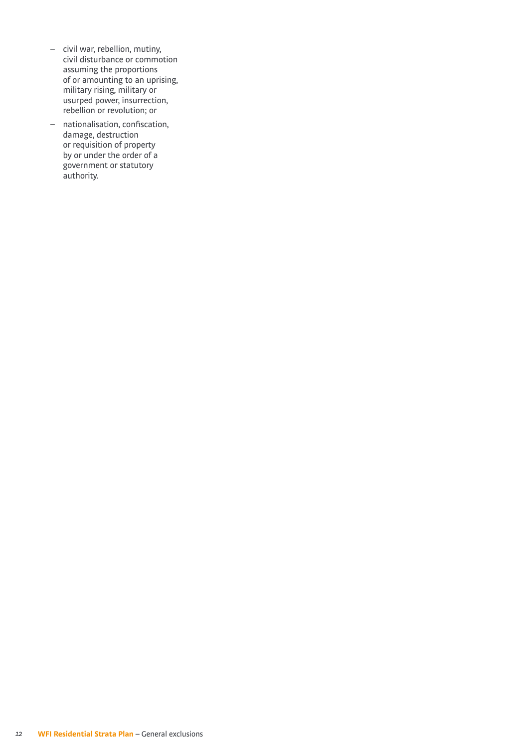- civil war, rebellion, mutiny, civil disturbance or commotion assuming the proportions of or amounting to an uprising, military rising, military or usurped power, insurrection, rebellion or revolution; or
- nationalisation, confiscation, damage, destruction or requisition of property by or under the order of a government or statutory authority.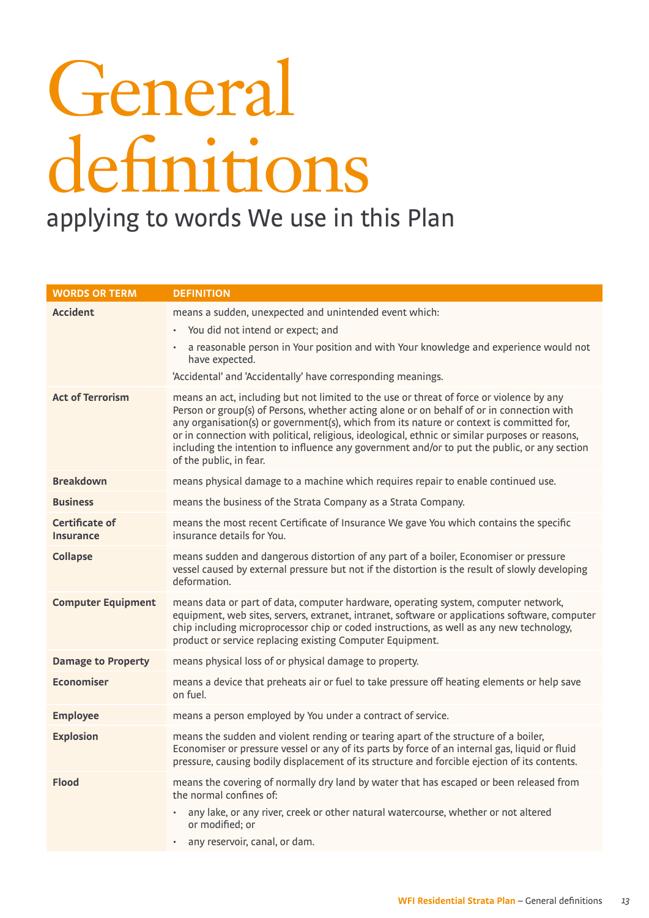# General definitions

## applying to words We use in this Plan

| WORDS OR TERM | DEFINITION |
|---|---|
| **Accident** | means a sudden, unexpected and unintended event which:<br>• You did not intend or expect; and<br>• a reasonable person in Your position and with Your knowledge and experience would not have expected.<br>'Accidental' and 'Accidentally' have corresponding meanings. |
| **Act of Terrorism** | means an act, including but not limited to the use or threat of force or violence by any Person or group(s) of Persons, whether acting alone or on behalf of or in connection with any organisation(s) or government(s), which from its nature or context is committed for, or in connection with political, religious, ideological, ethnic or similar purposes or reasons, including the intention to influence any government and/or to put the public, or any section of the public, in fear. |
| **Breakdown** | means physical damage to a machine which requires repair to enable continued use. |
| **Business** | means the business of the Strata Company as a Strata Company. |
| **Certificate of Insurance** | means the most recent Certificate of Insurance We gave You which contains the specific insurance details for You. |
| **Collapse** | means sudden and dangerous distortion of any part of a boiler, Economiser or pressure vessel caused by external pressure but not if the distortion is the result of slowly developing deformation. |
| **Computer Equipment** | means data or part of data, computer hardware, operating system, computer network, equipment, web sites, servers, extranet, intranet, software or applications software, computer chip including microprocessor chip or coded instructions, as well as any new technology, product or service replacing existing Computer Equipment. |
| **Damage to Property** | means physical loss of or physical damage to property. |
| **Economiser** | means a device that preheats air or fuel to take pressure off heating elements or help save on fuel. |
| **Employee** | means a person employed by You under a contract of service. |
| **Explosion** | means the sudden and violent rending or tearing apart of the structure of a boiler, Economiser or pressure vessel or any of its parts by force of an internal gas, liquid or fluid pressure, causing bodily displacement of its structure and forcible ejection of its contents. |
| **Flood** | means the covering of normally dry land by water that has escaped or been released from the normal confines of:<br>• any lake, or any river, creek or other natural watercourse, whether or not altered or modified; or<br>• any reservoir, canal, or dam. |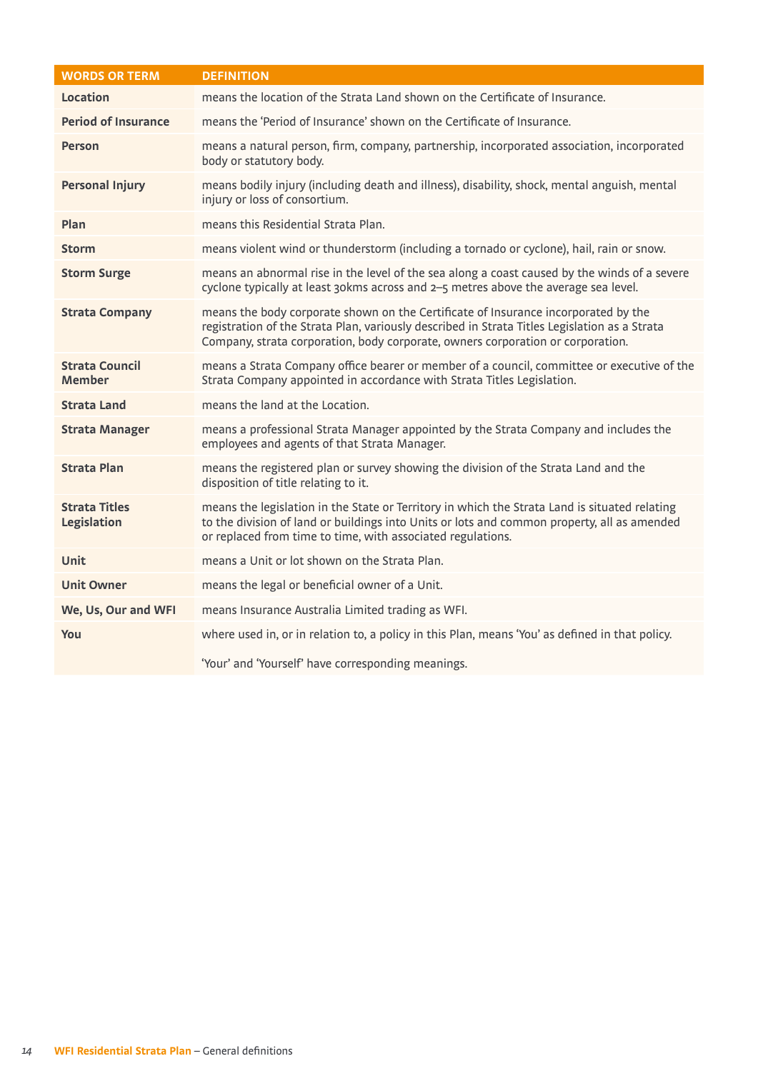| WORDS OR TERM | DEFINITION |
| --- | --- |
| **Location** | means the location of the Strata Land shown on the Certificate of Insurance. |
| **Period of Insurance** | means the 'Period of Insurance' shown on the Certificate of Insurance. |
| **Person** | means a natural person, firm, company, partnership, incorporated association, incorporated body or statutory body. |
| **Personal Injury** | means bodily injury (including death and illness), disability, shock, mental anguish, mental injury or loss of consortium. |
| **Plan** | means this Residential Strata Plan. |
| **Storm** | means violent wind or thunderstorm (including a tornado or cyclone), hail, rain or snow. |
| **Storm Surge** | means an abnormal rise in the level of the sea along a coast caused by the winds of a severe cyclone typically at least 30kms across and 2–5 metres above the average sea level. |
| **Strata Company** | means the body corporate shown on the Certificate of Insurance incorporated by the registration of the Strata Plan, variously described in Strata Titles Legislation as a Strata Company, strata corporation, body corporate, owners corporation or corporation. |
| **Strata Council Member** | means a Strata Company office bearer or member of a council, committee or executive of the Strata Company appointed in accordance with Strata Titles Legislation. |
| **Strata Land** | means the land at the Location. |
| **Strata Manager** | means a professional Strata Manager appointed by the Strata Company and includes the employees and agents of that Strata Manager. |
| **Strata Plan** | means the registered plan or survey showing the division of the Strata Land and the disposition of title relating to it. |
| **Strata Titles Legislation** | means the legislation in the State or Territory in which the Strata Land is situated relating to the division of land or buildings into Units or lots and common property, all as amended or replaced from time to time, with associated regulations. |
| **Unit** | means a Unit or lot shown on the Strata Plan. |
| **Unit Owner** | means the legal or beneficial owner of a Unit. |
| **We, Us, Our and WFI** | means Insurance Australia Limited trading as WFI. |
| **You** | where used in, or in relation to, a policy in this Plan, means 'You' as defined in that policy.<br><br>'Your' and 'Yourself' have corresponding meanings. |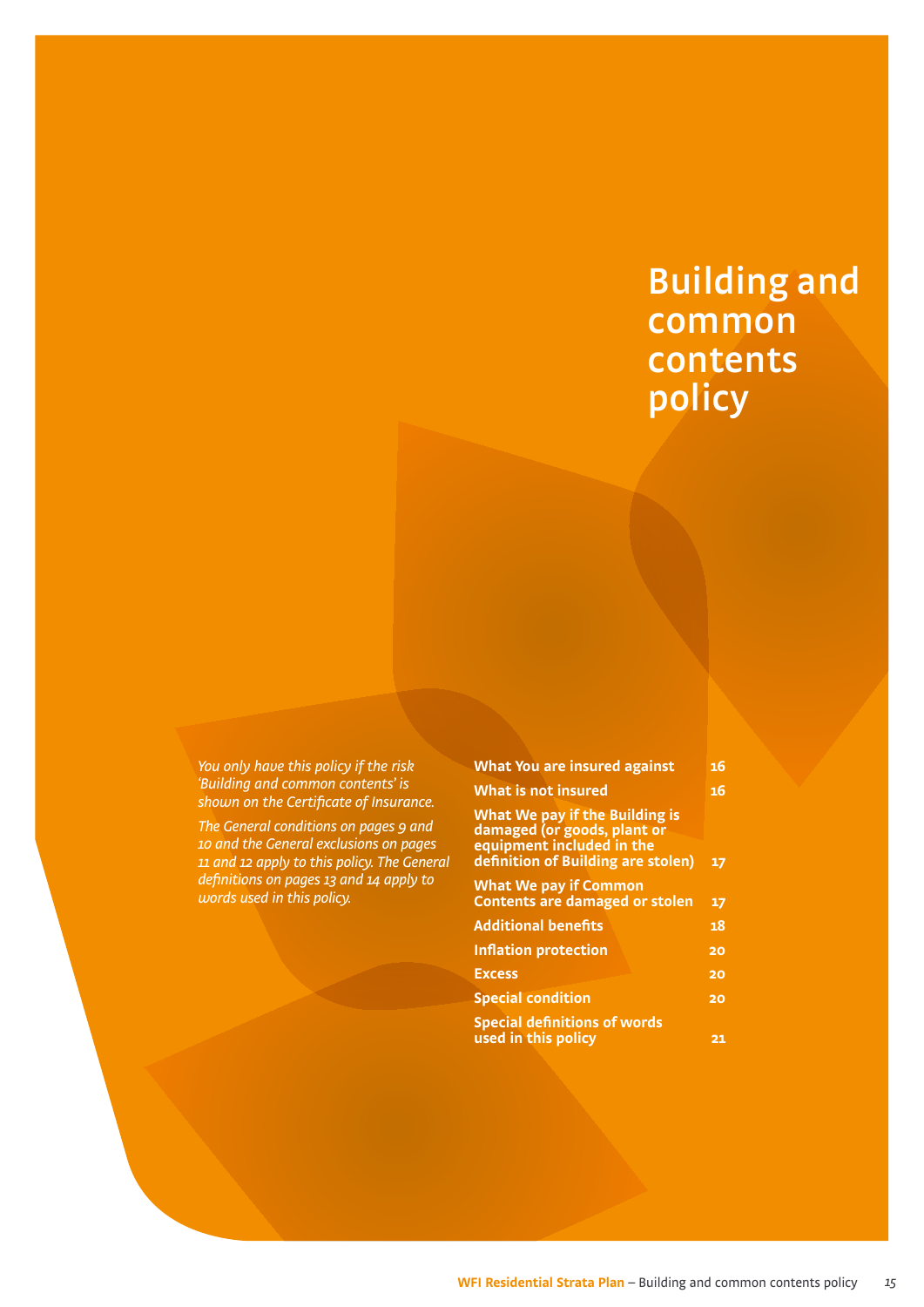# Building and common contents policy

*You only have this policy if the risk 'Building and common contents' is shown on the Certificate of Insurance.*

*The General conditions on pages 9 and 10 and the General exclusions on pages 11 and 12 apply to this policy. The General definitions on pages 13 and 14 apply to words used in this policy.*

| | |
|---|---|
| **What You are insured against** | **16** |
| **What is not insured** | **16** |
| **What We pay if the Building is damaged (or goods, plant or equipment included in the definition of Building are stolen)** | **17** |
| **What We pay if Common Contents are damaged or stolen** | **17** |
| **Additional benefits** | **18** |
| **Inflation protection** | **20** |
| **Excess** | **20** |
| **Special condition** | **20** |
| **Special definitions of words used in this policy** | **21** |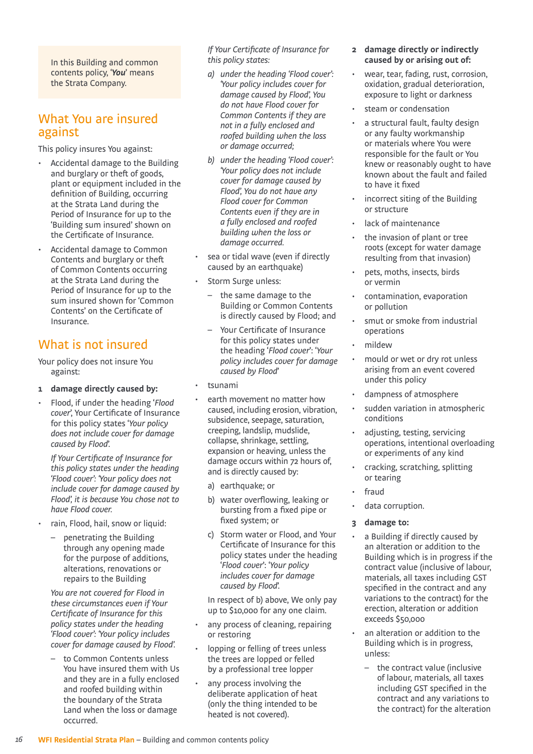In this Building and common contents policy, '*You*' means the Strata Company.

## What You are insured against

This policy insures You against:

- Accidental damage to the Building and burglary or theft of goods, plant or equipment included in the definition of Building, occurring at the Strata Land during the Period of Insurance for up to the 'Building sum insured' shown on the Certificate of Insurance.
- Accidental damage to Common Contents and burglary or theft of Common Contents occurring at the Strata Land during the Period of Insurance for up to the sum insured shown for 'Common Contents' on the Certificate of Insurance.

## What is not insured

Your policy does not insure You against:

**1 damage directly caused by:**

- Flood, if under the heading '*Flood cover*', Your Certificate of Insurance for this policy states '*Your policy does not include cover for damage caused by Flood*'.

  *If Your Certificate of Insurance for this policy states under the heading 'Flood cover': 'Your policy does not include cover for damage caused by Flood', it is because You chose not to have Flood cover.*

- rain, Flood, hail, snow or liquid:
  - penetrating the Building through any opening made for the purpose of additions, alterations, renovations or repairs to the Building

  *You are not covered for Flood in these circumstances even if Your Certificate of Insurance for this policy states under the heading 'Flood cover': 'Your policy includes cover for damage caused by Flood'.*

  - to Common Contents unless You have insured them with Us and they are in a fully enclosed and roofed building within the boundary of the Strata Land when the loss or damage occurred.

  *If Your Certificate of Insurance for this policy states:*

  *a) under the heading 'Flood cover': 'Your policy includes cover for damage caused by Flood', You do not have Flood cover for Common Contents if they are not in a fully enclosed and roofed building when the loss or damage occurred;*

  *b) under the heading 'Flood cover': 'Your policy does not include cover for damage caused by Flood', You do not have any Flood cover for Common Contents even if they are in a fully enclosed and roofed building when the loss or damage occurred.*

- sea or tidal wave (even if directly caused by an earthquake)
- Storm Surge unless:
  - the same damage to the Building or Common Contents is directly caused by Flood; and
  - Your Certificate of Insurance for this policy states under the heading '*Flood cover*': '*Your policy includes cover for damage caused by Flood*'
- tsunami
- earth movement no matter how caused, including erosion, vibration, subsidence, seepage, saturation, creeping, landslip, mudslide, collapse, shrinkage, settling, expansion or heaving, unless the damage occurs within 72 hours of, and is directly caused by:

  a) earthquake; or

  b) water overflowing, leaking or bursting from a fixed pipe or fixed system; or

  c) Storm water or Flood, and Your Certificate of Insurance for this policy states under the heading '*Flood cover*': '*Your policy includes cover for damage caused by Flood*'.

  In respect of b) above, We only pay up to $10,000 for any one claim.

- any process of cleaning, repairing or restoring
- lopping or felling of trees unless the trees are lopped or felled by a professional tree lopper
- any process involving the deliberate application of heat (only the thing intended to be heated is not covered).

**2 damage directly or indirectly caused by or arising out of:**

- wear, tear, fading, rust, corrosion, oxidation, gradual deterioration, exposure to light or darkness
- steam or condensation
- a structural fault, faulty design or any faulty workmanship or materials where You were responsible for the fault or You knew or reasonably ought to have known about the fault and failed to have it fixed
- incorrect siting of the Building or structure
- lack of maintenance
- the invasion of plant or tree roots (except for water damage resulting from that invasion)
- pets, moths, insects, birds or vermin
- contamination, evaporation or pollution
- smut or smoke from industrial operations
- mildew
- mould or wet or dry rot unless arising from an event covered under this policy
- dampness of atmosphere
- sudden variation in atmospheric conditions
- adjusting, testing, servicing operations, intentional overloading or experiments of any kind
- cracking, scratching, splitting or tearing
- fraud
- data corruption.

**3 damage to:**

- a Building if directly caused by an alteration or addition to the Building which is in progress if the contract value (inclusive of labour, materials, all taxes including GST specified in the contract and any variations to the contract) for the erection, alteration or addition exceeds $50,000
- an alteration or addition to the Building which is in progress, unless:
  - the contract value (inclusive of labour, materials, all taxes including GST specified in the contract and any variations to the contract) for the alteration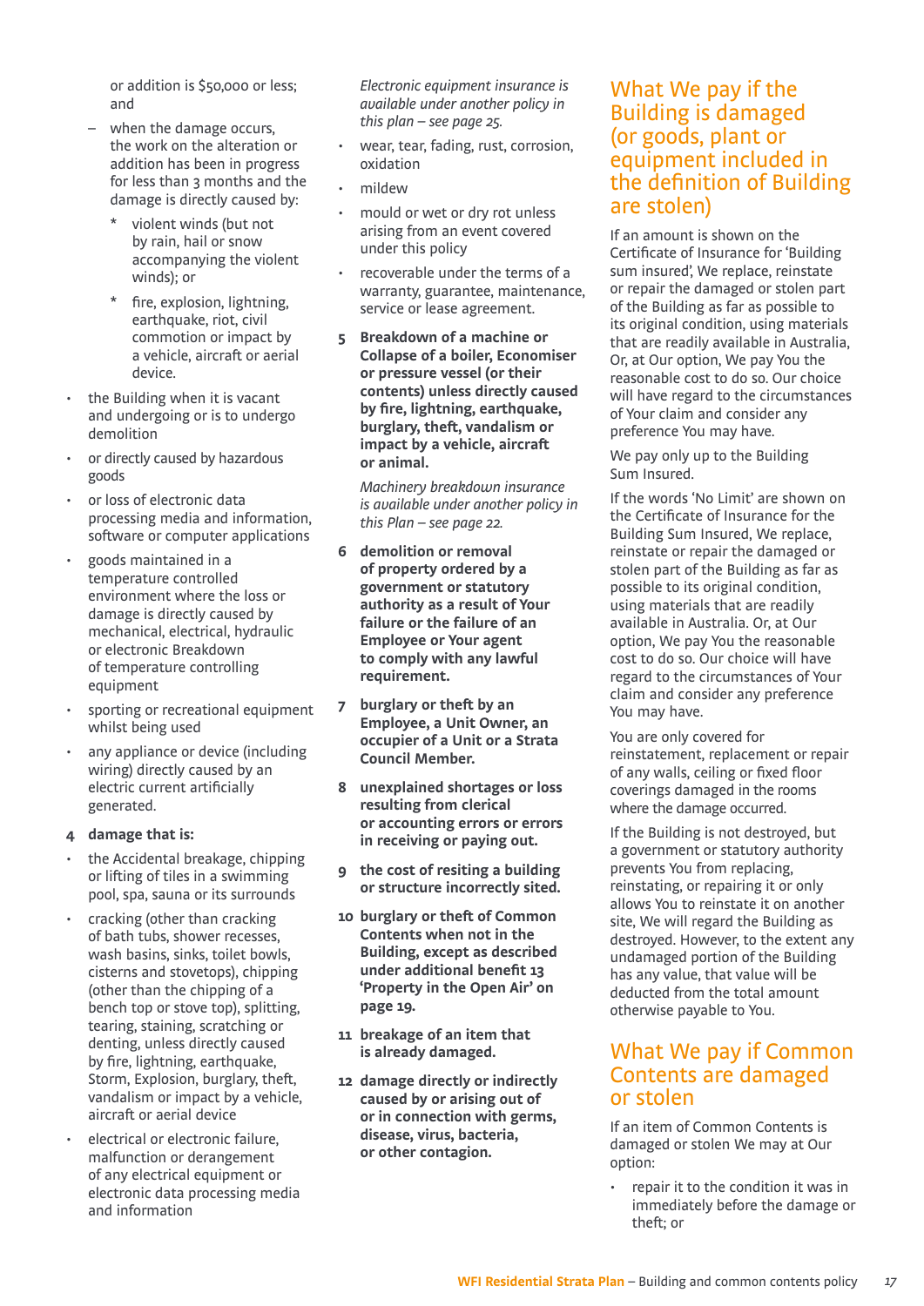or addition is $50,000 or less; and

– when the damage occurs, the work on the alteration or addition has been in progress for less than 3 months and the damage is directly caused by:

  * violent winds (but not by rain, hail or snow accompanying the violent winds); or

  * fire, explosion, lightning, earthquake, riot, civil commotion or impact by a vehicle, aircraft or aerial device.

- the Building when it is vacant and undergoing or is to undergo demolition
- or directly caused by hazardous goods
- or loss of electronic data processing media and information, software or computer applications
- goods maintained in a temperature controlled environment where the loss or damage is directly caused by mechanical, electrical, hydraulic or electronic Breakdown of temperature controlling equipment
- sporting or recreational equipment whilst being used
- any appliance or device (including wiring) directly caused by an electric current artificially generated.

**4 damage that is:**

- the Accidental breakage, chipping or lifting of tiles in a swimming pool, spa, sauna or its surrounds
- cracking (other than cracking of bath tubs, shower recesses, wash basins, sinks, toilet bowls, cisterns and stovetops), chipping (other than the chipping of a bench top or stove top), splitting, tearing, staining, scratching or denting, unless directly caused by fire, lightning, earthquake, Storm, Explosion, burglary, theft, vandalism or impact by a vehicle, aircraft or aerial device
- electrical or electronic failure, malfunction or derangement of any electrical equipment or electronic data processing media and information

  *Electronic equipment insurance is available under another policy in this plan – see page 25.*

- wear, tear, fading, rust, corrosion, oxidation
- mildew
- mould or wet or dry rot unless arising from an event covered under this policy
- recoverable under the terms of a warranty, guarantee, maintenance, service or lease agreement.

**5 Breakdown of a machine or Collapse of a boiler, Economiser or pressure vessel (or their contents) unless directly caused by fire, lightning, earthquake, burglary, theft, vandalism or impact by a vehicle, aircraft or animal.**

*Machinery breakdown insurance is available under another policy in this Plan – see page 22.*

**6 demolition or removal of property ordered by a government or statutory authority as a result of Your failure or the failure of an Employee or Your agent to comply with any lawful requirement.**

**7 burglary or theft by an Employee, a Unit Owner, an occupier of a Unit or a Strata Council Member.**

**8 unexplained shortages or loss resulting from clerical or accounting errors or errors in receiving or paying out.**

**9 the cost of resiting a building or structure incorrectly sited.**

**10 burglary or theft of Common Contents when not in the Building, except as described under additional benefit 13 'Property in the Open Air' on page 19.**

**11 breakage of an item that is already damaged.**

**12 damage directly or indirectly caused by or arising out of or in connection with germs, disease, virus, bacteria, or other contagion.**

## What We pay if the Building is damaged (or goods, plant or equipment included in the definition of Building are stolen)

If an amount is shown on the Certificate of Insurance for 'Building sum insured', We replace, reinstate or repair the damaged or stolen part of the Building as far as possible to its original condition, using materials that are readily available in Australia, Or, at Our option, We pay You the reasonable cost to do so. Our choice will have regard to the circumstances of Your claim and consider any preference You may have.

We pay only up to the Building Sum Insured.

If the words 'No Limit' are shown on the Certificate of Insurance for the Building Sum Insured, We replace, reinstate or repair the damaged or stolen part of the Building as far as possible to its original condition, using materials that are readily available in Australia. Or, at Our option, We pay You the reasonable cost to do so. Our choice will have regard to the circumstances of Your claim and consider any preference You may have.

You are only covered for reinstatement, replacement or repair of any walls, ceiling or fixed floor coverings damaged in the rooms where the damage occurred.

If the Building is not destroyed, but a government or statutory authority prevents You from replacing, reinstating, or repairing it or only allows You to reinstate it on another site, We will regard the Building as destroyed. However, to the extent any undamaged portion of the Building has any value, that value will be deducted from the total amount otherwise payable to You.

## What We pay if Common Contents are damaged or stolen

If an item of Common Contents is damaged or stolen We may at Our option:

- repair it to the condition it was in immediately before the damage or theft; or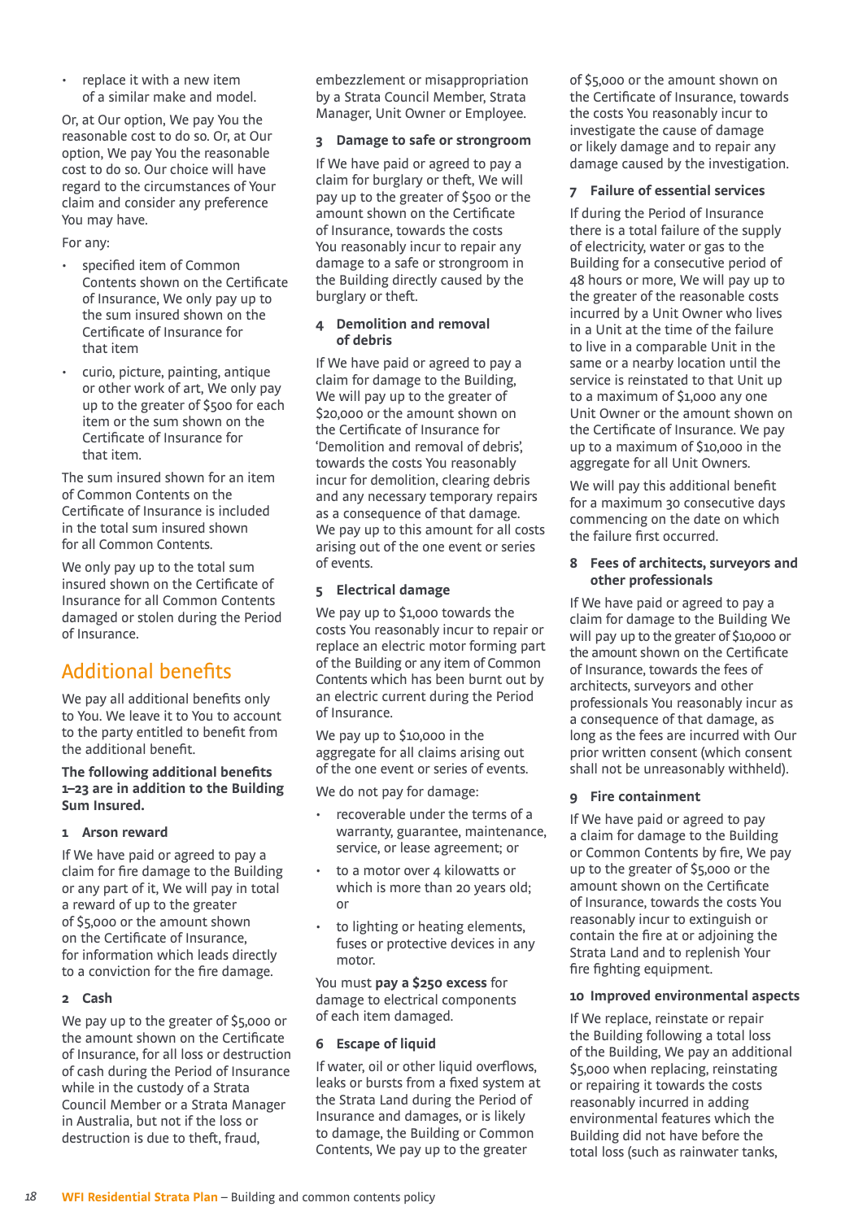- replace it with a new item of a similar make and model.

Or, at Our option, We pay You the reasonable cost to do so. Or, at Our option, We pay You the reasonable cost to do so. Our choice will have regard to the circumstances of Your claim and consider any preference You may have.

For any:

- specified item of Common Contents shown on the Certificate of Insurance, We only pay up to the sum insured shown on the Certificate of Insurance for that item
- curio, picture, painting, antique or other work of art, We only pay up to the greater of $500 for each item or the sum shown on the Certificate of Insurance for that item.

The sum insured shown for an item of Common Contents on the Certificate of Insurance is included in the total sum insured shown for all Common Contents.

We only pay up to the total sum insured shown on the Certificate of Insurance for all Common Contents damaged or stolen during the Period of Insurance.

## Additional benefits

We pay all additional benefits only to You. We leave it to You to account to the party entitled to benefit from the additional benefit.

**The following additional benefits 1–23 are in addition to the Building Sum Insured.**

### 1 Arson reward

If We have paid or agreed to pay a claim for fire damage to the Building or any part of it, We will pay in total a reward of up to the greater of $5,000 or the amount shown on the Certificate of Insurance, for information which leads directly to a conviction for the fire damage.

### 2 Cash

We pay up to the greater of $5,000 or the amount shown on the Certificate of Insurance, for all loss or destruction of cash during the Period of Insurance while in the custody of a Strata Council Member or a Strata Manager in Australia, but not if the loss or destruction is due to theft, fraud, embezzlement or misappropriation by a Strata Council Member, Strata Manager, Unit Owner or Employee.

### 3 Damage to safe or strongroom

If We have paid or agreed to pay a claim for burglary or theft, We will pay up to the greater of $500 or the amount shown on the Certificate of Insurance, towards the costs You reasonably incur to repair any damage to a safe or strongroom in the Building directly caused by the burglary or theft.

### 4 Demolition and removal of debris

If We have paid or agreed to pay a claim for damage to the Building, We will pay up to the greater of $20,000 or the amount shown on the Certificate of Insurance for 'Demolition and removal of debris', towards the costs You reasonably incur for demolition, clearing debris and any necessary temporary repairs as a consequence of that damage. We pay up to this amount for all costs arising out of the one event or series of events.

### 5 Electrical damage

We pay up to $1,000 towards the costs You reasonably incur to repair or replace an electric motor forming part of the Building or any item of Common Contents which has been burnt out by an electric current during the Period of Insurance.

We pay up to $10,000 in the aggregate for all claims arising out of the one event or series of events.

We do not pay for damage:

- recoverable under the terms of a warranty, guarantee, maintenance, service, or lease agreement; or
- to a motor over 4 kilowatts or which is more than 20 years old; or
- to lighting or heating elements, fuses or protective devices in any motor.

You must **pay a $250 excess** for damage to electrical components of each item damaged.

### 6 Escape of liquid

If water, oil or other liquid overflows, leaks or bursts from a fixed system at the Strata Land during the Period of Insurance and damages, or is likely to damage, the Building or Common Contents, We pay up to the greater of $5,000 or the amount shown on the Certificate of Insurance, towards the costs You reasonably incur to investigate the cause of damage or likely damage and to repair any damage caused by the investigation.

### 7 Failure of essential services

If during the Period of Insurance there is a total failure of the supply of electricity, water or gas to the Building for a consecutive period of 48 hours or more, We will pay up to the greater of the reasonable costs incurred by a Unit Owner who lives in a Unit at the time of the failure to live in a comparable Unit in the same or a nearby location until the service is reinstated to that Unit up to a maximum of $1,000 any one Unit Owner or the amount shown on the Certificate of Insurance. We pay up to a maximum of $10,000 in the aggregate for all Unit Owners.

We will pay this additional benefit for a maximum 30 consecutive days commencing on the date on which the failure first occurred.

### 8 Fees of architects, surveyors and other professionals

If We have paid or agreed to pay a claim for damage to the Building We will pay up to the greater of $10,000 or the amount shown on the Certificate of Insurance, towards the fees of architects, surveyors and other professionals You reasonably incur as a consequence of that damage, as long as the fees are incurred with Our prior written consent (which consent shall not be unreasonably withheld).

### 9 Fire containment

If We have paid or agreed to pay a claim for damage to the Building or Common Contents by fire, We pay up to the greater of $5,000 or the amount shown on the Certificate of Insurance, towards the costs You reasonably incur to extinguish or contain the fire at or adjoining the Strata Land and to replenish Your fire fighting equipment.

### 10 Improved environmental aspects

If We replace, reinstate or repair the Building following a total loss of the Building, We pay an additional $5,000 when replacing, reinstating or repairing it towards the costs reasonably incurred in adding environmental features which the Building did not have before the total loss (such as rainwater tanks,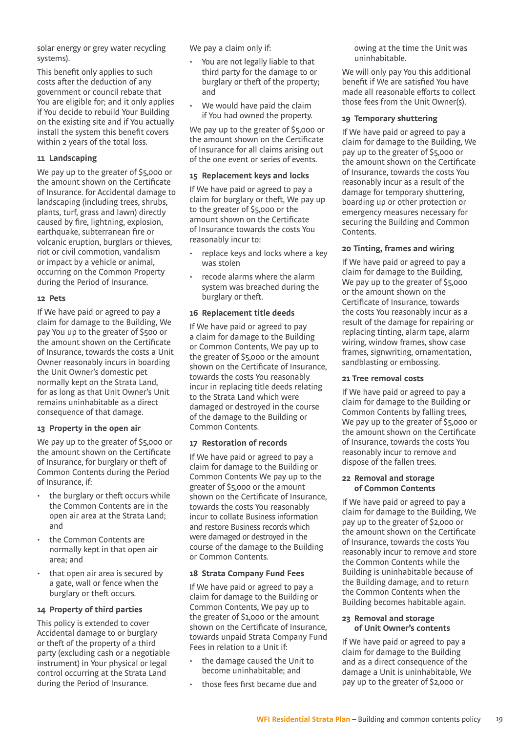solar energy or grey water recycling systems).

This benefit only applies to such costs after the deduction of any government or council rebate that You are eligible for; and it only applies if You decide to rebuild Your Building on the existing site and if You actually install the system this benefit covers within 2 years of the total loss.

### 11 Landscaping

We pay up to the greater of $5,000 or the amount shown on the Certificate of Insurance. for Accidental damage to landscaping (including trees, shrubs, plants, turf, grass and lawn) directly caused by fire, lightning, explosion, earthquake, subterranean fire or volcanic eruption, burglars or thieves, riot or civil commotion, vandalism or impact by a vehicle or animal, occurring on the Common Property during the Period of Insurance.

### 12 Pets

If We have paid or agreed to pay a claim for damage to the Building, We pay You up to the greater of $500 or the amount shown on the Certificate of Insurance, towards the costs a Unit Owner reasonably incurs in boarding the Unit Owner's domestic pet normally kept on the Strata Land, for as long as that Unit Owner's Unit remains uninhabitable as a direct consequence of that damage.

### 13 Property in the open air

We pay up to the greater of $5,000 or the amount shown on the Certificate of Insurance, for burglary or theft of Common Contents during the Period of Insurance, if:

- the burglary or theft occurs while the Common Contents are in the open air area at the Strata Land; and
- the Common Contents are normally kept in that open air area; and
- that open air area is secured by a gate, wall or fence when the burglary or theft occurs.

### 14 Property of third parties

This policy is extended to cover Accidental damage to or burglary or theft of the property of a third party (excluding cash or a negotiable instrument) in Your physical or legal control occurring at the Strata Land during the Period of Insurance.

We pay a claim only if:

- You are not legally liable to that third party for the damage to or burglary or theft of the property; and
- We would have paid the claim if You had owned the property.

We pay up to the greater of $5,000 or the amount shown on the Certificate of Insurance for all claims arising out of the one event or series of events.

### 15 Replacement keys and locks

If We have paid or agreed to pay a claim for burglary or theft, We pay up to the greater of $5,000 or the amount shown on the Certificate of Insurance towards the costs You reasonably incur to:

- replace keys and locks where a key was stolen
- recode alarms where the alarm system was breached during the burglary or theft.

### 16 Replacement title deeds

If We have paid or agreed to pay a claim for damage to the Building or Common Contents, We pay up to the greater of $5,000 or the amount shown on the Certificate of Insurance, towards the costs You reasonably incur in replacing title deeds relating to the Strata Land which were damaged or destroyed in the course of the damage to the Building or Common Contents.

### 17 Restoration of records

If We have paid or agreed to pay a claim for damage to the Building or Common Contents We pay up to the greater of $5,000 or the amount shown on the Certificate of Insurance, towards the costs You reasonably incur to collate Business information and restore Business records which were damaged or destroyed in the course of the damage to the Building or Common Contents.

### 18 Strata Company Fund Fees

If We have paid or agreed to pay a claim for damage to the Building or Common Contents, We pay up to the greater of $1,000 or the amount shown on the Certificate of Insurance, towards unpaid Strata Company Fund Fees in relation to a Unit if:

- the damage caused the Unit to become uninhabitable; and
- those fees first became due and owing at the time the Unit was uninhabitable.

We will only pay You this additional benefit if We are satisfied You have made all reasonable efforts to collect those fees from the Unit Owner(s).

### 19 Temporary shuttering

If We have paid or agreed to pay a claim for damage to the Building, We pay up to the greater of $5,000 or the amount shown on the Certificate of Insurance, towards the costs You reasonably incur as a result of the damage for temporary shuttering, boarding up or other protection or emergency measures necessary for securing the Building and Common Contents.

### 20 Tinting, frames and wiring

If We have paid or agreed to pay a claim for damage to the Building, We pay up to the greater of $5,000 or the amount shown on the Certificate of Insurance, towards the costs You reasonably incur as a result of the damage for repairing or replacing tinting, alarm tape, alarm wiring, window frames, show case frames, signwriting, ornamentation, sandblasting or embossing.

### 21 Tree removal costs

If We have paid or agreed to pay a claim for damage to the Building or Common Contents by falling trees, We pay up to the greater of $5,000 or the amount shown on the Certificate of Insurance, towards the costs You reasonably incur to remove and dispose of the fallen trees.

### 22 Removal and storage of Common Contents

If We have paid or agreed to pay a claim for damage to the Building, We pay up to the greater of $2,000 or the amount shown on the Certificate of Insurance, towards the costs You reasonably incur to remove and store the Common Contents while the Building is uninhabitable because of the Building damage, and to return the Common Contents when the Building becomes habitable again.

### 23 Removal and storage of Unit Owner's contents

If We have paid or agreed to pay a claim for damage to the Building and as a direct consequence of the damage a Unit is uninhabitable, We pay up to the greater of $2,000 or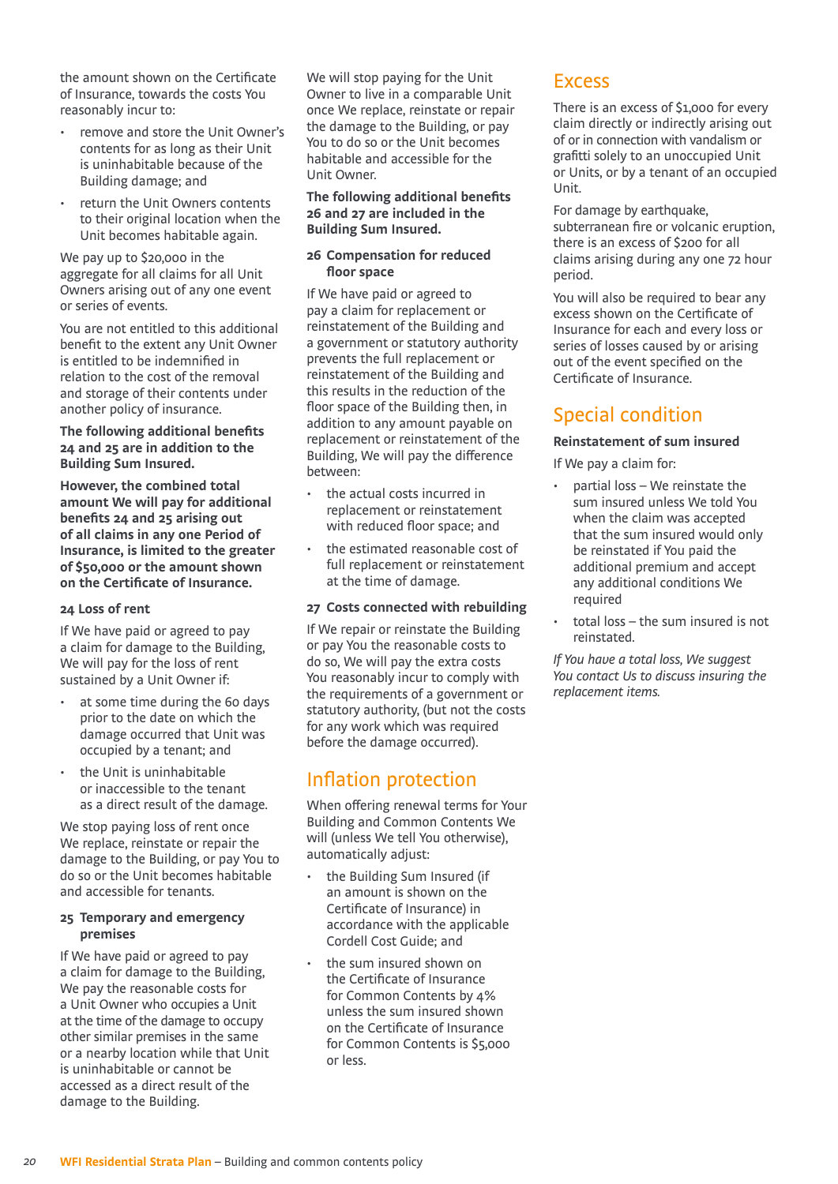the amount shown on the Certificate of Insurance, towards the costs You reasonably incur to:

- remove and store the Unit Owner's contents for as long as their Unit is uninhabitable because of the Building damage; and
- return the Unit Owners contents to their original location when the Unit becomes habitable again.

We pay up to $20,000 in the aggregate for all claims for all Unit Owners arising out of any one event or series of events.

You are not entitled to this additional benefit to the extent any Unit Owner is entitled to be indemnified in relation to the cost of the removal and storage of their contents under another policy of insurance.

**The following additional benefits 24 and 25 are in addition to the Building Sum Insured.**

**However, the combined total amount We will pay for additional benefits 24 and 25 arising out of all claims in any one Period of Insurance, is limited to the greater of $50,000 or the amount shown on the Certificate of Insurance.**

#### 24 Loss of rent

If We have paid or agreed to pay a claim for damage to the Building, We will pay for the loss of rent sustained by a Unit Owner if:

- at some time during the 60 days prior to the date on which the damage occurred that Unit was occupied by a tenant; and
- the Unit is uninhabitable or inaccessible to the tenant as a direct result of the damage.

We stop paying loss of rent once We replace, reinstate or repair the damage to the Building, or pay You to do so or the Unit becomes habitable and accessible for tenants.

#### 25 Temporary and emergency premises

If We have paid or agreed to pay a claim for damage to the Building, We pay the reasonable costs for a Unit Owner who occupies a Unit at the time of the damage to occupy other similar premises in the same or a nearby location while that Unit is uninhabitable or cannot be accessed as a direct result of the damage to the Building.

We will stop paying for the Unit Owner to live in a comparable Unit once We replace, reinstate or repair the damage to the Building, or pay You to do so or the Unit becomes habitable and accessible for the Unit Owner.

**The following additional benefits 26 and 27 are included in the Building Sum Insured.**

#### 26 Compensation for reduced floor space

If We have paid or agreed to pay a claim for replacement or reinstatement of the Building and a government or statutory authority prevents the full replacement or reinstatement of the Building and this results in the reduction of the floor space of the Building then, in addition to any amount payable on replacement or reinstatement of the Building, We will pay the difference between:

- the actual costs incurred in replacement or reinstatement with reduced floor space; and
- the estimated reasonable cost of full replacement or reinstatement at the time of damage.

#### 27 Costs connected with rebuilding

If We repair or reinstate the Building or pay You the reasonable costs to do so, We will pay the extra costs You reasonably incur to comply with the requirements of a government or statutory authority, (but not the costs for any work which was required before the damage occurred).

## Inflation protection

When offering renewal terms for Your Building and Common Contents We will (unless We tell You otherwise), automatically adjust:

- the Building Sum Insured (if an amount is shown on the Certificate of Insurance) in accordance with the applicable Cordell Cost Guide; and
- the sum insured shown on the Certificate of Insurance for Common Contents by 4% unless the sum insured shown on the Certificate of Insurance for Common Contents is $5,000 or less.

## Excess

There is an excess of $1,000 for every claim directly or indirectly arising out of or in connection with vandalism or grafitti solely to an unoccupied Unit or Units, or by a tenant of an occupied Unit.

For damage by earthquake, subterranean fire or volcanic eruption, there is an excess of $200 for all claims arising during any one 72 hour period.

You will also be required to bear any excess shown on the Certificate of Insurance for each and every loss or series of losses caused by or arising out of the event specified on the Certificate of Insurance.

## Special condition

**Reinstatement of sum insured**

If We pay a claim for:

- partial loss – We reinstate the sum insured unless We told You when the claim was accepted that the sum insured would only be reinstated if You paid the additional premium and accept any additional conditions We required
- total loss – the sum insured is not reinstated.

*If You have a total loss, We suggest You contact Us to discuss insuring the replacement items.*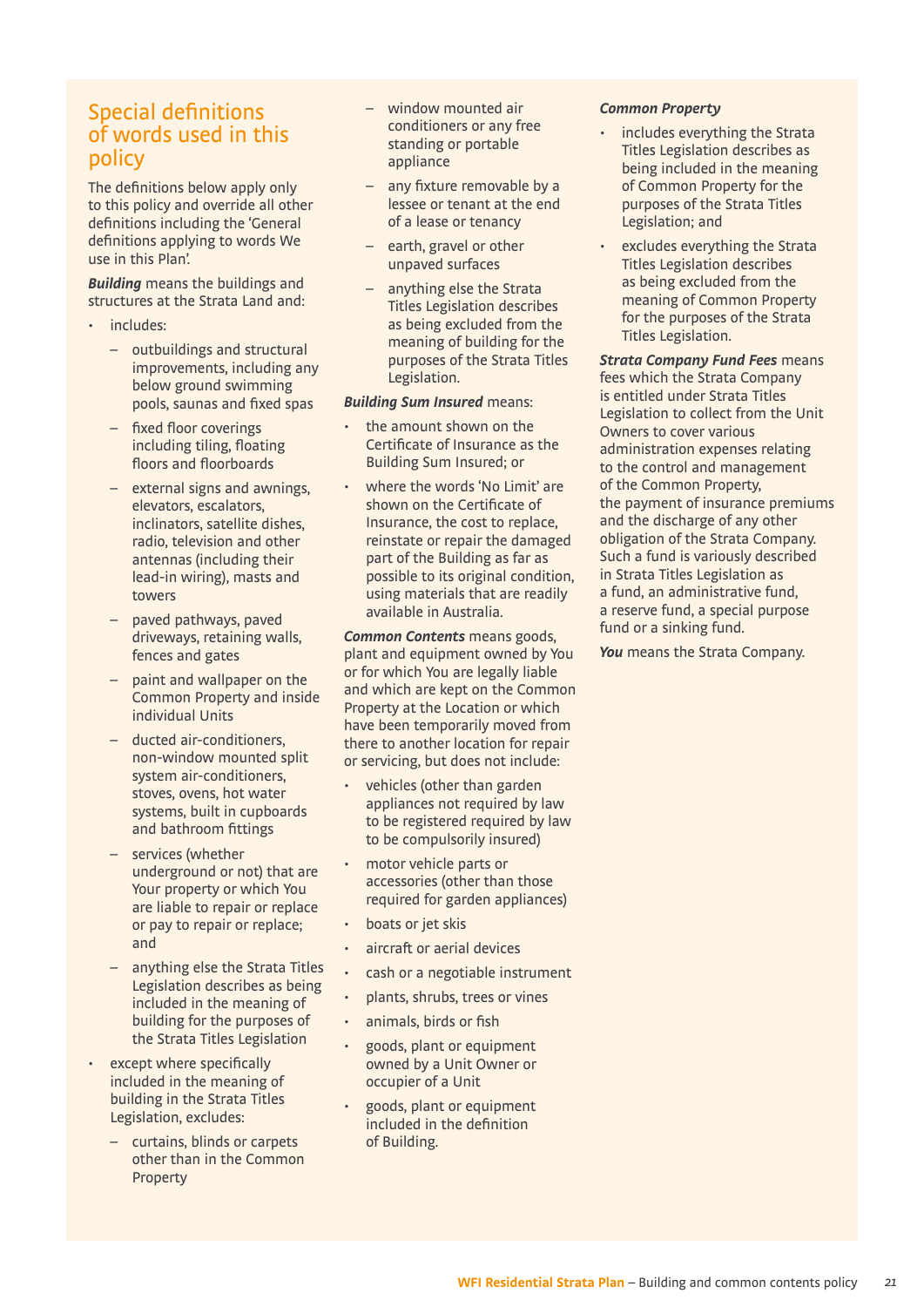## Special definitions of words used in this policy

The definitions below apply only to this policy and override all other definitions including the 'General definitions applying to words We use in this Plan'.

***Building*** means the buildings and structures at the Strata Land and:

- includes:
  - outbuildings and structural improvements, including any below ground swimming pools, saunas and fixed spas
  - fixed floor coverings including tiling, floating floors and floorboards
  - external signs and awnings, elevators, escalators, inclinators, satellite dishes, radio, television and other antennas (including their lead-in wiring), masts and towers
  - paved pathways, paved driveways, retaining walls, fences and gates
  - paint and wallpaper on the Common Property and inside individual Units
  - ducted air-conditioners, non-window mounted split system air-conditioners, stoves, ovens, hot water systems, built in cupboards and bathroom fittings
  - services (whether underground or not) that are Your property or which You are liable to repair or replace or pay to repair or replace; and
  - anything else the Strata Titles Legislation describes as being included in the meaning of building for the purposes of the Strata Titles Legislation
- except where specifically included in the meaning of building in the Strata Titles Legislation, excludes:
  - curtains, blinds or carpets other than in the Common Property
  - window mounted air conditioners or any free standing or portable appliance
  - any fixture removable by a lessee or tenant at the end of a lease or tenancy
  - earth, gravel or other unpaved surfaces
  - anything else the Strata Titles Legislation describes as being excluded from the meaning of building for the purposes of the Strata Titles Legislation.

***Building Sum Insured*** means:

- the amount shown on the Certificate of Insurance as the Building Sum Insured; or
- where the words 'No Limit' are shown on the Certificate of Insurance, the cost to replace, reinstate or repair the damaged part of the Building as far as possible to its original condition, using materials that are readily available in Australia.

***Common Contents*** means goods, plant and equipment owned by You or for which You are legally liable and which are kept on the Common Property at the Location or which have been temporarily moved from there to another location for repair or servicing, but does not include:

- vehicles (other than garden appliances not required by law to be registered required by law to be compulsorily insured)
- motor vehicle parts or accessories (other than those required for garden appliances)
- boats or jet skis
- aircraft or aerial devices
- cash or a negotiable instrument
- plants, shrubs, trees or vines
- animals, birds or fish
- goods, plant or equipment owned by a Unit Owner or occupier of a Unit
- goods, plant or equipment included in the definition of Building.

***Common Property***

- includes everything the Strata Titles Legislation describes as being included in the meaning of Common Property for the purposes of the Strata Titles Legislation; and
- excludes everything the Strata Titles Legislation describes as being excluded from the meaning of Common Property for the purposes of the Strata Titles Legislation.

***Strata Company Fund Fees*** means fees which the Strata Company is entitled under Strata Titles Legislation to collect from the Unit Owners to cover various administration expenses relating to the control and management of the Common Property, the payment of insurance premiums and the discharge of any other obligation of the Strata Company. Such a fund is variously described in Strata Titles Legislation as a fund, an administrative fund, a reserve fund, a special purpose fund or a sinking fund.

***You*** means the Strata Company.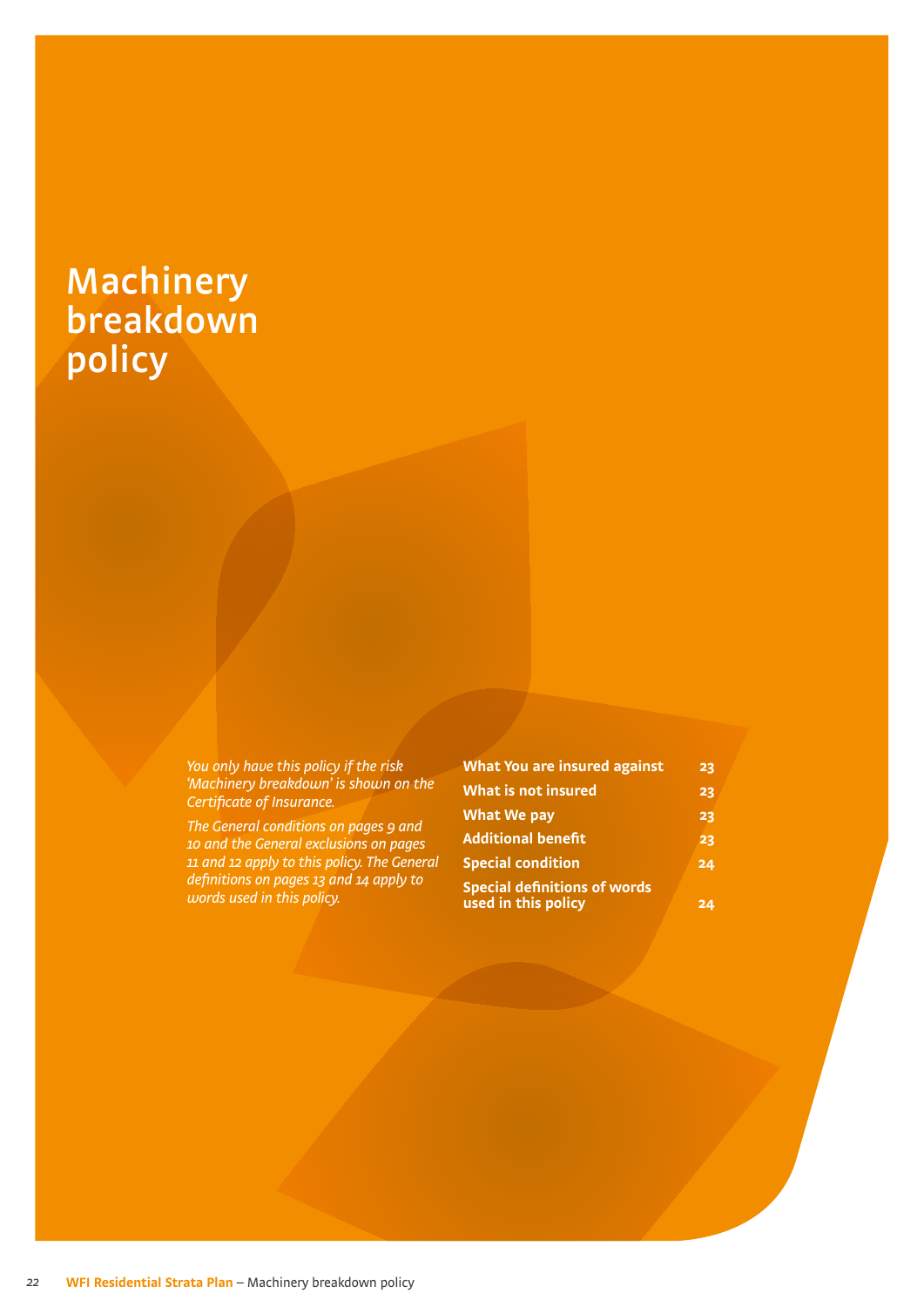# Machinery breakdown policy

*You only have this policy if the risk 'Machinery breakdown' is shown on the Certificate of Insurance.*

*The General conditions on pages 9 and 10 and the General exclusions on pages 11 and 12 apply to this policy. The General definitions on pages 13 and 14 apply to words used in this policy.*

| | |
|---|---|
| **What You are insured against** | **23** |
| **What is not insured** | **23** |
| **What We pay** | **23** |
| **Additional benefit** | **23** |
| **Special condition** | **24** |
| **Special definitions of words used in this policy** | **24** |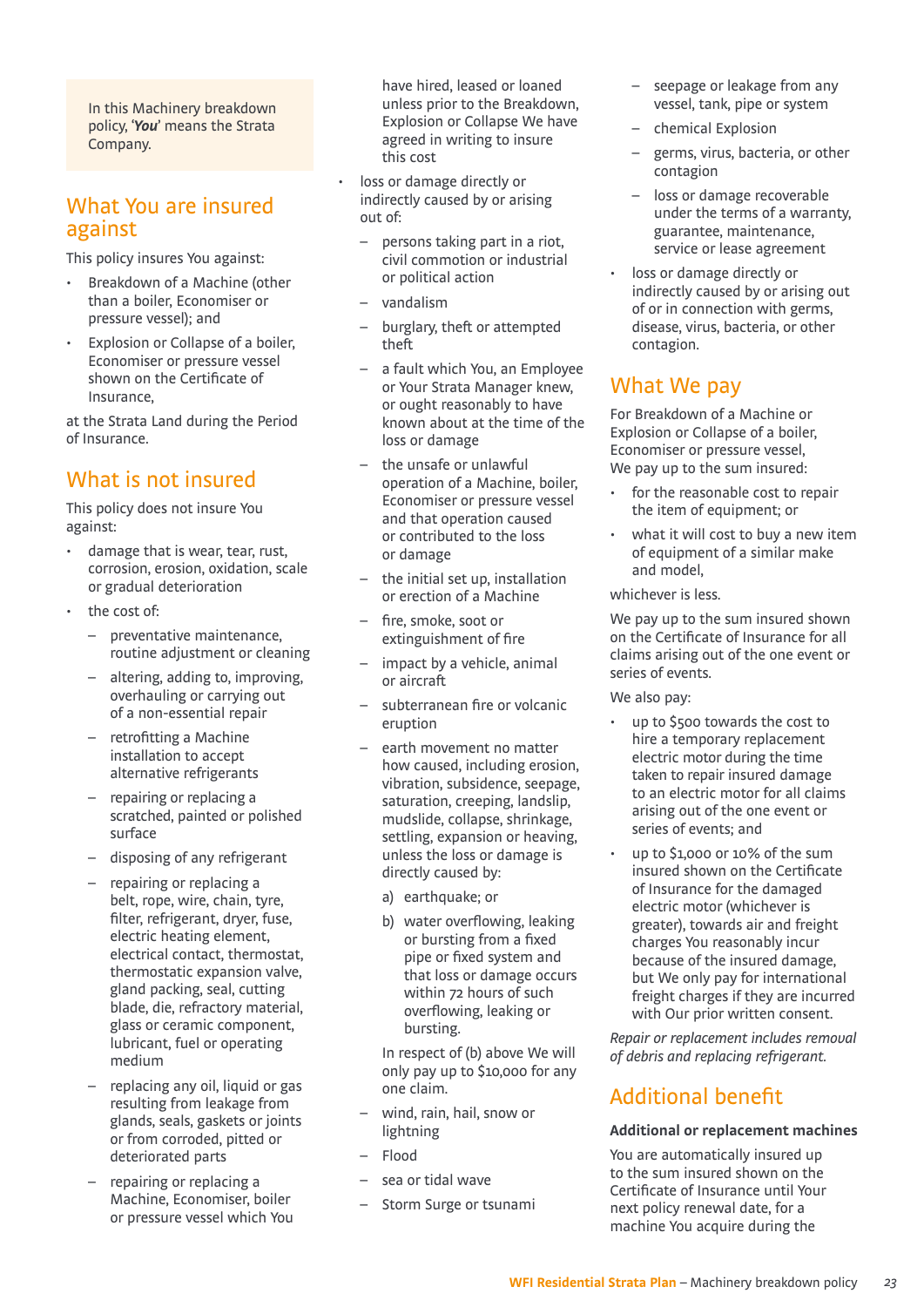In this Machinery breakdown policy, '*You*' means the Strata Company.

## What You are insured against

This policy insures You against:

- Breakdown of a Machine (other than a boiler, Economiser or pressure vessel); and
- Explosion or Collapse of a boiler, Economiser or pressure vessel shown on the Certificate of Insurance,

at the Strata Land during the Period of Insurance.

## What is not insured

This policy does not insure You against:

- damage that is wear, tear, rust, corrosion, erosion, oxidation, scale or gradual deterioration
- the cost of:
  - preventative maintenance, routine adjustment or cleaning
  - altering, adding to, improving, overhauling or carrying out of a non-essential repair
  - retrofitting a Machine installation to accept alternative refrigerants
  - repairing or replacing a scratched, painted or polished surface
  - disposing of any refrigerant
  - repairing or replacing a belt, rope, wire, chain, tyre, filter, refrigerant, dryer, fuse, electric heating element, electrical contact, thermostat, thermostatic expansion valve, gland packing, seal, cutting blade, die, refractory material, glass or ceramic component, lubricant, fuel or operating medium
  - replacing any oil, liquid or gas resulting from leakage from glands, seals, gaskets or joints or from corroded, pitted or deteriorated parts
  - repairing or replacing a Machine, Economiser, boiler or pressure vessel which You have hired, leased or loaned unless prior to the Breakdown, Explosion or Collapse We have agreed in writing to insure this cost
- loss or damage directly or indirectly caused by or arising out of:
  - persons taking part in a riot, civil commotion or industrial or political action
  - vandalism
  - burglary, theft or attempted theft
  - a fault which You, an Employee or Your Strata Manager knew, or ought reasonably to have known about at the time of the loss or damage
  - the unsafe or unlawful operation of a Machine, boiler, Economiser or pressure vessel and that operation caused or contributed to the loss or damage
  - the initial set up, installation or erection of a Machine
  - fire, smoke, soot or extinguishment of fire
  - impact by a vehicle, animal or aircraft
  - subterranean fire or volcanic eruption
  - earth movement no matter how caused, including erosion, vibration, subsidence, seepage, saturation, creeping, landslip, mudslide, collapse, shrinkage, settling, expansion or heaving, unless the loss or damage is directly caused by:
    a) earthquake; or
    b) water overflowing, leaking or bursting from a fixed pipe or fixed system and that loss or damage occurs within 72 hours of such overflowing, leaking or bursting.

    In respect of (b) above We will only pay up to $10,000 for any one claim.
  - wind, rain, hail, snow or lightning
  - Flood
  - sea or tidal wave
  - Storm Surge or tsunami
  - seepage or leakage from any vessel, tank, pipe or system
  - chemical Explosion
  - germs, virus, bacteria, or other contagion
  - loss or damage recoverable under the terms of a warranty, guarantee, maintenance, service or lease agreement
- loss or damage directly or indirectly caused by or arising out of or in connection with germs, disease, virus, bacteria, or other contagion.

## What We pay

For Breakdown of a Machine or Explosion or Collapse of a boiler, Economiser or pressure vessel, We pay up to the sum insured:

- for the reasonable cost to repair the item of equipment; or
- what it will cost to buy a new item of equipment of a similar make and model,

whichever is less.

We pay up to the sum insured shown on the Certificate of Insurance for all claims arising out of the one event or series of events.

We also pay:

- up to $500 towards the cost to hire a temporary replacement electric motor during the time taken to repair insured damage to an electric motor for all claims arising out of the one event or series of events; and
- up to $1,000 or 10% of the sum insured shown on the Certificate of Insurance for the damaged electric motor (whichever is greater), towards air and freight charges You reasonably incur because of the insured damage, but We only pay for international freight charges if they are incurred with Our prior written consent.

*Repair or replacement includes removal of debris and replacing refrigerant.*

## Additional benefit

**Additional or replacement machines**

You are automatically insured up to the sum insured shown on the Certificate of Insurance until Your next policy renewal date, for a machine You acquire during the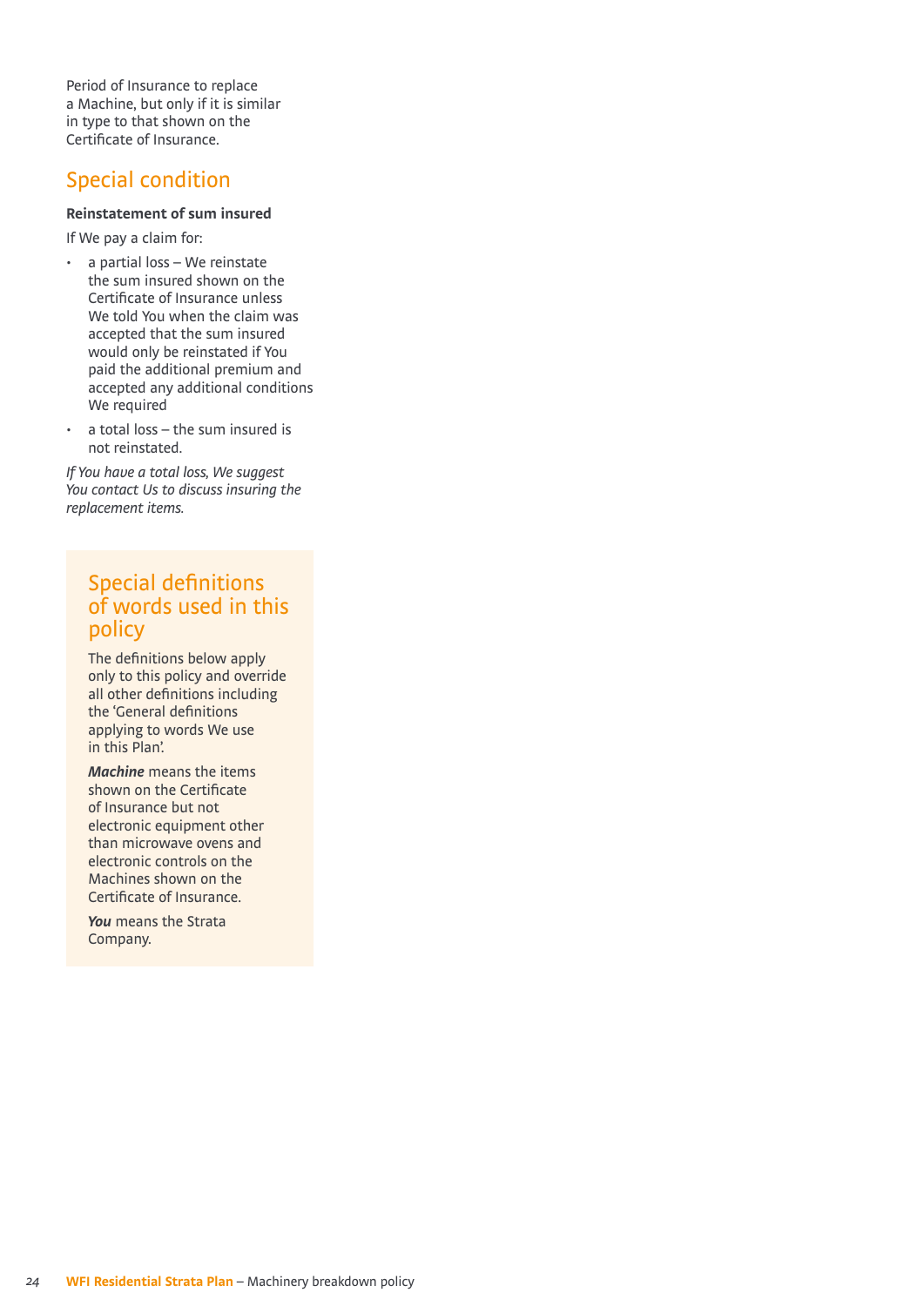Period of Insurance to replace a Machine, but only if it is similar in type to that shown on the Certificate of Insurance.

## Special condition

**Reinstatement of sum insured**

If We pay a claim for:

- a partial loss – We reinstate the sum insured shown on the Certificate of Insurance unless We told You when the claim was accepted that the sum insured would only be reinstated if You paid the additional premium and accepted any additional conditions We required
- a total loss – the sum insured is not reinstated.

*If You have a total loss, We suggest You contact Us to discuss insuring the replacement items.*

## Special definitions of words used in this policy

The definitions below apply only to this policy and override all other definitions including the 'General definitions applying to words We use in this Plan'.

***Machine*** means the items shown on the Certificate of Insurance but not electronic equipment other than microwave ovens and electronic controls on the Machines shown on the Certificate of Insurance.

***You*** means the Strata Company.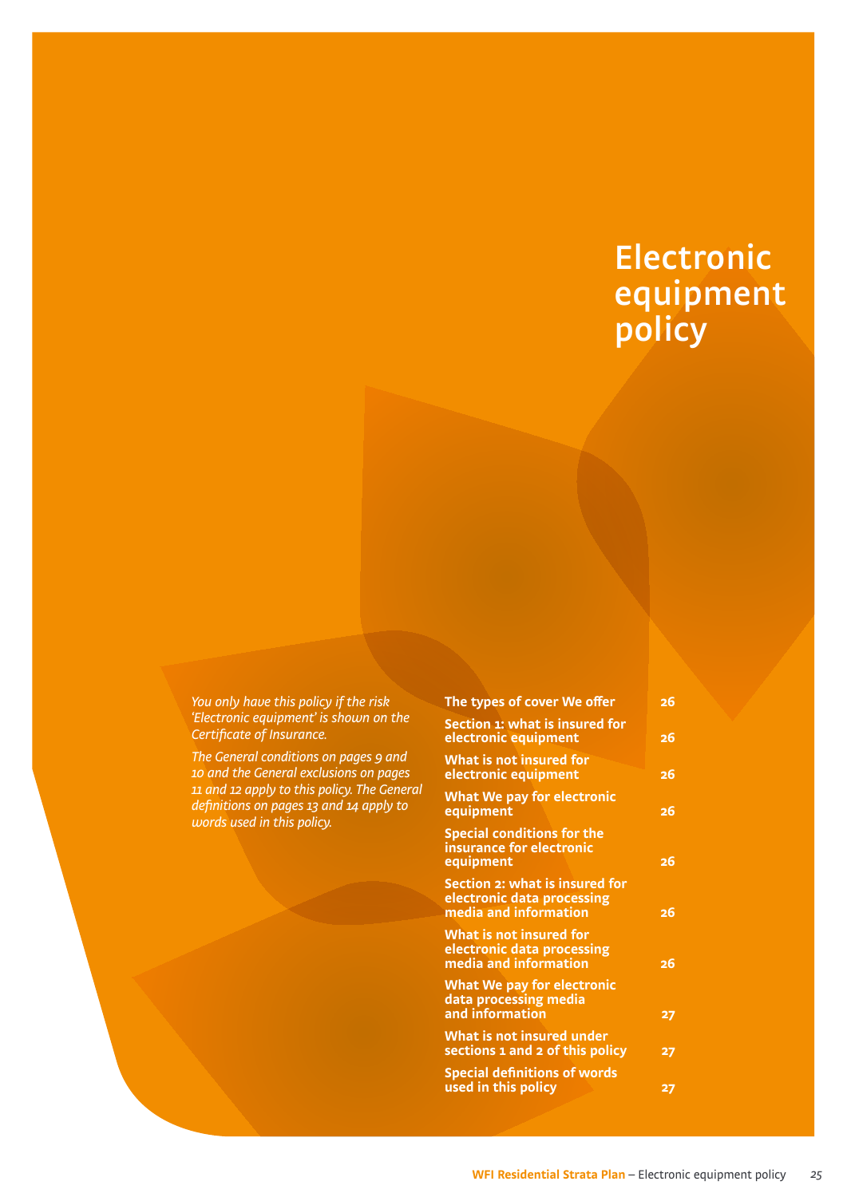# Electronic equipment policy

*You only have this policy if the risk 'Electronic equipment' is shown on the Certificate of Insurance.*

*The General conditions on pages 9 and 10 and the General exclusions on pages 11 and 12 apply to this policy. The General definitions on pages 13 and 14 apply to words used in this policy.*

| | |
|---|---|
| **The types of cover We offer** | **26** |
| **Section 1: what is insured for electronic equipment** | **26** |
| **What is not insured for electronic equipment** | **26** |
| **What We pay for electronic equipment** | **26** |
| **Special conditions for the insurance for electronic equipment** | **26** |
| **Section 2: what is insured for electronic data processing media and information** | **26** |
| **What is not insured for electronic data processing media and information** | **26** |
| **What We pay for electronic data processing media and information** | **27** |
| **What is not insured under sections 1 and 2 of this policy** | **27** |
| **Special definitions of words used in this policy** | **27** |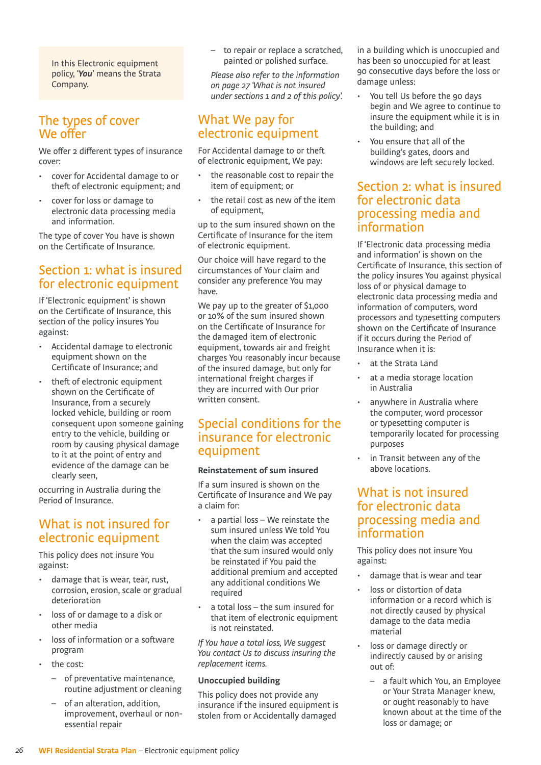In this Electronic equipment policy, '*You*' means the Strata Company.

## The types of cover We offer

We offer 2 different types of insurance cover:

- cover for Accidental damage to or theft of electronic equipment; and
- cover for loss or damage to electronic data processing media and information.

The type of cover You have is shown on the Certificate of Insurance.

## Section 1: what is insured for electronic equipment

If 'Electronic equipment' is shown on the Certificate of Insurance, this section of the policy insures You against:

- Accidental damage to electronic equipment shown on the Certificate of Insurance; and
- theft of electronic equipment shown on the Certificate of Insurance, from a securely locked vehicle, building or room consequent upon someone gaining entry to the vehicle, building or room by causing physical damage to it at the point of entry and evidence of the damage can be clearly seen,

occurring in Australia during the Period of Insurance.

## What is not insured for electronic equipment

This policy does not insure You against:

- damage that is wear, tear, rust, corrosion, erosion, scale or gradual deterioration
- loss of or damage to a disk or other media
- loss of information or a software program
- the cost:
  - of preventative maintenance, routine adjustment or cleaning
  - of an alteration, addition, improvement, overhaul or non-essential repair
  - to repair or replace a scratched, painted or polished surface.

*Please also refer to the information on page 27 'What is not insured under sections 1 and 2 of this policy'.*

## What We pay for electronic equipment

For Accidental damage to or theft of electronic equipment, We pay:

- the reasonable cost to repair the item of equipment; or
- the retail cost as new of the item of equipment,

up to the sum insured shown on the Certificate of Insurance for the item of electronic equipment.

Our choice will have regard to the circumstances of Your claim and consider any preference You may have.

We pay up to the greater of $1,000 or 10% of the sum insured shown on the Certificate of Insurance for the damaged item of electronic equipment, towards air and freight charges You reasonably incur because of the insured damage, but only for international freight charges if they are incurred with Our prior written consent.

## Special conditions for the insurance for electronic equipment

**Reinstatement of sum insured**

If a sum insured is shown on the Certificate of Insurance and We pay a claim for:

- a partial loss – We reinstate the sum insured unless We told You when the claim was accepted that the sum insured would only be reinstated if You paid the additional premium and accepted any additional conditions We required
- a total loss – the sum insured for that item of electronic equipment is not reinstated.

*If You have a total loss, We suggest You contact Us to discuss insuring the replacement items.*

**Unoccupied building**

This policy does not provide any insurance if the insured equipment is stolen from or Accidentally damaged in a building which is unoccupied and has been so unoccupied for at least 90 consecutive days before the loss or damage unless:

- You tell Us before the 90 days begin and We agree to continue to insure the equipment while it is in the building; and
- You ensure that all of the building's gates, doors and windows are left securely locked.

## Section 2: what is insured for electronic data processing media and information

If 'Electronic data processing media and information' is shown on the Certificate of Insurance, this section of the policy insures You against physical loss of or physical damage to electronic data processing media and information of computers, word processors and typesetting computers shown on the Certificate of Insurance if it occurs during the Period of Insurance when it is:

- at the Strata Land
- at a media storage location in Australia
- anywhere in Australia where the computer, word processor or typesetting computer is temporarily located for processing purposes
- in Transit between any of the above locations.

## What is not insured for electronic data processing media and information

This policy does not insure You against:

- damage that is wear and tear
- loss or distortion of data information or a record which is not directly caused by physical damage to the data media material
- loss or damage directly or indirectly caused by or arising out of:
  - a fault which You, an Employee or Your Strata Manager knew, or ought reasonably to have known about at the time of the loss or damage; or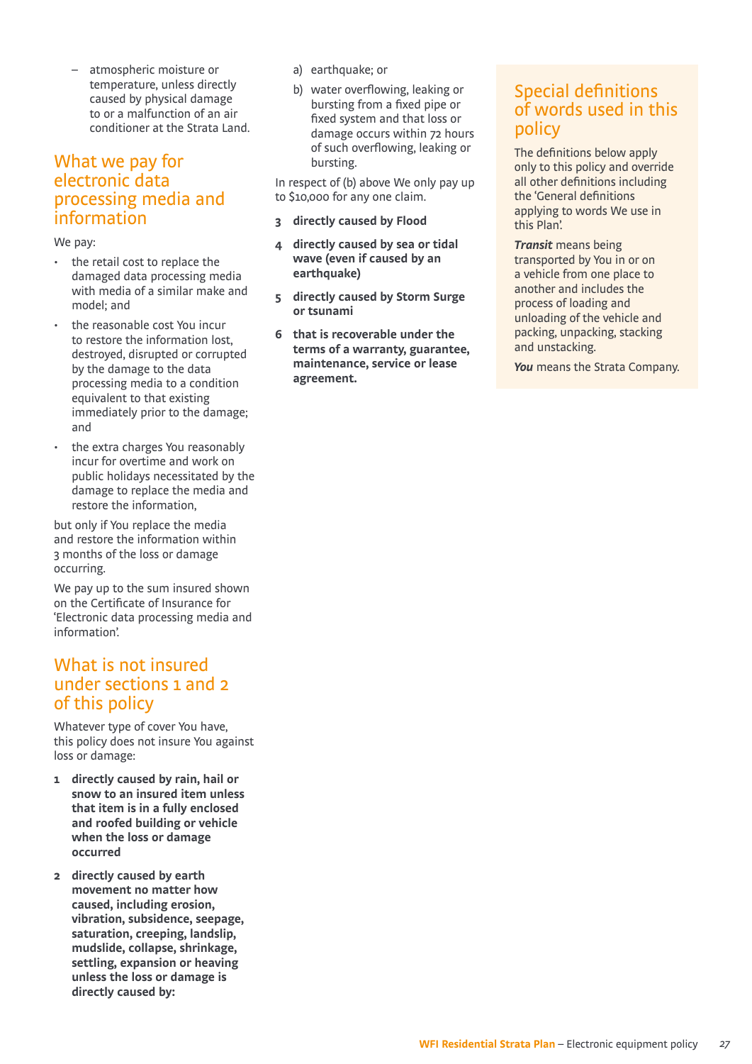- atmospheric moisture or temperature, unless directly caused by physical damage to or a malfunction of an air conditioner at the Strata Land.

## What we pay for electronic data processing media and information

We pay:

- the retail cost to replace the damaged data processing media with media of a similar make and model; and
- the reasonable cost You incur to restore the information lost, destroyed, disrupted or corrupted by the damage to the data processing media to a condition equivalent to that existing immediately prior to the damage; and
- the extra charges You reasonably incur for overtime and work on public holidays necessitated by the damage to replace the media and restore the information,

but only if You replace the media and restore the information within 3 months of the loss or damage occurring.

We pay up to the sum insured shown on the Certificate of Insurance for 'Electronic data processing media and information'.

## What is not insured under sections 1 and 2 of this policy

Whatever type of cover You have, this policy does not insure You against loss or damage:

1. **directly caused by rain, hail or snow to an insured item unless that item is in a fully enclosed and roofed building or vehicle when the loss or damage occurred**
2. **directly caused by earth movement no matter how caused, including erosion, vibration, subsidence, seepage, saturation, creeping, landslip, mudslide, collapse, shrinkage, settling, expansion or heaving unless the loss or damage is directly caused by:**
   a) earthquake; or
   b) water overflowing, leaking or bursting from a fixed pipe or fixed system and that loss or damage occurs within 72 hours of such overflowing, leaking or bursting.

   In respect of (b) above We only pay up to $10,000 for any one claim.
3. **directly caused by Flood**
4. **directly caused by sea or tidal wave (even if caused by an earthquake)**
5. **directly caused by Storm Surge or tsunami**
6. **that is recoverable under the terms of a warranty, guarantee, maintenance, service or lease agreement.**

## Special definitions of words used in this policy

The definitions below apply only to this policy and override all other definitions including the 'General definitions applying to words We use in this Plan'.

***Transit*** means being transported by You in or on a vehicle from one place to another and includes the process of loading and unloading of the vehicle and packing, unpacking, stacking and unstacking.

***You*** means the Strata Company.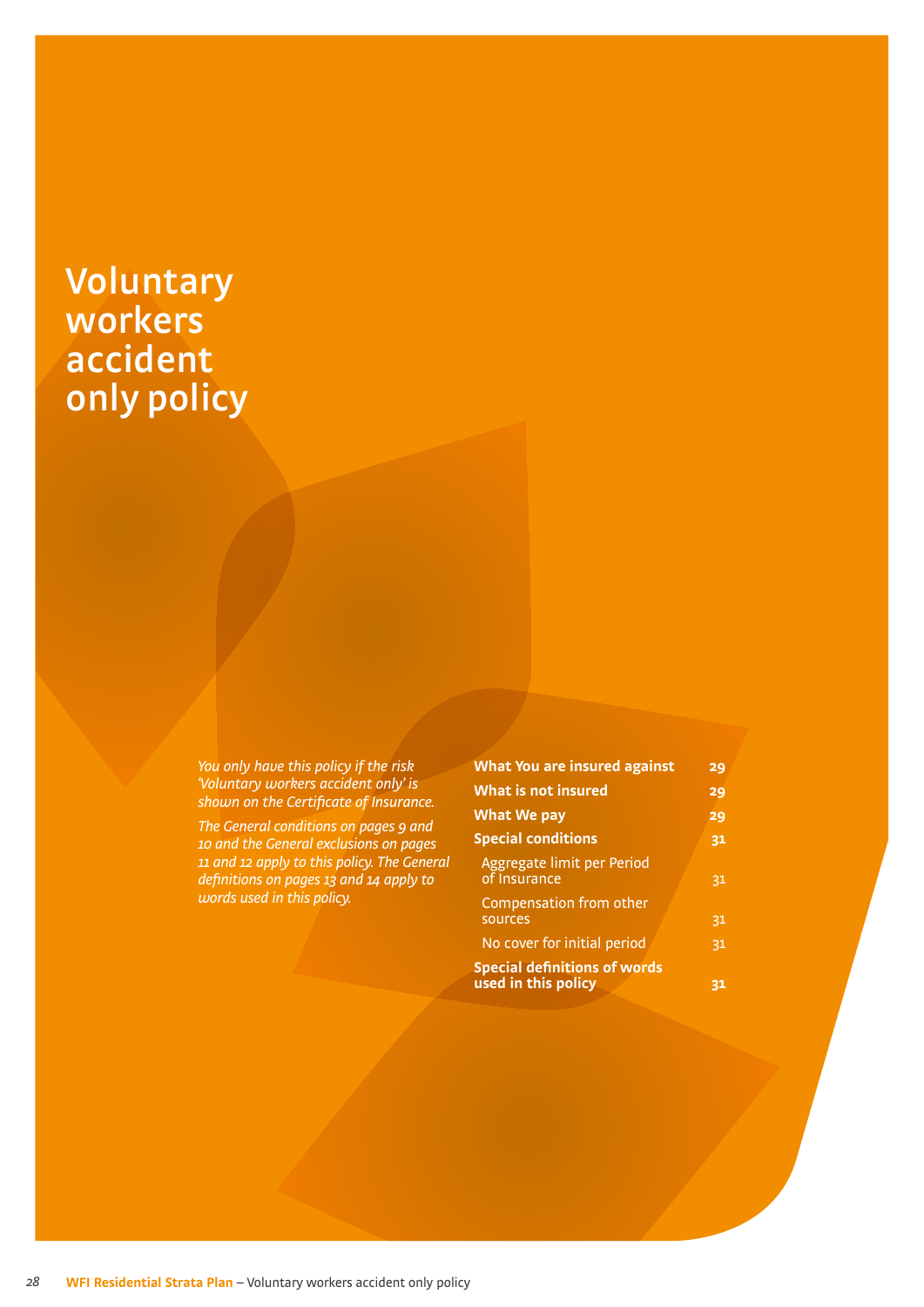# Voluntary workers accident only policy

*You only have this policy if the risk 'Voluntary workers accident only' is shown on the Certificate of Insurance.*

*The General conditions on pages 9 and 10 and the General exclusions on pages 11 and 12 apply to this policy. The General definitions on pages 13 and 14 apply to words used in this policy.*

| | |
|---|---|
| **What You are insured against** | **29** |
| **What is not insured** | **29** |
| **What We pay** | **29** |
| **Special conditions** | **31** |
| Aggregate limit per Period of Insurance | 31 |
| Compensation from other sources | 31 |
| No cover for initial period | 31 |
| **Special definitions of words used in this policy** | **31** |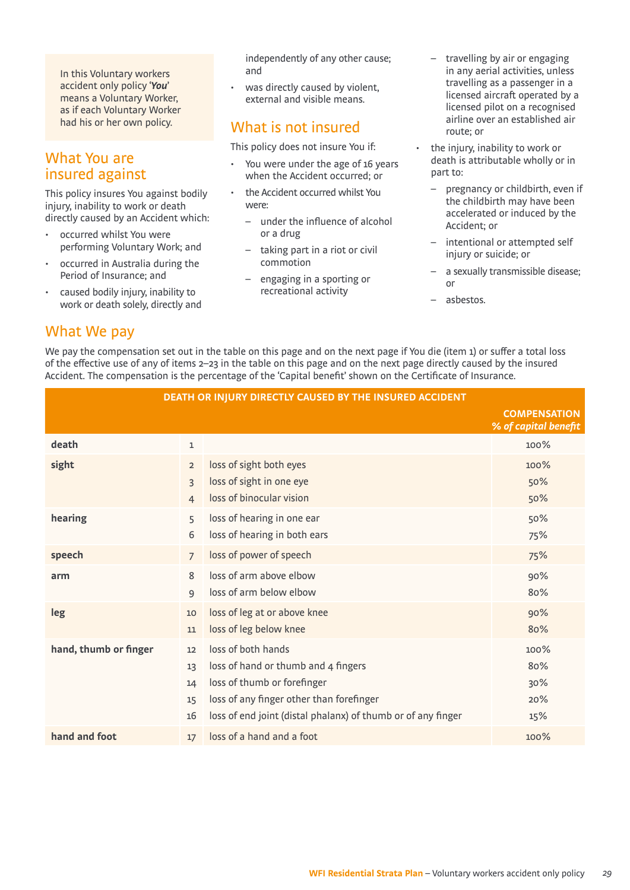In this Voluntary workers accident only policy '***You***' means a Voluntary Worker, as if each Voluntary Worker had his or her own policy.

## What You are insured against

This policy insures You against bodily injury, inability to work or death directly caused by an Accident which:

- occurred whilst You were performing Voluntary Work; and
- occurred in Australia during the Period of Insurance; and
- caused bodily injury, inability to work or death solely, directly and independently of any other cause; and
- was directly caused by violent, external and visible means.

## What is not insured

This policy does not insure You if:

- You were under the age of 16 years when the Accident occurred; or
- the Accident occurred whilst You were:
  - under the influence of alcohol or a drug
  - taking part in a riot or civil commotion
  - engaging in a sporting or recreational activity
  - travelling by air or engaging in any aerial activities, unless travelling as a passenger in a licensed aircraft operated by a licensed pilot on a recognised airline over an established air route; or
- the injury, inability to work or death is attributable wholly or in part to:
  - pregnancy or childbirth, even if the childbirth may have been accelerated or induced by the Accident; or
  - intentional or attempted self injury or suicide; or
  - a sexually transmissible disease; or
  - asbestos.

## What We pay

We pay the compensation set out in the table on this page and on the next page if You die (item 1) or suffer a total loss of the effective use of any of items 2–23 in the table on this page and on the next page directly caused by the insured Accident. The compensation is the percentage of the 'Capital benefit' shown on the Certificate of Insurance.

| DEATH OR INJURY DIRECTLY CAUSED BY THE INSURED ACCIDENT | | | COMPENSATION *% of capital benefit* |
|---|---|---|---|
| **death** | 1 | | 100% |
| **sight** | 2 | loss of sight both eyes | 100% |
| | 3 | loss of sight in one eye | 50% |
| | 4 | loss of binocular vision | 50% |
| **hearing** | 5 | loss of hearing in one ear | 50% |
| | 6 | loss of hearing in both ears | 75% |
| **speech** | 7 | loss of power of speech | 75% |
| **arm** | 8 | loss of arm above elbow | 90% |
| | 9 | loss of arm below elbow | 80% |
| **leg** | 10 | loss of leg at or above knee | 90% |
| | 11 | loss of leg below knee | 80% |
| **hand, thumb or finger** | 12 | loss of both hands | 100% |
| | 13 | loss of hand or thumb and 4 fingers | 80% |
| | 14 | loss of thumb or forefinger | 30% |
| | 15 | loss of any finger other than forefinger | 20% |
| | 16 | loss of end joint (distal phalanx) of thumb or of any finger | 15% |
| **hand and foot** | 17 | loss of a hand and a foot | 100% |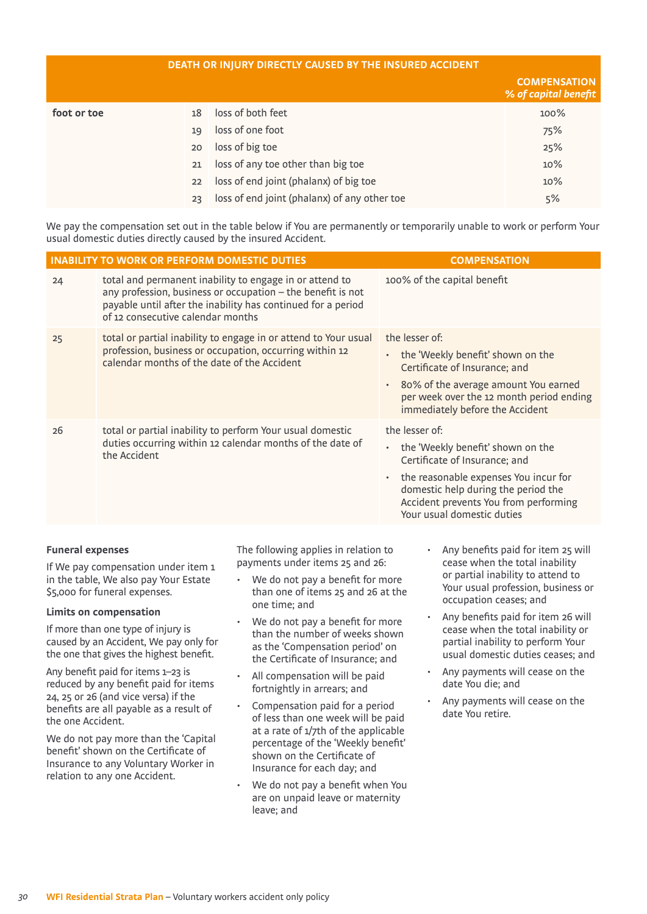| DEATH OR INJURY DIRECTLY CAUSED BY THE INSURED ACCIDENT | | | COMPENSATION *% of capital benefit* |
|---|---|---|---|
| **foot or toe** | 18 | loss of both feet | 100% |
| | 19 | loss of one foot | 75% |
| | 20 | loss of big toe | 25% |
| | 21 | loss of any toe other than big toe | 10% |
| | 22 | loss of end joint (phalanx) of big toe | 10% |
| | 23 | loss of end joint (phalanx) of any other toe | 5% |

We pay the compensation set out in the table below if You are permanently or temporarily unable to work or perform Your usual domestic duties directly caused by the insured Accident.

| INABILITY TO WORK OR PERFORM DOMESTIC DUTIES | | COMPENSATION |
|---|---|---|
| 24 | total and permanent inability to engage in or attend to any profession, business or occupation – the benefit is not payable until after the inability has continued for a period of 12 consecutive calendar months | 100% of the capital benefit |
| 25 | total or partial inability to engage in or attend to Your usual profession, business or occupation, occurring within 12 calendar months of the date of the Accident | the lesser of: • the 'Weekly benefit' shown on the Certificate of Insurance; and • 80% of the average amount You earned per week over the 12 month period ending immediately before the Accident |
| 26 | total or partial inability to perform Your usual domestic duties occurring within 12 calendar months of the date of the Accident | the lesser of: • the 'Weekly benefit' shown on the Certificate of Insurance; and • the reasonable expenses You incur for domestic help during the period the Accident prevents You from performing Your usual domestic duties |

**Funeral expenses**

If We pay compensation under item 1 in the table, We also pay Your Estate $5,000 for funeral expenses.

**Limits on compensation**

If more than one type of injury is caused by an Accident, We pay only for the one that gives the highest benefit.

Any benefit paid for items 1–23 is reduced by any benefit paid for items 24, 25 or 26 (and vice versa) if the benefits are all payable as a result of the one Accident.

We do not pay more than the 'Capital benefit' shown on the Certificate of Insurance to any Voluntary Worker in relation to any one Accident.

The following applies in relation to payments under items 25 and 26:

- We do not pay a benefit for more than one of items 25 and 26 at the one time; and
- We do not pay a benefit for more than the number of weeks shown as the 'Compensation period' on the Certificate of Insurance; and
- All compensation will be paid fortnightly in arrears; and
- Compensation paid for a period of less than one week will be paid at a rate of 1/7th of the applicable percentage of the 'Weekly benefit' shown on the Certificate of Insurance for each day; and
- We do not pay a benefit when You are on unpaid leave or maternity leave; and
- Any benefits paid for item 25 will cease when the total inability or partial inability to attend to Your usual profession, business or occupation ceases; and
- Any benefits paid for item 26 will cease when the total inability or partial inability to perform Your usual domestic duties ceases; and
- Any payments will cease on the date You die; and
- Any payments will cease on the date You retire.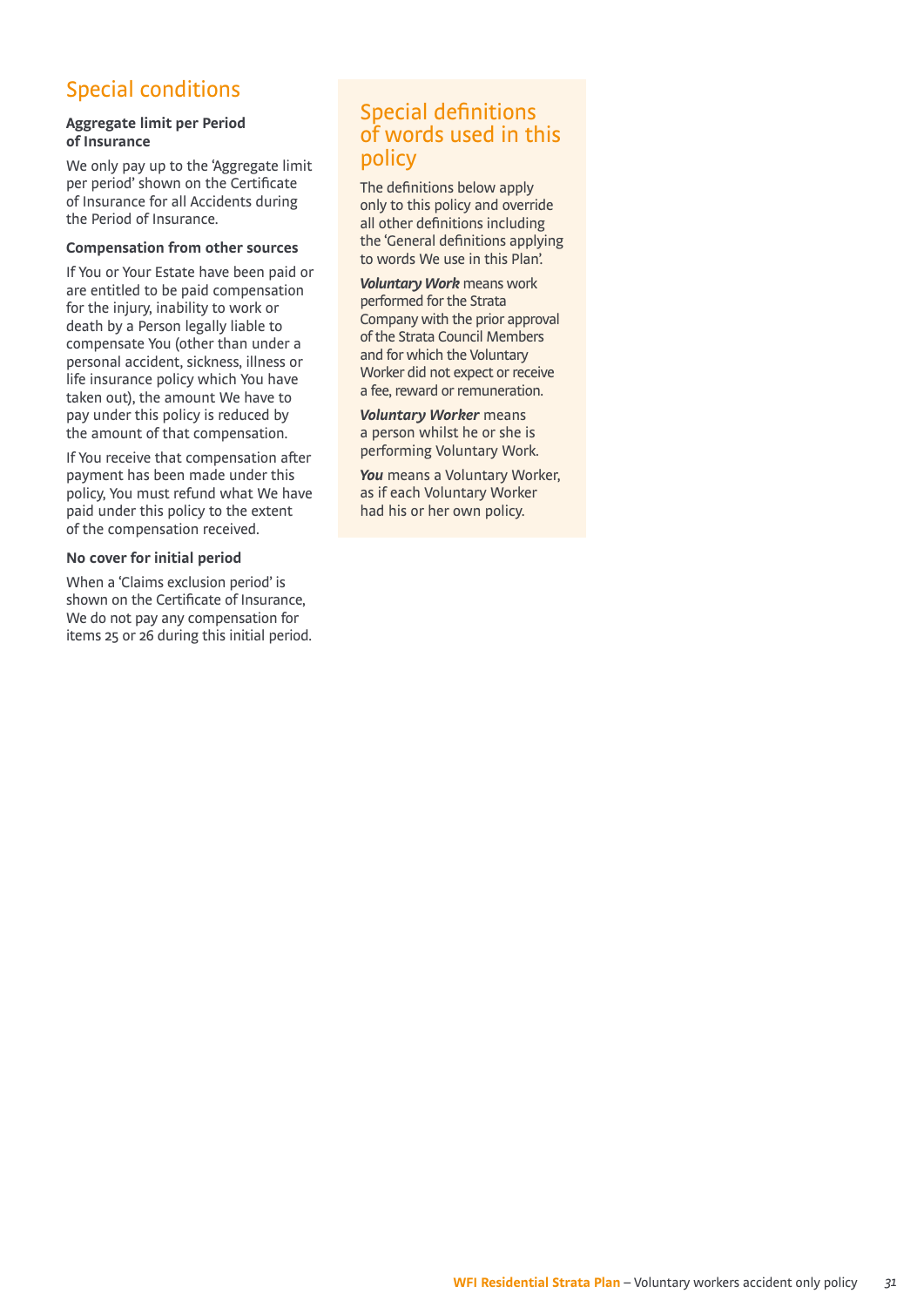## Special conditions

**Aggregate limit per Period of Insurance**

We only pay up to the 'Aggregate limit per period' shown on the Certificate of Insurance for all Accidents during the Period of Insurance.

**Compensation from other sources**

If You or Your Estate have been paid or are entitled to be paid compensation for the injury, inability to work or death by a Person legally liable to compensate You (other than under a personal accident, sickness, illness or life insurance policy which You have taken out), the amount We have to pay under this policy is reduced by the amount of that compensation.

If You receive that compensation after payment has been made under this policy, You must refund what We have paid under this policy to the extent of the compensation received.

**No cover for initial period**

When a 'Claims exclusion period' is shown on the Certificate of Insurance, We do not pay any compensation for items 25 or 26 during this initial period.

## Special definitions of words used in this policy

The definitions below apply only to this policy and override all other definitions including the 'General definitions applying to words We use in this Plan'.

***Voluntary Work*** means work performed for the Strata Company with the prior approval of the Strata Council Members and for which the Voluntary Worker did not expect or receive a fee, reward or remuneration.

***Voluntary Worker*** means a person whilst he or she is performing Voluntary Work.

***You*** means a Voluntary Worker, as if each Voluntary Worker had his or her own policy.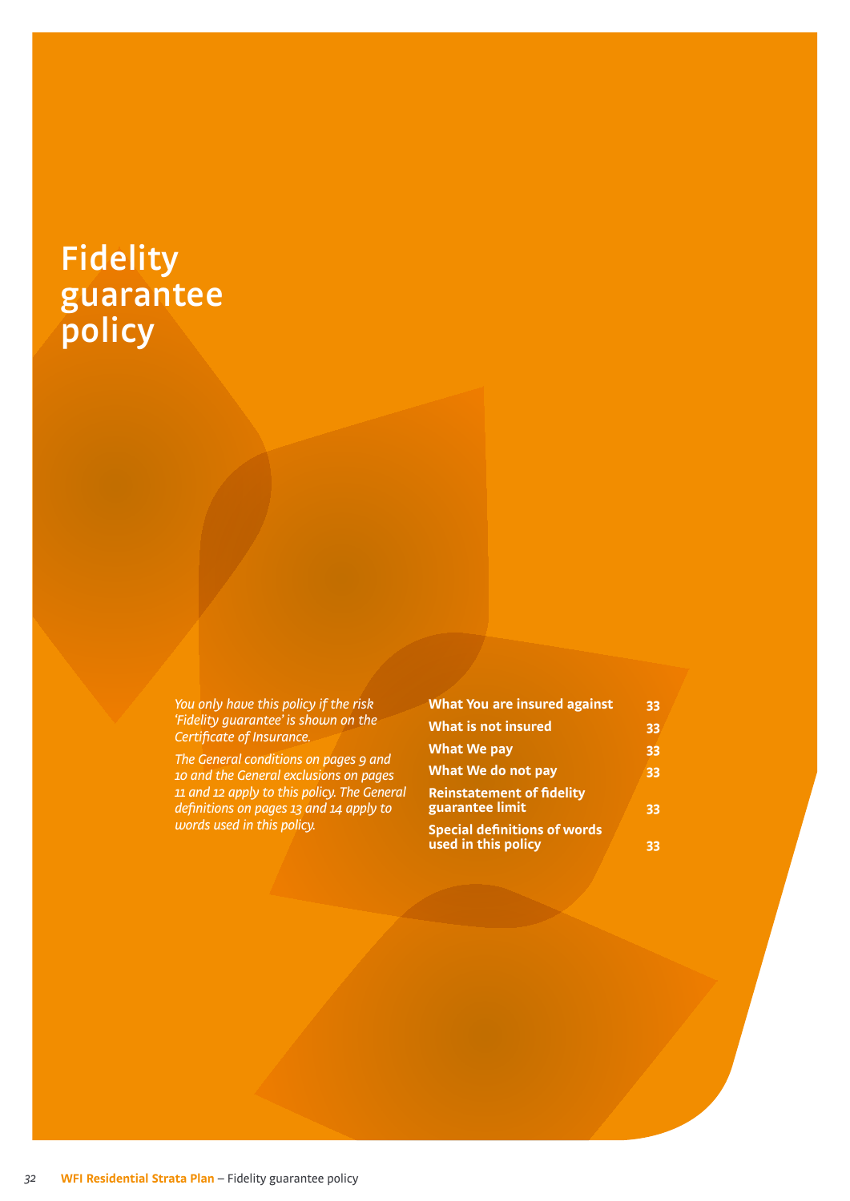# Fidelity guarantee policy

*You only have this policy if the risk 'Fidelity guarantee' is shown on the Certificate of Insurance.*

*The General conditions on pages 9 and 10 and the General exclusions on pages 11 and 12 apply to this policy. The General definitions on pages 13 and 14 apply to words used in this policy.*

| | |
|---|---|
| **What You are insured against** | **33** |
| **What is not insured** | **33** |
| **What We pay** | **33** |
| **What We do not pay** | **33** |
| **Reinstatement of fidelity guarantee limit** | **33** |
| **Special definitions of words used in this policy** | **33** |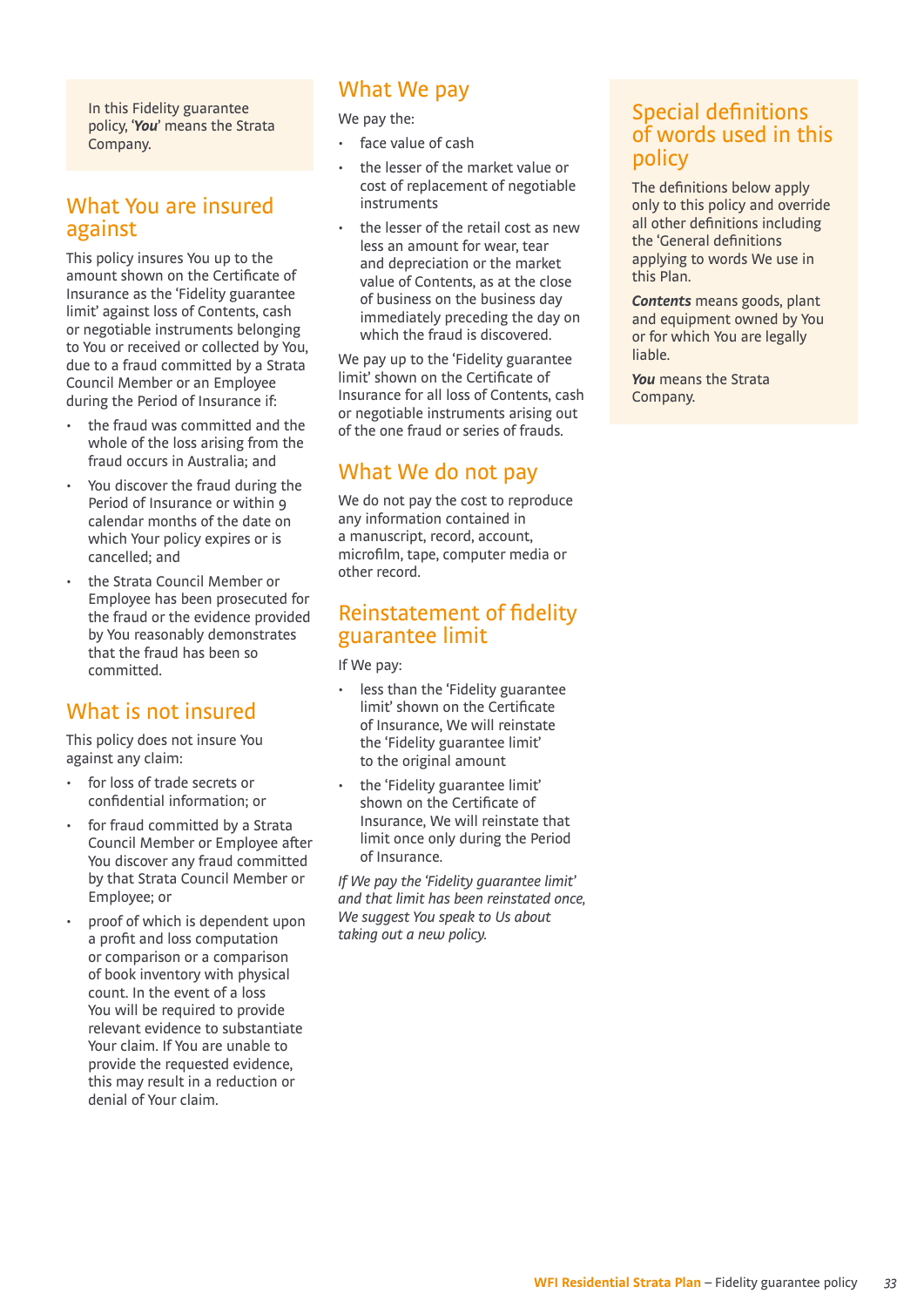In this Fidelity guarantee policy, '***You***' means the Strata Company.

## What You are insured against

This policy insures You up to the amount shown on the Certificate of Insurance as the 'Fidelity guarantee limit' against loss of Contents, cash or negotiable instruments belonging to You or received or collected by You, due to a fraud committed by a Strata Council Member or an Employee during the Period of Insurance if:

- the fraud was committed and the whole of the loss arising from the fraud occurs in Australia; and
- You discover the fraud during the Period of Insurance or within 9 calendar months of the date on which Your policy expires or is cancelled; and
- the Strata Council Member or Employee has been prosecuted for the fraud or the evidence provided by You reasonably demonstrates that the fraud has been so committed.

## What is not insured

This policy does not insure You against any claim:

- for loss of trade secrets or confidential information; or
- for fraud committed by a Strata Council Member or Employee after You discover any fraud committed by that Strata Council Member or Employee; or
- proof of which is dependent upon a profit and loss computation or comparison or a comparison of book inventory with physical count. In the event of a loss You will be required to provide relevant evidence to substantiate Your claim. If You are unable to provide the requested evidence, this may result in a reduction or denial of Your claim.

## What We pay

We pay the:

- face value of cash
- the lesser of the market value or cost of replacement of negotiable instruments
- the lesser of the retail cost as new less an amount for wear, tear and depreciation or the market value of Contents, as at the close of business on the business day immediately preceding the day on which the fraud is discovered.

We pay up to the 'Fidelity guarantee limit' shown on the Certificate of Insurance for all loss of Contents, cash or negotiable instruments arising out of the one fraud or series of frauds.

## What We do not pay

We do not pay the cost to reproduce any information contained in a manuscript, record, account, microfilm, tape, computer media or other record.

## Reinstatement of fidelity guarantee limit

If We pay:

- less than the 'Fidelity guarantee limit' shown on the Certificate of Insurance, We will reinstate the 'Fidelity guarantee limit' to the original amount
- the 'Fidelity guarantee limit' shown on the Certificate of Insurance, We will reinstate that limit once only during the Period of Insurance.

*If We pay the 'Fidelity guarantee limit' and that limit has been reinstated once, We suggest You speak to Us about taking out a new policy.*

## Special definitions of words used in this policy

The definitions below apply only to this policy and override all other definitions including the 'General definitions applying to words We use in this Plan.

***Contents*** means goods, plant and equipment owned by You or for which You are legally liable.

***You*** means the Strata Company.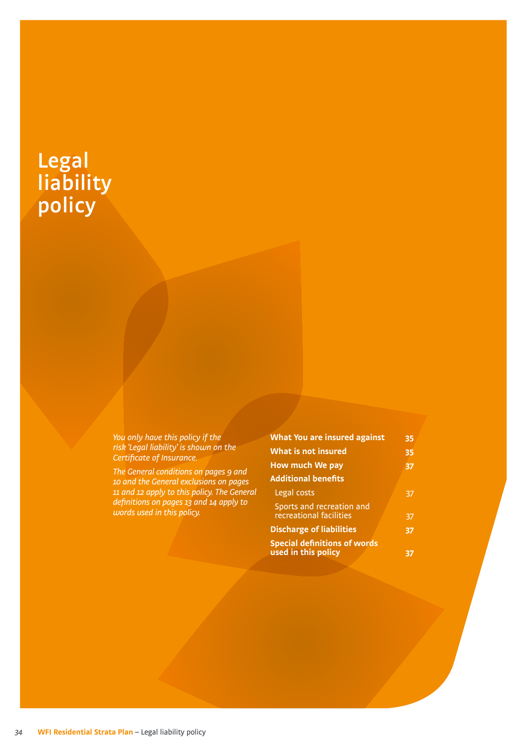# Legal liability policy

*You only have this policy if the risk 'Legal liability' is shown on the Certificate of Insurance.*

*The General conditions on pages 9 and 10 and the General exclusions on pages 11 and 12 apply to this policy. The General definitions on pages 13 and 14 apply to words used in this policy.*

| | |
|---|---|
| **What You are insured against** | **35** |
| **What is not insured** | **35** |
| **How much We pay** | **37** |
| **Additional benefits** | |
| Legal costs | 37 |
| Sports and recreation and recreational facilities | 37 |
| **Discharge of liabilities** | **37** |
| **Special definitions of words used in this policy** | **37** |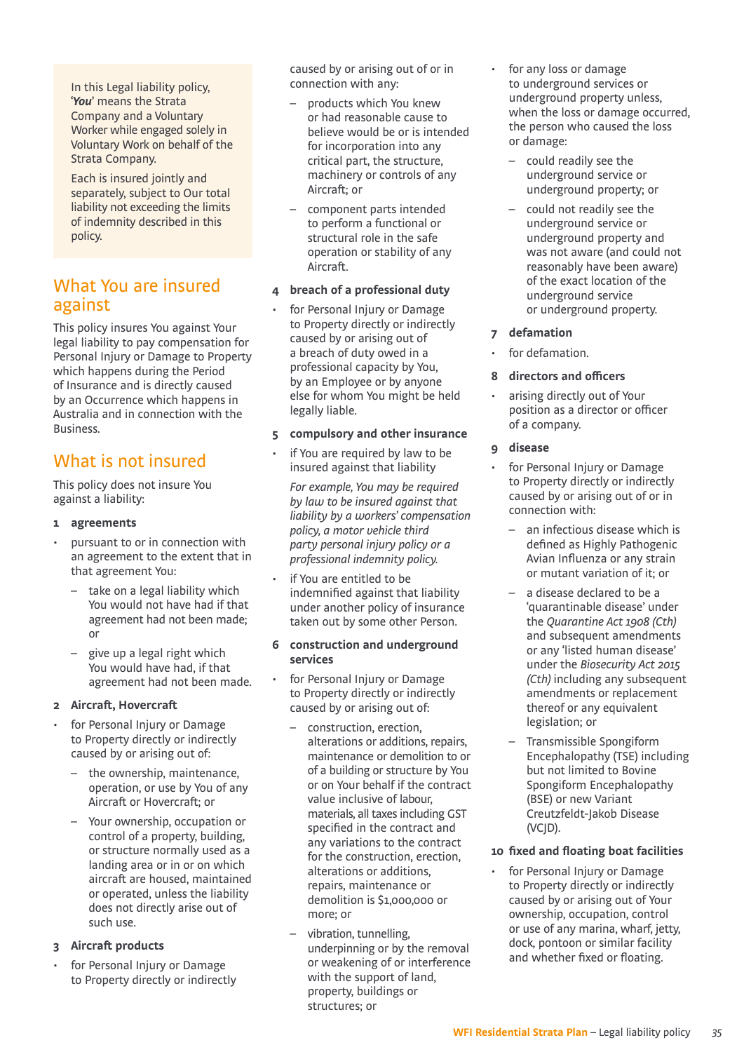In this Legal liability policy, '***You***' means the Strata Company and a Voluntary Worker while engaged solely in Voluntary Work on behalf of the Strata Company.

Each is insured jointly and separately, subject to Our total liability not exceeding the limits of indemnity described in this policy.

## What You are insured against

This policy insures You against Your legal liability to pay compensation for Personal Injury or Damage to Property which happens during the Period of Insurance and is directly caused by an Occurrence which happens in Australia and in connection with the Business.

## What is not insured

This policy does not insure You against a liability:

### 1 agreements

- pursuant to or in connection with an agreement to the extent that in that agreement You:
  - take on a legal liability which You would not have had if that agreement had not been made; or
  - give up a legal right which You would have had, if that agreement had not been made.

### 2 Aircraft, Hovercraft

- for Personal Injury or Damage to Property directly or indirectly caused by or arising out of:
  - the ownership, maintenance, operation, or use by You of any Aircraft or Hovercraft; or
  - Your ownership, occupation or control of a property, building, or structure normally used as a landing area or in or on which aircraft are housed, maintained or operated, unless the liability does not directly arise out of such use.

### 3 Aircraft products

- for Personal Injury or Damage to Property directly or indirectly caused by or arising out of or in connection with any:
  - products which You knew or had reasonable cause to believe would be or is intended for incorporation into any critical part, the structure, machinery or controls of any Aircraft; or
  - component parts intended to perform a functional or structural role in the safe operation or stability of any Aircraft.

### 4 breach of a professional duty

- for Personal Injury or Damage to Property directly or indirectly caused by or arising out of a breach of duty owed in a professional capacity by You, by an Employee or by anyone else for whom You might be held legally liable.

### 5 compulsory and other insurance

- if You are required by law to be insured against that liability

  *For example, You may be required by law to be insured against that liability by a workers' compensation policy, a motor vehicle third party personal injury policy or a professional indemnity policy.*

- if You are entitled to be indemnified against that liability under another policy of insurance taken out by some other Person.

### 6 construction and underground services

- for Personal Injury or Damage to Property directly or indirectly caused by or arising out of:
  - construction, erection, alterations or additions, repairs, maintenance or demolition to or of a building or structure by You or on Your behalf if the contract value inclusive of labour, materials, all taxes including GST specified in the contract and any variations to the contract for the construction, erection, alterations or additions, repairs, maintenance or demolition is $1,000,000 or more; or
  - vibration, tunnelling, underpinning or by the removal or weakening of or interference with the support of land, property, buildings or structures; or
- for any loss or damage to underground services or underground property unless, when the loss or damage occurred, the person who caused the loss or damage:
  - could readily see the underground service or underground property; or
  - could not readily see the underground service or underground property and was not aware (and could not reasonably have been aware) of the exact location of the underground service or underground property.

### 7 defamation

- for defamation.

### 8 directors and officers

- arising directly out of Your position as a director or officer of a company.

### 9 disease

- for Personal Injury or Damage to Property directly or indirectly caused by or arising out of or in connection with:
  - an infectious disease which is defined as Highly Pathogenic Avian Influenza or any strain or mutant variation of it; or
  - a disease declared to be a 'quarantinable disease' under the *Quarantine Act 1908 (Cth)* and subsequent amendments or any 'listed human disease' under the *Biosecurity Act 2015 (Cth)* including any subsequent amendments or replacement thereof or any equivalent legislation; or
  - Transmissible Spongiform Encephalopathy (TSE) including but not limited to Bovine Spongiform Encephalopathy (BSE) or new Variant Creutzfeldt-Jakob Disease (VCJD).

### 10 fixed and floating boat facilities

- for Personal Injury or Damage to Property directly or indirectly caused by or arising out of Your ownership, occupation, control or use of any marina, wharf, jetty, dock, pontoon or similar facility and whether fixed or floating.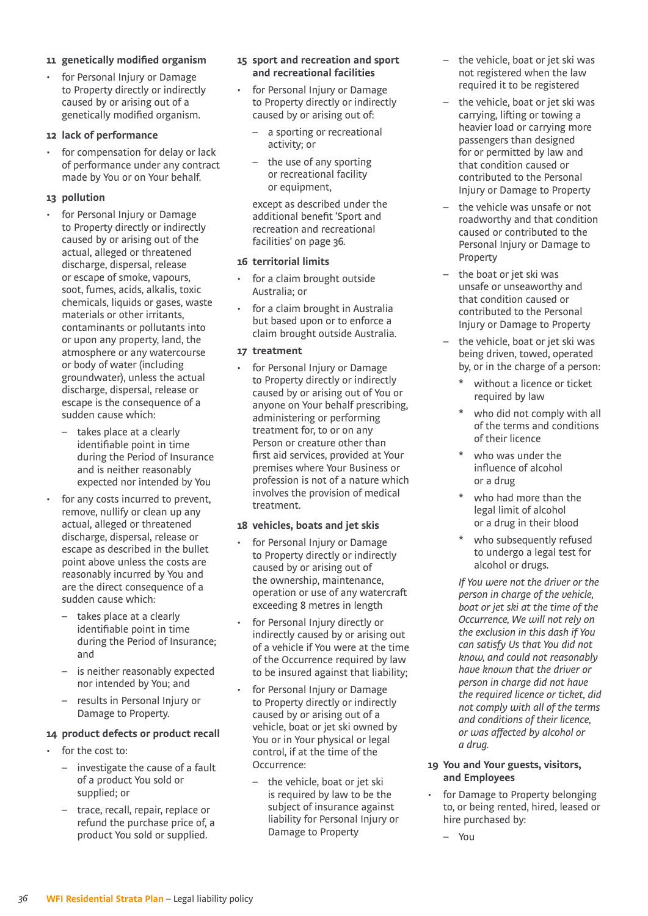### 11 genetically modified organism

- for Personal Injury or Damage to Property directly or indirectly caused by or arising out of a genetically modified organism.

### 12 lack of performance

- for compensation for delay or lack of performance under any contract made by You or on Your behalf.

### 13 pollution

- for Personal Injury or Damage to Property directly or indirectly caused by or arising out of the actual, alleged or threatened discharge, dispersal, release or escape of smoke, vapours, soot, fumes, acids, alkalis, toxic chemicals, liquids or gases, waste materials or other irritants, contaminants or pollutants into or upon any property, land, the atmosphere or any watercourse or body of water (including groundwater), unless the actual discharge, dispersal, release or escape is the consequence of a sudden cause which:
  - takes place at a clearly identifiable point in time during the Period of Insurance and is neither reasonably expected nor intended by You
- for any costs incurred to prevent, remove, nullify or clean up any actual, alleged or threatened discharge, dispersal, release or escape as described in the bullet point above unless the costs are reasonably incurred by You and are the direct consequence of a sudden cause which:
  - takes place at a clearly identifiable point in time during the Period of Insurance; and
  - is neither reasonably expected nor intended by You; and
  - results in Personal Injury or Damage to Property.

### 14 product defects or product recall

- for the cost to:
  - investigate the cause of a fault of a product You sold or supplied; or
  - trace, recall, repair, replace or refund the purchase price of, a product You sold or supplied.

### 15 sport and recreation and sport and recreational facilities

- for Personal Injury or Damage to Property directly or indirectly caused by or arising out of:
  - a sporting or recreational activity; or
  - the use of any sporting or recreational facility or equipment,

  except as described under the additional benefit 'Sport and recreation and recreational facilities' on page 36.

### 16 territorial limits

- for a claim brought outside Australia; or
- for a claim brought in Australia but based upon or to enforce a claim brought outside Australia.

### 17 treatment

- for Personal Injury or Damage to Property directly or indirectly caused by or arising out of You or anyone on Your behalf prescribing, administering or performing treatment for, to or on any Person or creature other than first aid services, provided at Your premises where Your Business or profession is not of a nature which involves the provision of medical treatment.

### 18 vehicles, boats and jet skis

- for Personal Injury or Damage to Property directly or indirectly caused by or arising out of the ownership, maintenance, operation or use of any watercraft exceeding 8 metres in length
- for Personal Injury directly or indirectly caused by or arising out of a vehicle if You were at the time of the Occurrence required by law to be insured against that liability;
- for Personal Injury or Damage to Property directly or indirectly caused by or arising out of a vehicle, boat or jet ski owned by You or in Your physical or legal control, if at the time of the Occurrence:
  - the vehicle, boat or jet ski is required by law to be the subject of insurance against liability for Personal Injury or Damage to Property
  - the vehicle, boat or jet ski was not registered when the law required it to be registered
  - the vehicle, boat or jet ski was carrying, lifting or towing a heavier load or carrying more passengers than designed for or permitted by law and that condition caused or contributed to the Personal Injury or Damage to Property
  - the vehicle was unsafe or not roadworthy and that condition caused or contributed to the Personal Injury or Damage to Property
  - the boat or jet ski was unsafe or unseaworthy and that condition caused or contributed to the Personal Injury or Damage to Property
  - the vehicle, boat or jet ski was being driven, towed, operated by, or in the charge of a person:
    * without a licence or ticket required by law
    * who did not comply with all of the terms and conditions of their licence
    * who was under the influence of alcohol or a drug
    * who had more than the legal limit of alcohol or a drug in their blood
    * who subsequently refused to undergo a legal test for alcohol or drugs.

    *If You were not the driver or the person in charge of the vehicle, boat or jet ski at the time of the Occurrence, We will not rely on the exclusion in this dash if You can satisfy Us that You did not know, and could not reasonably have known that the driver or person in charge did not have the required licence or ticket, did not comply with all of the terms and conditions of their licence, or was affected by alcohol or a drug.*

### 19 You and Your guests, visitors, and Employees

- for Damage to Property belonging to, or being rented, hired, leased or hire purchased by:
  - You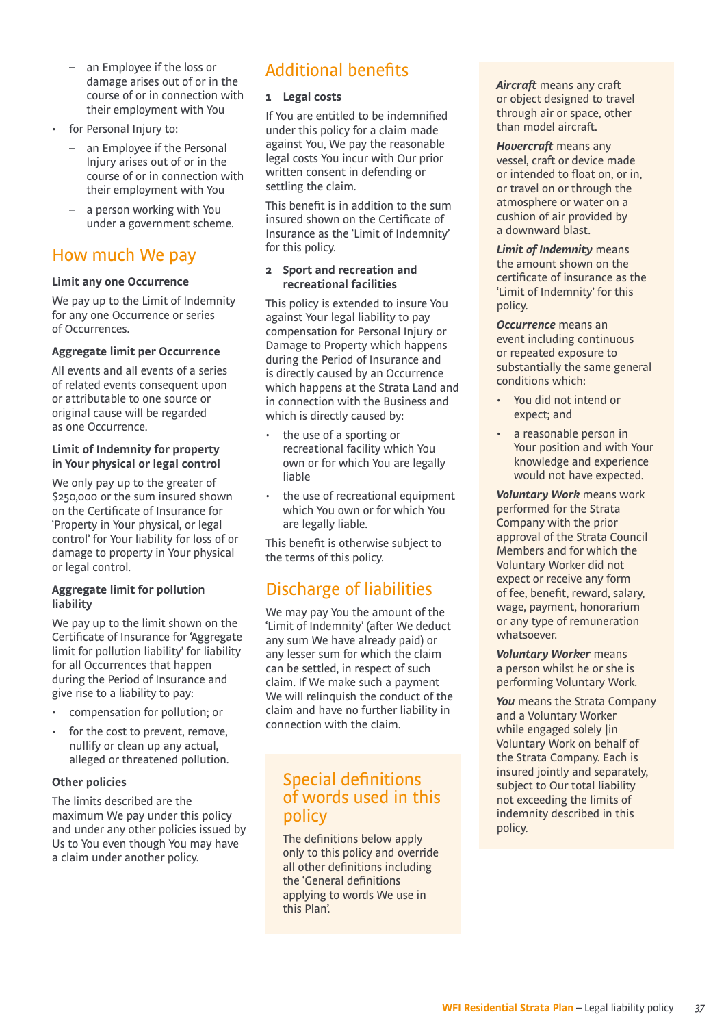- an Employee if the loss or damage arises out of or in the course of or in connection with their employment with You
- for Personal Injury to:
   - an Employee if the Personal Injury arises out of or in the course of or in connection with their employment with You
   - a person working with You under a government scheme.

## How much We pay

### Limit any one Occurrence

We pay up to the Limit of Indemnity for any one Occurrence or series of Occurrences.

### Aggregate limit per Occurrence

All events and all events of a series of related events consequent upon or attributable to one source or original cause will be regarded as one Occurrence.

### Limit of Indemnity for property in Your physical or legal control

We only pay up to the greater of $250,000 or the sum insured shown on the Certificate of Insurance for 'Property in Your physical, or legal control' for Your liability for loss of or damage to property in Your physical or legal control.

### Aggregate limit for pollution liability

We pay up to the limit shown on the Certificate of Insurance for 'Aggregate limit for pollution liability' for liability for all Occurrences that happen during the Period of Insurance and give rise to a liability to pay:

- compensation for pollution; or
- for the cost to prevent, remove, nullify or clean up any actual, alleged or threatened pollution.

### Other policies

The limits described are the maximum We pay under this policy and under any other policies issued by Us to You even though You may have a claim under another policy.

## Additional benefits

### 1 Legal costs

If You are entitled to be indemnified under this policy for a claim made against You, We pay the reasonable legal costs You incur with Our prior written consent in defending or settling the claim.

This benefit is in addition to the sum insured shown on the Certificate of Insurance as the 'Limit of Indemnity' for this policy.

### 2 Sport and recreation and recreational facilities

This policy is extended to insure You against Your legal liability to pay compensation for Personal Injury or Damage to Property which happens during the Period of Insurance and is directly caused by an Occurrence which happens at the Strata Land and in connection with the Business and which is directly caused by:

- the use of a sporting or recreational facility which You own or for which You are legally liable
- the use of recreational equipment which You own or for which You are legally liable.

This benefit is otherwise subject to the terms of this policy.

## Discharge of liabilities

We may pay You the amount of the 'Limit of Indemnity' (after We deduct any sum We have already paid) or any lesser sum for which the claim can be settled, in respect of such claim. If We make such a payment We will relinquish the conduct of the claim and have no further liability in connection with the claim.

## Special definitions of words used in this policy

The definitions below apply only to this policy and override all other definitions including the 'General definitions applying to words We use in this Plan'.

***Aircraft*** means any craft or object designed to travel through air or space, other than model aircraft.

***Hovercraft*** means any vessel, craft or device made or intended to float on, or in, or travel on or through the atmosphere or water on a cushion of air provided by a downward blast.

***Limit of Indemnity*** means the amount shown on the certificate of insurance as the 'Limit of Indemnity' for this policy.

***Occurrence*** means an event including continuous or repeated exposure to substantially the same general conditions which:

- You did not intend or expect; and
- a reasonable person in Your position and with Your knowledge and experience would not have expected.

***Voluntary Work*** means work performed for the Strata Company with the prior approval of the Strata Council Members and for which the Voluntary Worker did not expect or receive any form of fee, benefit, reward, salary, wage, payment, honorarium or any type of remuneration whatsoever.

***Voluntary Worker*** means a person whilst he or she is performing Voluntary Work.

***You*** means the Strata Company and a Voluntary Worker while engaged solely |in Voluntary Work on behalf of the Strata Company. Each is insured jointly and separately, subject to Our total liability not exceeding the limits of indemnity described in this policy.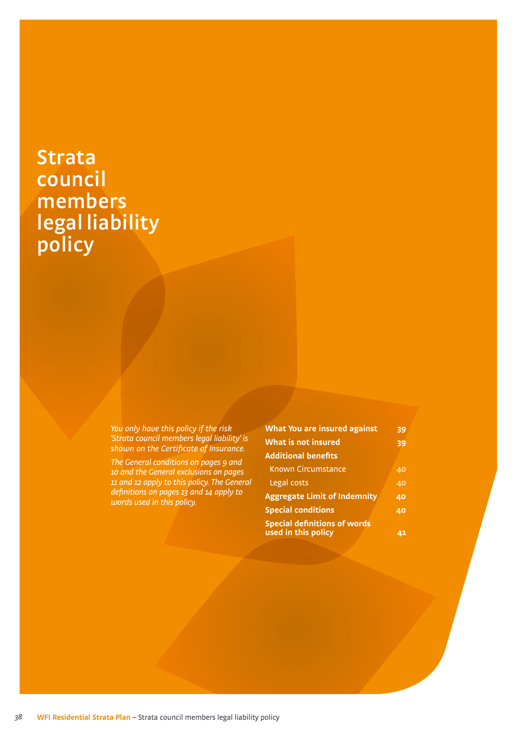# Strata council members legal liability policy

*You only have this policy if the risk 'Strata council members legal liability' is shown on the Certificate of Insurance.*

*The General conditions on pages 9 and 10 and the General exclusions on pages 11 and 12 apply to this policy. The General definitions on pages 13 and 14 apply to words used in this policy.*

| | |
|---|---|
| **What You are insured against** | **39** |
| **What is not insured** | **39** |
| **Additional benefits** | |
| Known Circumstance | 40 |
| Legal costs | 40 |
| **Aggregate Limit of Indemnity** | **40** |
| **Special conditions** | **40** |
| **Special definitions of words used in this policy** | **41** |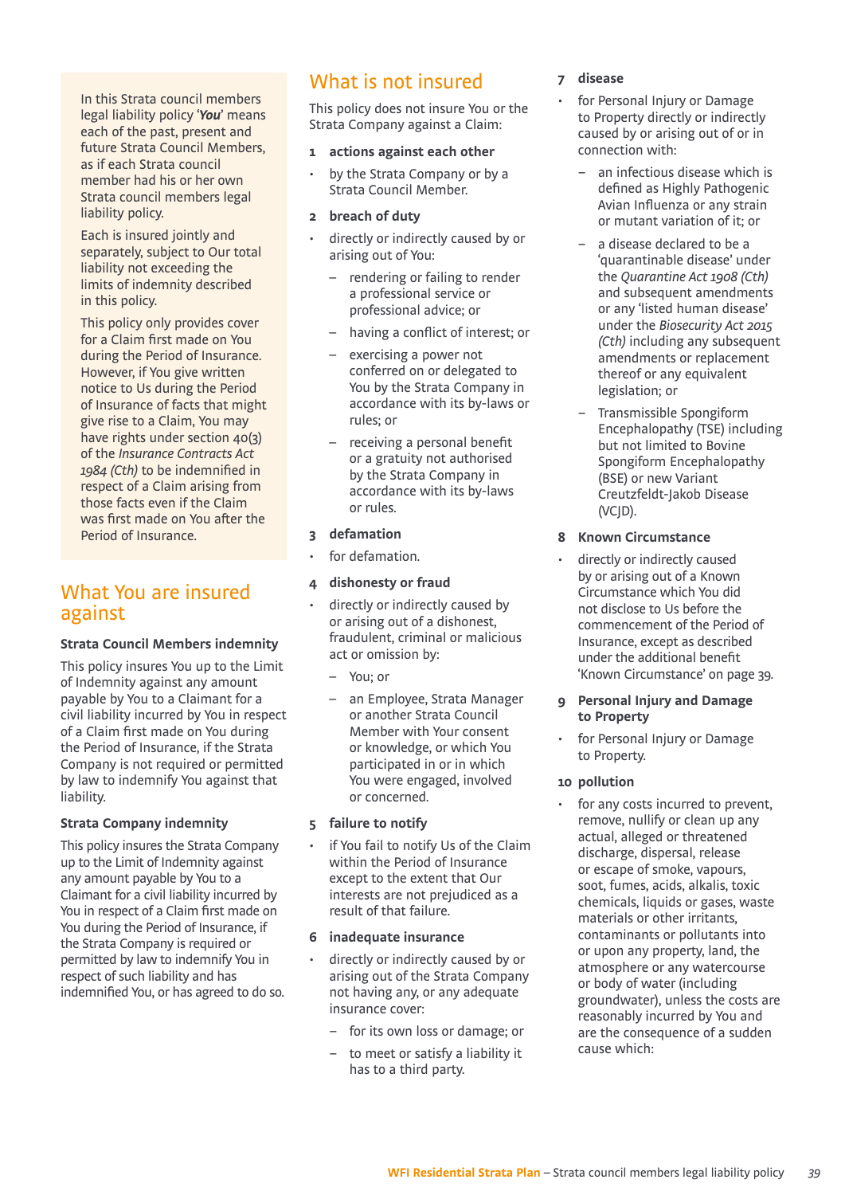In this Strata council members legal liability policy '*You*' means each of the past, present and future Strata Council Members, as if each Strata council member had his or her own Strata council members legal liability policy.

Each is insured jointly and separately, subject to Our total liability not exceeding the limits of indemnity described in this policy.

This policy only provides cover for a Claim first made on You during the Period of Insurance. However, if You give written notice to Us during the Period of Insurance of facts that might give rise to a Claim, You may have rights under section 40(3) of the *Insurance Contracts Act 1984 (Cth)* to be indemnified in respect of a Claim arising from those facts even if the Claim was first made on You after the Period of Insurance.

## What You are insured against

### Strata Council Members indemnity

This policy insures You up to the Limit of Indemnity against any amount payable by You to a Claimant for a civil liability incurred by You in respect of a Claim first made on You during the Period of Insurance, if the Strata Company is not required or permitted by law to indemnify You against that liability.

### Strata Company indemnity

This policy insures the Strata Company up to the Limit of Indemnity against any amount payable by You to a Claimant for a civil liability incurred by You in respect of a Claim first made on You during the Period of Insurance, if the Strata Company is required or permitted by law to indemnify You in respect of such liability and has indemnified You, or has agreed to do so.

## What is not insured

This policy does not insure You or the Strata Company against a Claim:

### 1 actions against each other

- by the Strata Company or by a Strata Council Member.

### 2 breach of duty

- directly or indirectly caused by or arising out of You:
  - rendering or failing to render a professional service or professional advice; or
  - having a conflict of interest; or
  - exercising a power not conferred on or delegated to You by the Strata Company in accordance with by-laws or rules; or
  - receiving a personal benefit or a gratuity not authorised by the Strata Company in accordance with by-laws or rules.

### 3 defamation

- for defamation.

### 4 dishonesty or fraud

- directly or indirectly caused by or arising out of a dishonest, fraudulent, criminal or malicious act or omission by:
  - You; or
  - an Employee, Strata Manager or another Strata Council Member with Your consent or knowledge, or which You participated in or in which You were engaged, involved or concerned.

### 5 failure to notify

- if You fail to notify Us of the Claim within the Period of Insurance except to the extent that Our interests are not prejudiced as a result of that failure.

### 6 inadequate insurance

- directly or indirectly caused by or arising out of the Strata Company not having any, or any adequate insurance cover:
  - for its own loss or damage; or
  - to meet or satisfy a liability it has to a third party.

### 7 disease

- for Personal Injury or Damage to Property directly or indirectly caused by or arising out of or in connection with:
  - an infectious disease which is defined as Highly Pathogenic Avian Influenza or any strain or mutant variation of it; or
  - a disease declared to be a 'quarantinable disease' under the *Quarantine Act 1908 (Cth)* and subsequent amendments or any 'listed human disease' under the *Biosecurity Act 2015 (Cth)* including any subsequent amendments or replacement thereof or any equivalent legislation; or
  - Transmissible Spongiform Encephalopathy (TSE) including but not limited to Bovine Spongiform Encephalopathy (BSE) or new Variant Creutzfeldt-Jakob Disease (VCJD).

### 8 Known Circumstance

- directly or indirectly caused by or arising out of a Known Circumstance which You did not disclose to Us before the commencement of the Period of Insurance, except as described under the additional benefit 'Known Circumstance' on page 39.

### 9 Personal Injury and Damage to Property

- for Personal Injury or Damage to Property.

### 10 pollution

- for any costs incurred to prevent, remove, nullify or clean up any actual, alleged or threatened discharge, dispersal, release or escape of smoke, vapours, soot, fumes, acids, alkalis, toxic chemicals, liquids or gases, waste materials or other irritants, contaminants or pollutants into or upon any property, land, the atmosphere or any watercourse or body of water (including groundwater), unless the costs are reasonably incurred by You and are the consequence of a sudden cause which: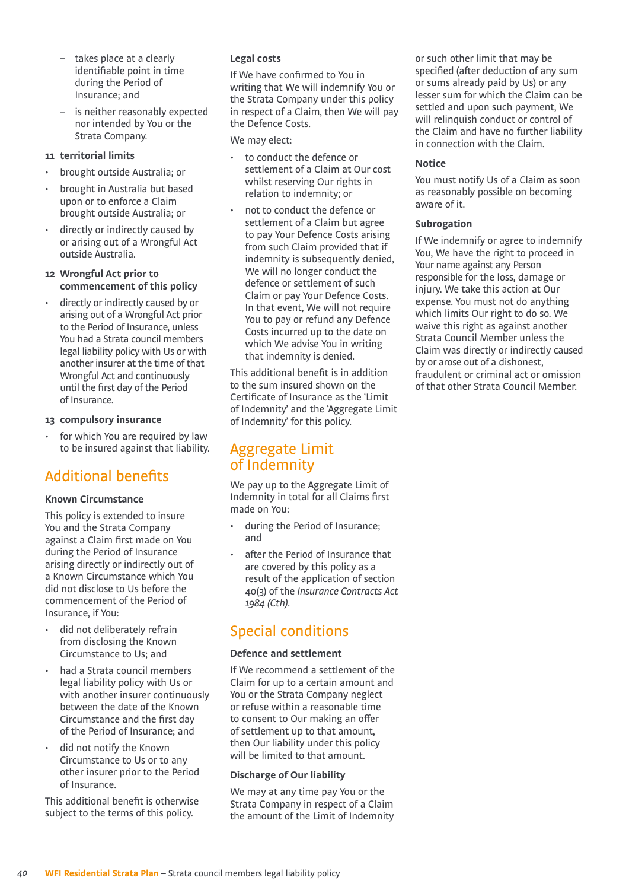- takes place at a clearly identifiable point in time during the Period of Insurance; and
  - is neither reasonably expected nor intended by You or the Strata Company.

**11 territorial limits**

- brought outside Australia; or
- brought in Australia but based upon or to enforce a Claim brought outside Australia; or
- directly or indirectly caused by or arising out of a Wrongful Act outside Australia.

**12 Wrongful Act prior to commencement of this policy**

- directly or indirectly caused by or arising out of a Wrongful Act prior to the Period of Insurance, unless You had a Strata council members legal liability policy with Us or with another insurer at the time of that Wrongful Act and continuously until the first day of the Period of Insurance.

**13 compulsory insurance**

- for which You are required by law to be insured against that liability.

## Additional benefits

### Known Circumstance

This policy is extended to insure You and the Strata Company against a Claim first made on You during the Period of Insurance arising directly or indirectly out of a Known Circumstance which You did not disclose to Us before the commencement of the Period of Insurance, if You:

- did not deliberately refrain from disclosing the Known Circumstance to Us; and
- had a Strata council members legal liability policy with Us or with another insurer continuously between the date of the Known Circumstance and the first day of the Period of Insurance; and
- did not notify the Known Circumstance to Us or to any other insurer prior to the Period of Insurance.

This additional benefit is otherwise subject to the terms of this policy.

### Legal costs

If We have confirmed to You in writing that We will indemnify You or the Strata Company under this policy in respect of a Claim, then We will pay the Defence Costs.

We may elect:

- to conduct the defence or settlement of a Claim at Our cost whilst reserving Our rights in relation to indemnity; or
- not to conduct the defence or settlement of a Claim but agree to pay Your Defence Costs arising from such Claim provided that if indemnity is subsequently denied, We will no longer conduct the defence or settlement of such Claim or pay Your Defence Costs. In that event, We will not require You to pay or refund any Defence Costs incurred up to the date on which We advise You in writing that indemnity is denied.

This additional benefit is in addition to the sum insured shown on the Certificate of Insurance as the 'Limit of Indemnity' and the 'Aggregate Limit of Indemnity' for this policy.

## Aggregate Limit of Indemnity

We pay up to the Aggregate Limit of Indemnity in total for all Claims first made on You:

- during the Period of Insurance; and
- after the Period of Insurance that are covered by this policy as a result of the application of section 40(3) of the *Insurance Contracts Act 1984 (Cth)*.

## Special conditions

### Defence and settlement

If We recommend a settlement of the Claim for up to a certain amount and You or the Strata Company neglect or refuse within a reasonable time to consent to Our making an offer of settlement up to that amount, then Our liability under this policy will be limited to that amount.

### Discharge of Our liability

We may at any time pay You or the Strata Company in respect of a Claim the amount of the Limit of Indemnity or such other limit that may be specified (after deduction of any sum or sums already paid by Us) or any lesser sum for which the Claim can be settled and upon such payment, We will relinquish conduct or control of the Claim and have no further liability in connection with the Claim.

### Notice

You must notify Us of a Claim as soon as reasonably possible on becoming aware of it.

### Subrogation

If We indemnify or agree to indemnify You, We have the right to proceed in Your name against any Person responsible for the loss, damage or injury. We take this action at Our expense. You must not do anything which limits Our right to do so. We waive this right as against another Strata Council Member unless the Claim was directly or indirectly caused by or arose out of a dishonest, fraudulent or criminal act or omission of that other Strata Council Member.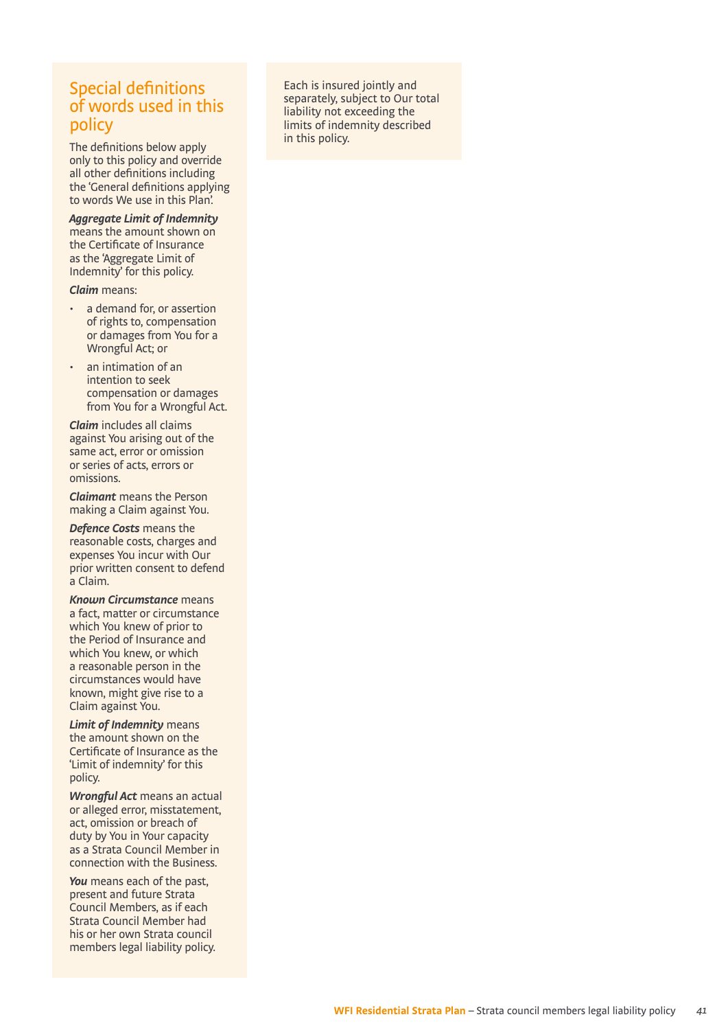## Special definitions of words used in this policy

The definitions below apply only to this policy and override all other definitions including the 'General definitions applying to words We use in this Plan'.

***Aggregate Limit of Indemnity*** means the amount shown on the Certificate of Insurance as the 'Aggregate Limit of Indemnity' for this policy.

***Claim*** means:

- a demand for, or assertion of rights to, compensation or damages from You for a Wrongful Act; or
- an intimation of an intention to seek compensation or damages from You for a Wrongful Act.

***Claim*** includes all claims against You arising out of the same act, error or omission or series of acts, errors or omissions.

***Claimant*** means the Person making a Claim against You.

***Defence Costs*** means the reasonable costs, charges and expenses You incur with Our prior written consent to defend a Claim.

***Known Circumstance*** means a fact, matter or circumstance which You knew of prior to the Period of Insurance and which You knew, or which a reasonable person in the circumstances would have known, might give rise to a Claim against You.

***Limit of Indemnity*** means the amount shown on the Certificate of Insurance as the 'Limit of indemnity' for this policy.

***Wrongful Act*** means an actual or alleged error, misstatement, act, omission or breach of duty by You in Your capacity as a Strata Council Member in connection with the Business.

***You*** means each of the past, present and future Strata Council Members, as if each Strata Council Member had his or her own Strata council members legal liability policy.

Each is insured jointly and separately, subject to Our total liability not exceeding the limits of indemnity described in this policy.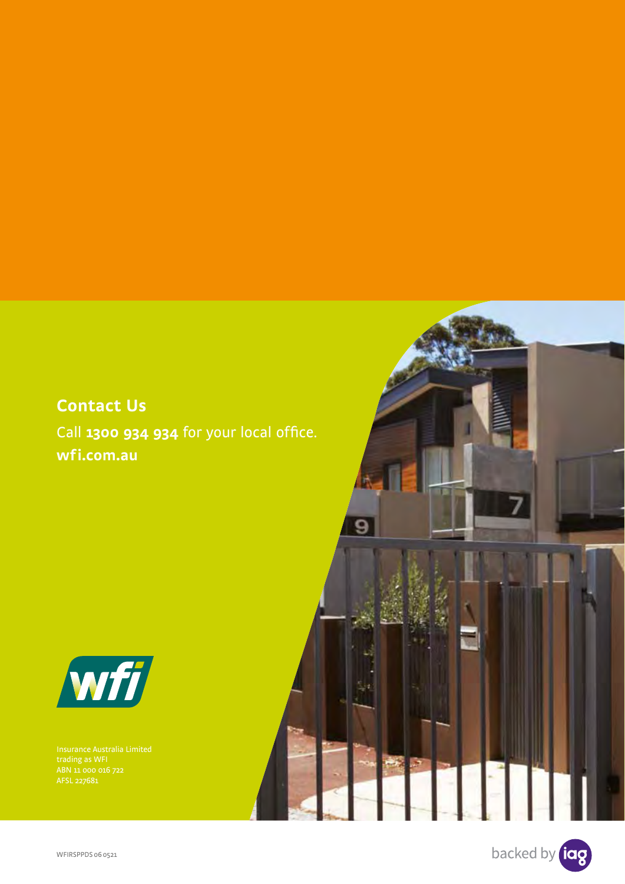## Contact Us

Call **1300 934 934** for your local office.

**wfi.com.au**

Insurance Australia Limited
trading as WFI
ABN 11 000 016 722
AFSL 227681

WFIRSPPDS 06 0521

backed by iag